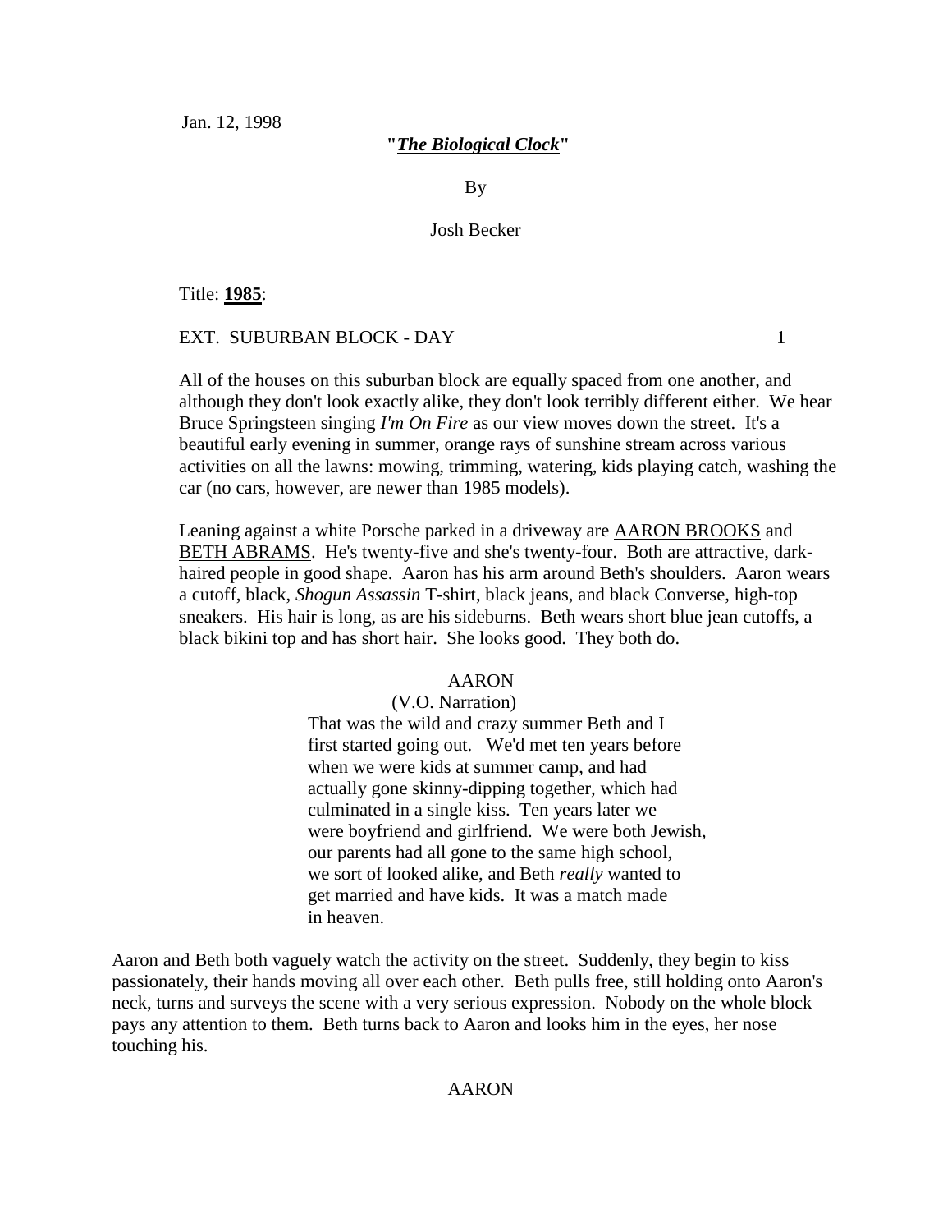Jan. 12, 1998

**"*The Biological Clock*"**

By

Josh Becker

Title: **1985**:

EXT. SUBURBAN BLOCK - DAY 1

All of the houses on this suburban block are equally spaced from one another, and although they don't look exactly alike, they don't look terribly different either. We hear Bruce Springsteen singing *I'm On Fire* as our view moves down the street. It's a beautiful early evening in summer, orange rays of sunshine stream across various activities on all the lawns: mowing, trimming, watering, kids playing catch, washing the car (no cars, however, are newer than 1985 models).

Leaning against a white Porsche parked in a driveway are AARON BROOKS and BETH ABRAMS. He's twenty-five and she's twenty-four. Both are attractive, dark-haired people in good shape. Aaron has his arm around Beth's shoulders. Aaron wears a cutoff, black, *Shogun Assassin* T-shirt, black jeans, and black Converse, high-top sneakers. His hair is long, as are his sideburns. Beth wears short blue jean cutoffs, a black bikini top and has short hair. She looks good. They both do.

AARON

(V.O. Narration)

That was the wild and crazy summer Beth and I first started going out. We'd met ten years before when we were kids at summer camp, and had actually gone skinny-dipping together, which had culminated in a single kiss. Ten years later we were boyfriend and girlfriend. We were both Jewish, our parents had all gone to the same high school, we sort of looked alike, and Beth *really* wanted to get married and have kids. It was a match made in heaven.

Aaron and Beth both vaguely watch the activity on the street. Suddenly, they begin to kiss passionately, their hands moving all over each other. Beth pulls free, still holding onto Aaron's neck, turns and surveys the scene with a very serious expression. Nobody on the whole block pays any attention to them. Beth turns back to Aaron and looks him in the eyes, her nose touching his.

AARON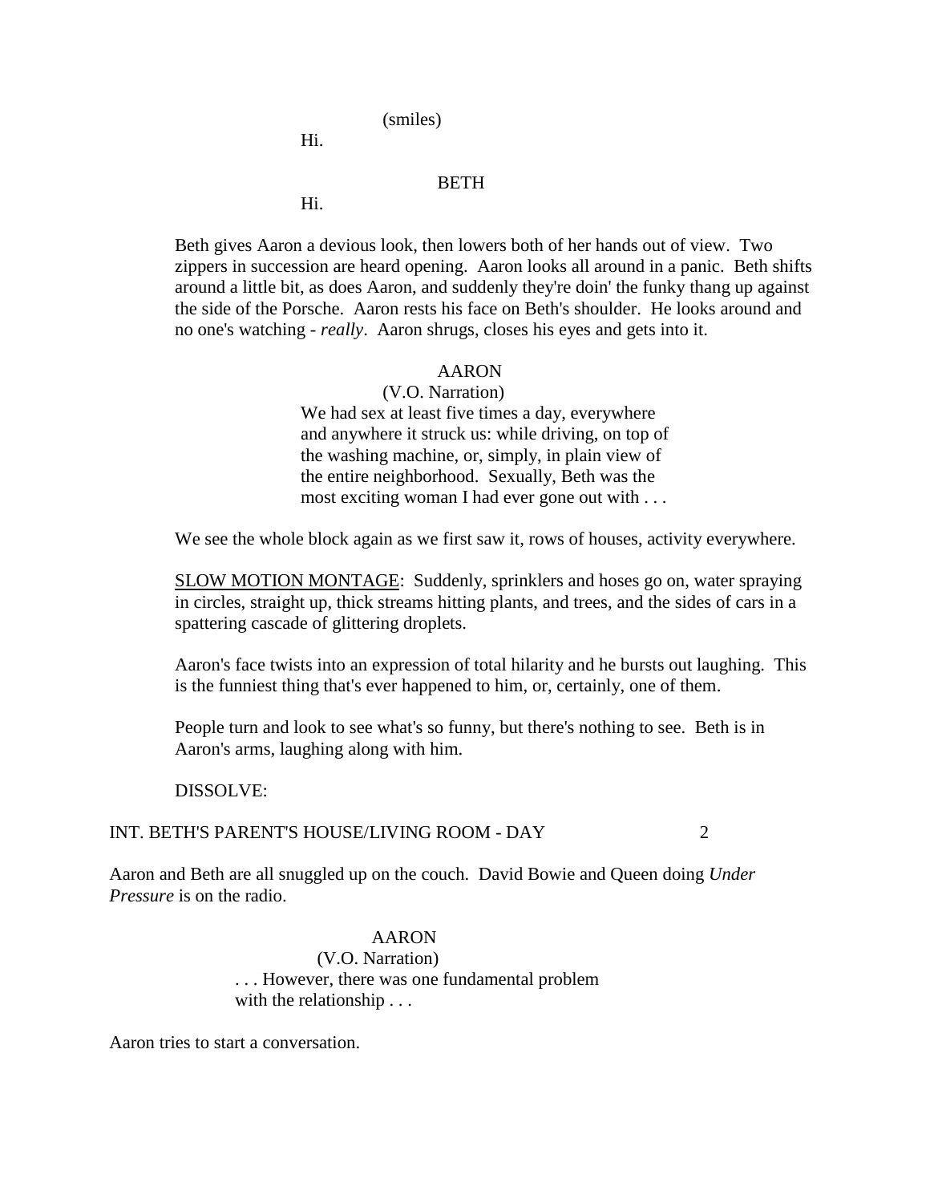(smiles)

Hi.

BETH

Hi.

Beth gives Aaron a devious look, then lowers both of her hands out of view. Two zippers in succession are heard opening. Aaron looks all around in a panic. Beth shifts around a little bit, as does Aaron, and suddenly they're doin' the funky thang up against the side of the Porsche. Aaron rests his face on Beth's shoulder. He looks around and no one's watching - *really*. Aaron shrugs, closes his eyes and gets into it.

AARON

(V.O. Narration)

We had sex at least five times a day, everywhere and anywhere it struck us: while driving, on top of the washing machine, or, simply, in plain view of the entire neighborhood. Sexually, Beth was the most exciting woman I had ever gone out with . . .

We see the whole block again as we first saw it, rows of houses, activity everywhere.

<u>SLOW MOTION MONTAGE</u>: Suddenly, sprinklers and hoses go on, water spraying in circles, straight up, thick streams hitting plants, and trees, and the sides of cars in a spattering cascade of glittering droplets.

Aaron's face twists into an expression of total hilarity and he bursts out laughing. This is the funniest thing that's ever happened to him, or, certainly, one of them.

People turn and look to see what's so funny, but there's nothing to see. Beth is in Aaron's arms, laughing along with him.

DISSOLVE:

INT. BETH'S PARENT'S HOUSE/LIVING ROOM - DAY 2

Aaron and Beth are all snuggled up on the couch. David Bowie and Queen doing *Under Pressure* is on the radio.

AARON

(V.O. Narration)

. . . However, there was one fundamental problem with the relationship . . .

Aaron tries to start a conversation.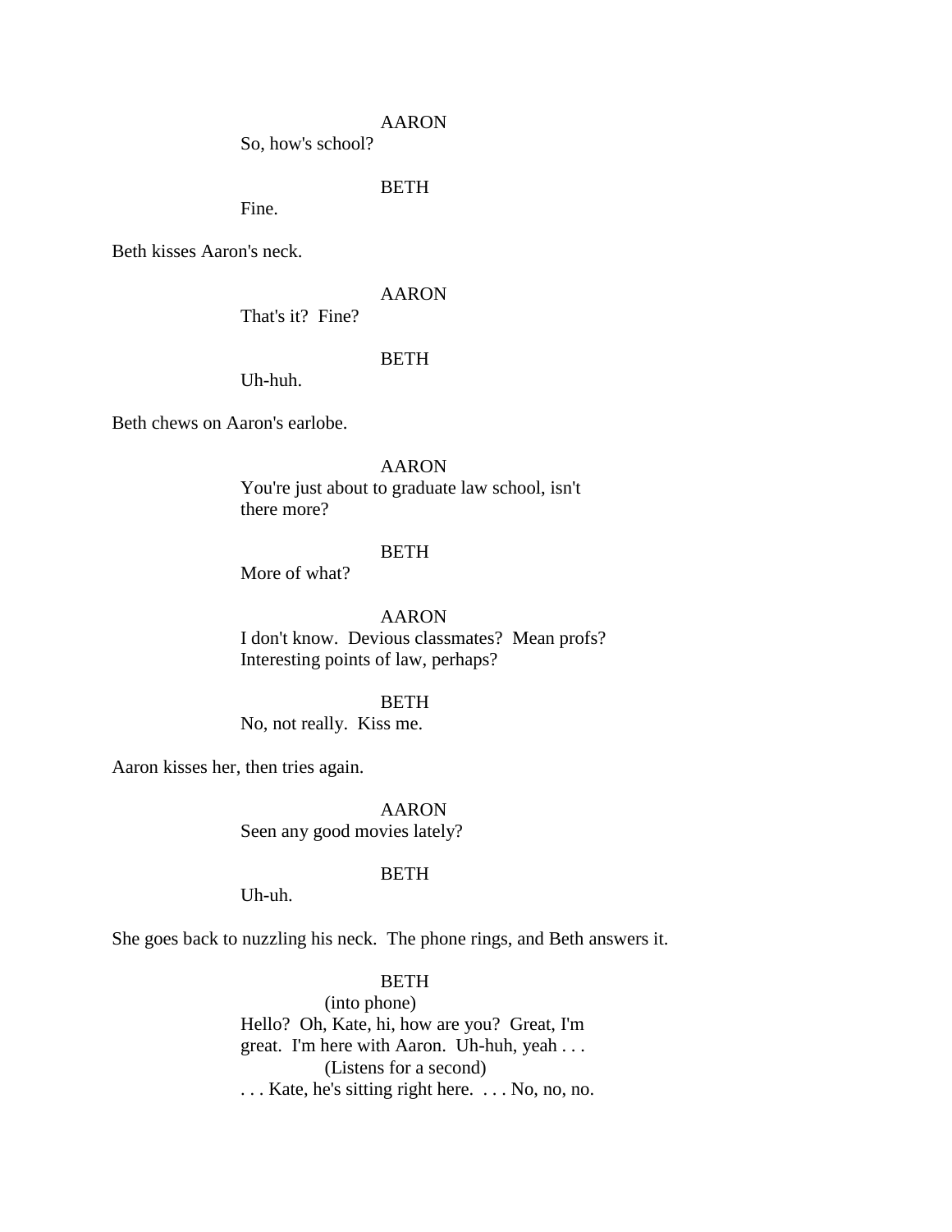AARON

So, how's school?

BETH

Fine.

Beth kisses Aaron's neck.

AARON

That's it?  Fine?

BETH

Uh-huh.

Beth chews on Aaron's earlobe.

AARON

You're just about to graduate law school, isn't there more?

BETH

More of what?

AARON

I don't know.  Devious classmates?  Mean profs?  Interesting points of law, perhaps?

BETH

No, not really.  Kiss me.

Aaron kisses her, then tries again.

AARON

Seen any good movies lately?

BETH

Uh-uh.

She goes back to nuzzling his neck.  The phone rings, and Beth answers it.

BETH

(into phone)

Hello?  Oh, Kate, hi, how are you?  Great, I'm great.  I'm here with Aaron.  Uh-huh, yeah . . .

(Listens for a second)

. . . Kate, he's sitting right here.  . . . No, no, no.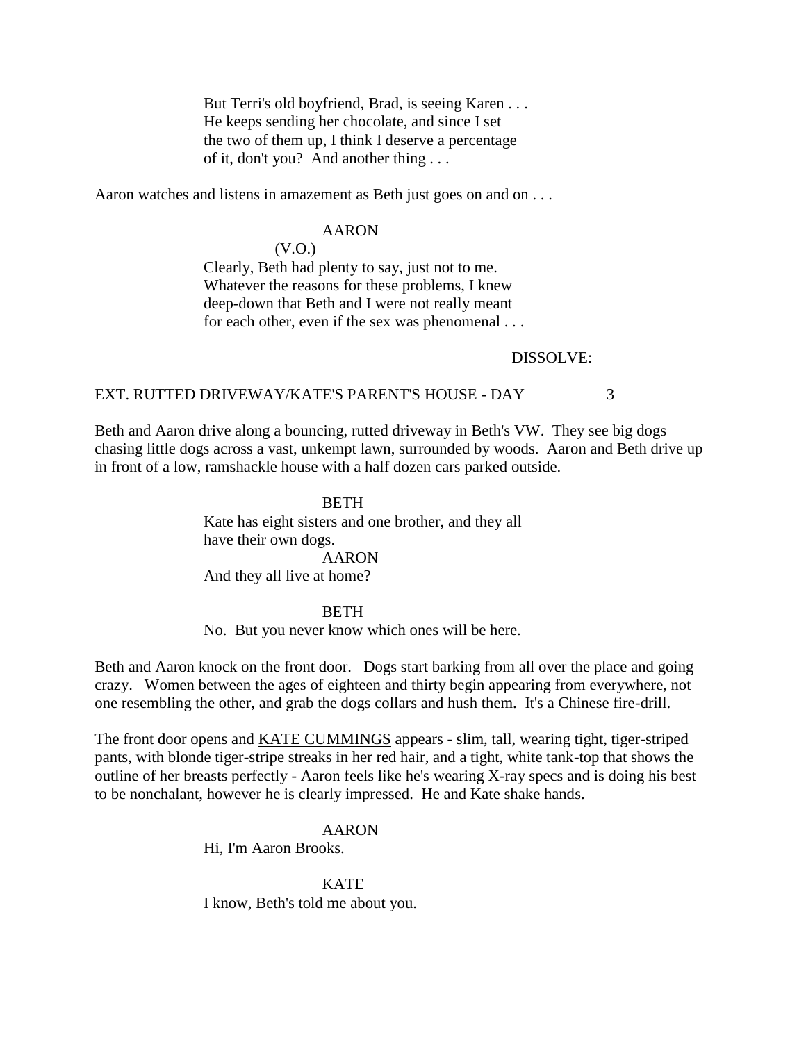But Terri's old boyfriend, Brad, is seeing Karen . . .
He keeps sending her chocolate, and since I set
the two of them up, I think I deserve a percentage
of it, don't you? And another thing . . .

Aaron watches and listens in amazement as Beth just goes on and on . . .

AARON
(V.O.)
Clearly, Beth had plenty to say, just not to me.
Whatever the reasons for these problems, I knew
deep-down that Beth and I were not really meant
for each other, even if the sex was phenomenal . . .

DISSOLVE:

EXT. RUTTED DRIVEWAY/KATE'S PARENT'S HOUSE - DAY 3

Beth and Aaron drive along a bouncing, rutted driveway in Beth's VW. They see big dogs chasing little dogs across a vast, unkempt lawn, surrounded by woods. Aaron and Beth drive up in front of a low, ramshackle house with a half dozen cars parked outside.

BETH
Kate has eight sisters and one brother, and they all
have their own dogs.

AARON
And they all live at home?

BETH
No. But you never know which ones will be here.

Beth and Aaron knock on the front door. Dogs start barking from all over the place and going crazy. Women between the ages of eighteen and thirty begin appearing from everywhere, not one resembling the other, and grab the dogs collars and hush them. It's a Chinese fire-drill.

The front door opens and <u>KATE CUMMINGS</u> appears - slim, tall, wearing tight, tiger-striped pants, with blonde tiger-stripe streaks in her red hair, and a tight, white tank-top that shows the outline of her breasts perfectly - Aaron feels like he's wearing X-ray specs and is doing his best to be nonchalant, however he is clearly impressed. He and Kate shake hands.

AARON
Hi, I'm Aaron Brooks.

KATE
I know, Beth's told me about you.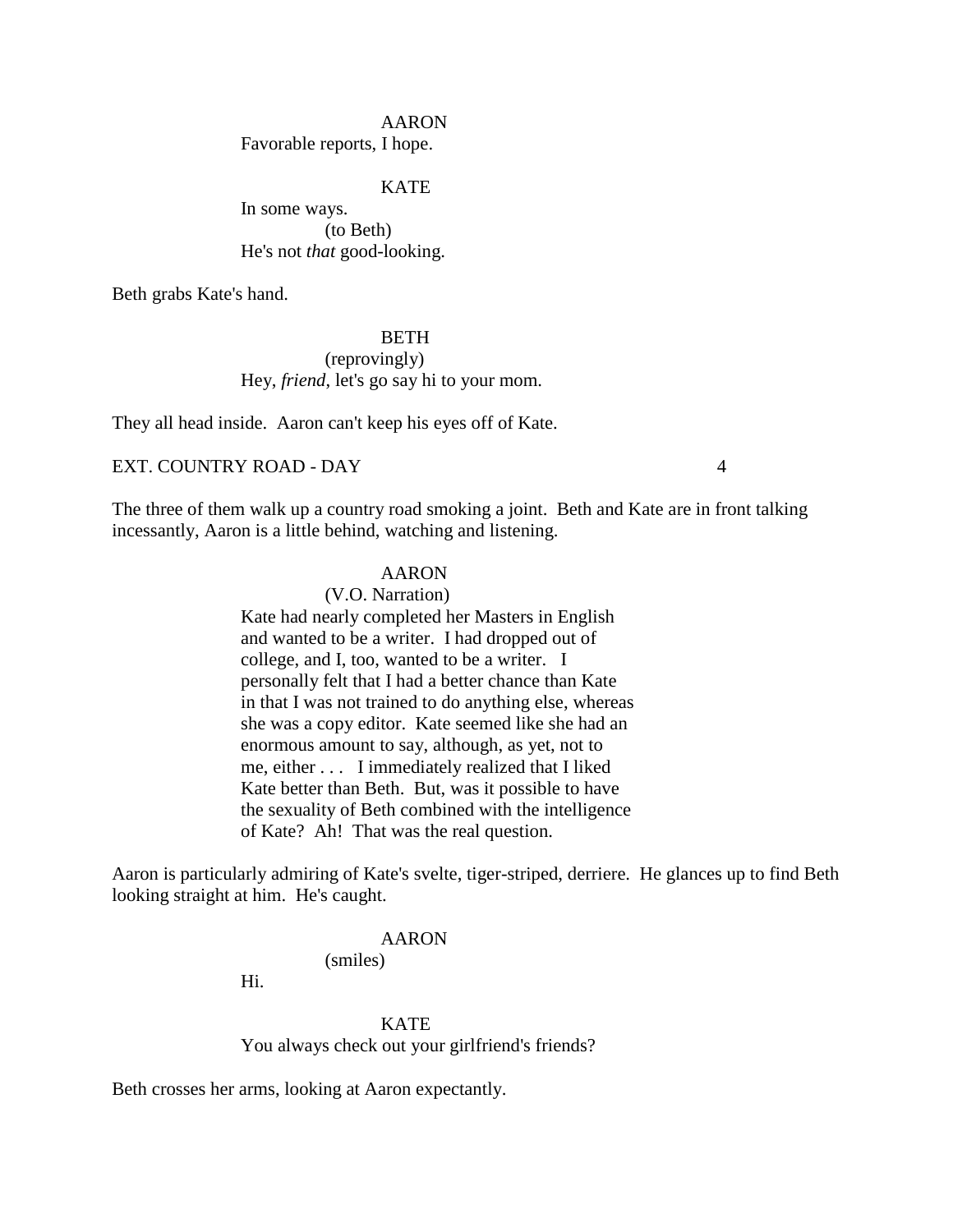AARON
Favorable reports, I hope.

KATE
In some ways.
(to Beth)
He's not *that* good-looking.

Beth grabs Kate's hand.

BETH
(reprovingly)
Hey, *friend*, let's go say hi to your mom.

They all head inside. Aaron can't keep his eyes off of Kate.

EXT. COUNTRY ROAD - DAY 4

The three of them walk up a country road smoking a joint. Beth and Kate are in front talking incessantly, Aaron is a little behind, watching and listening.

AARON
(V.O. Narration)
Kate had nearly completed her Masters in English and wanted to be a writer. I had dropped out of college, and I, too, wanted to be a writer. I personally felt that I had a better chance than Kate in that I was not trained to do anything else, whereas she was a copy editor. Kate seemed like she had an enormous amount to say, although, as yet, not to me, either . . . I immediately realized that I liked Kate better than Beth. But, was it possible to have the sexuality of Beth combined with the intelligence of Kate? Ah! That was the real question.

Aaron is particularly admiring of Kate's svelte, tiger-striped, derriere. He glances up to find Beth looking straight at him. He's caught.

AARON
(smiles)
Hi.

KATE
You always check out your girlfriend's friends?

Beth crosses her arms, looking at Aaron expectantly.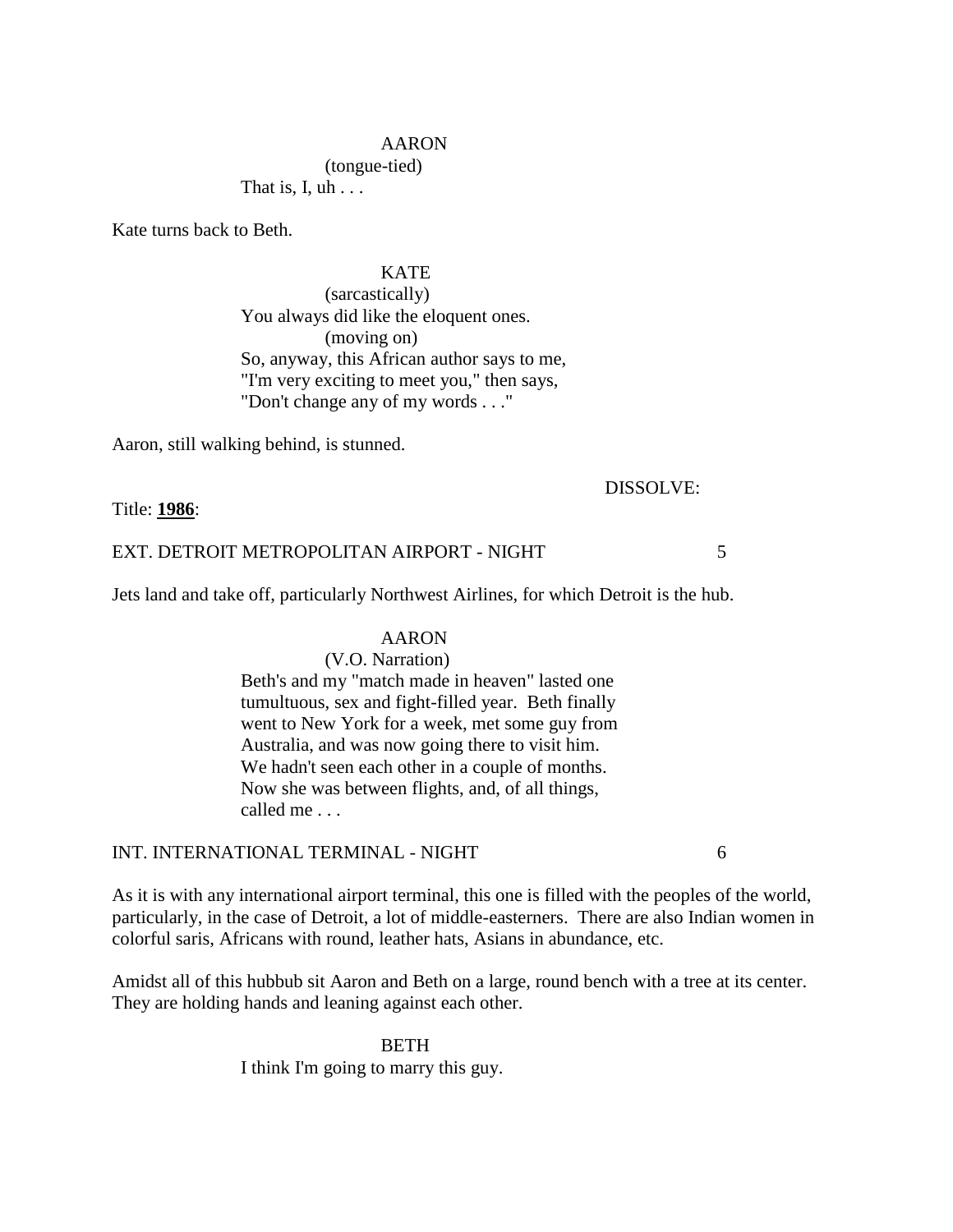AARON
(tongue-tied)
That is, I, uh . . .

Kate turns back to Beth.

KATE
(sarcastically)
You always did like the eloquent ones.
(moving on)
So, anyway, this African author says to me, "I'm very exciting to meet you," then says, "Don't change any of my words . . ."

Aaron, still walking behind, is stunned.

DISSOLVE:

Title: **<u>1986</u>**:

EXT. DETROIT METROPOLITAN AIRPORT - NIGHT 5

Jets land and take off, particularly Northwest Airlines, for which Detroit is the hub.

AARON
(V.O. Narration)
Beth's and my "match made in heaven" lasted one tumultuous, sex and fight-filled year. Beth finally went to New York for a week, met some guy from Australia, and was now going there to visit him. We hadn't seen each other in a couple of months. Now she was between flights, and, of all things, called me . . .

INT. INTERNATIONAL TERMINAL - NIGHT 6

As it is with any international airport terminal, this one is filled with the peoples of the world, particularly, in the case of Detroit, a lot of middle-easterners. There are also Indian women in colorful saris, Africans with round, leather hats, Asians in abundance, etc.

Amidst all of this hubbub sit Aaron and Beth on a large, round bench with a tree at its center. They are holding hands and leaning against each other.

BETH
I think I'm going to marry this guy.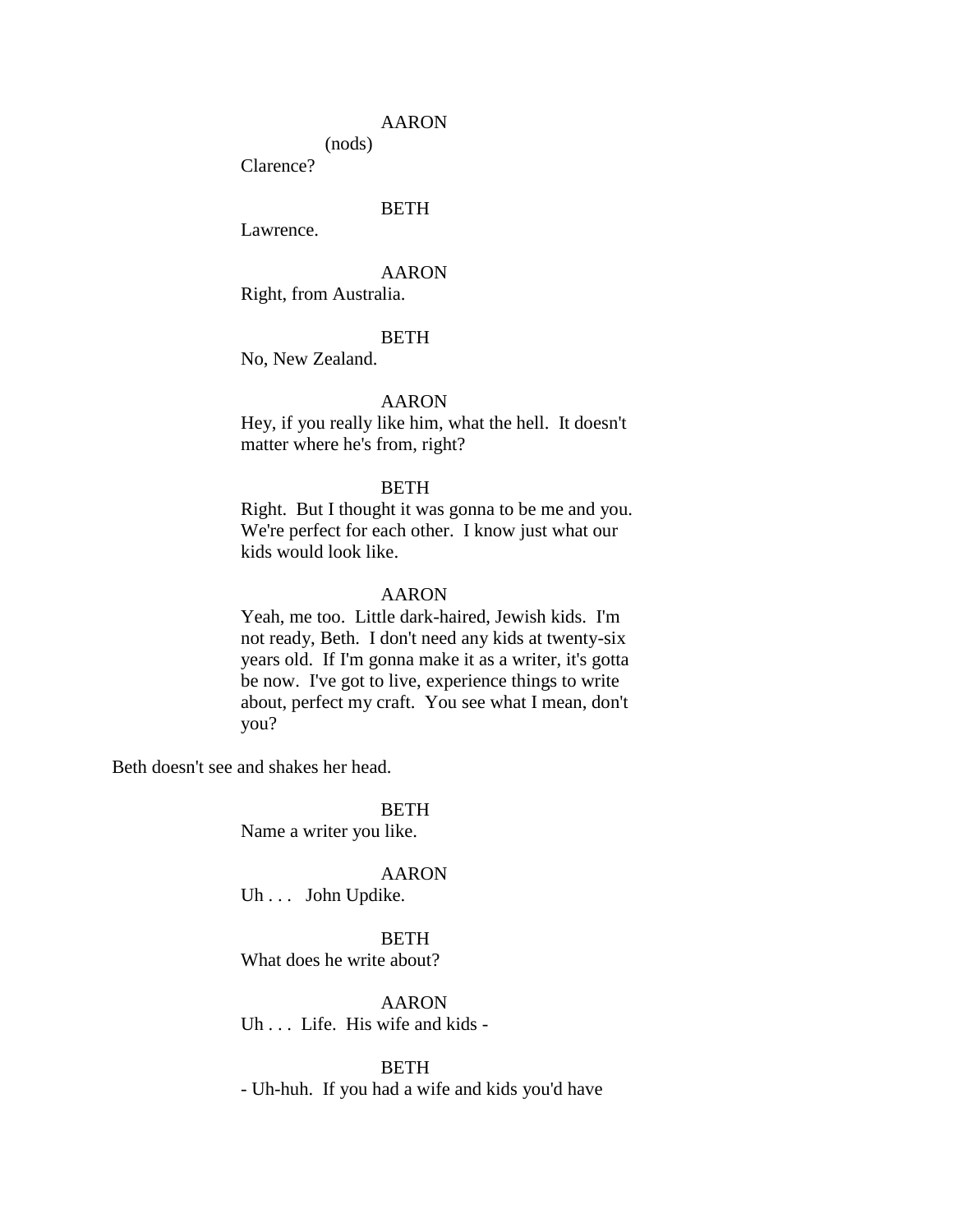AARON

(nods)

Clarence?

BETH

Lawrence.

AARON

Right, from Australia.

BETH

No, New Zealand.

AARON

Hey, if you really like him, what the hell. It doesn't matter where he's from, right?

BETH

Right. But I thought it was gonna to be me and you. We're perfect for each other. I know just what our kids would look like.

AARON

Yeah, me too. Little dark-haired, Jewish kids. I'm not ready, Beth. I don't need any kids at twenty-six years old. If I'm gonna make it as a writer, it's gotta be now. I've got to live, experience things to write about, perfect my craft. You see what I mean, don't you?

Beth doesn't see and shakes her head.

BETH

Name a writer you like.

AARON

Uh . . . John Updike.

BETH

What does he write about?

AARON

Uh . . . Life. His wife and kids -

BETH

- Uh-huh. If you had a wife and kids you'd have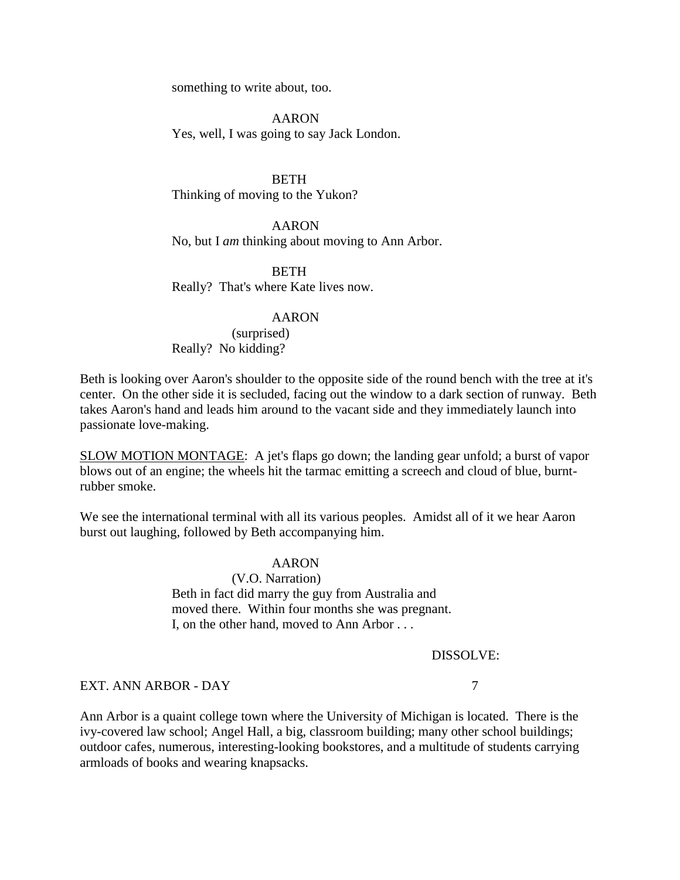something to write about, too.

AARON
Yes, well, I was going to say Jack London.

BETH
Thinking of moving to the Yukon?

AARON
No, but I *am* thinking about moving to Ann Arbor.

BETH
Really? That's where Kate lives now.

AARON
(surprised)
Really? No kidding?

Beth is looking over Aaron's shoulder to the opposite side of the round bench with the tree at it's center. On the other side it is secluded, facing out the window to a dark section of runway. Beth takes Aaron's hand and leads him around to the vacant side and they immediately launch into passionate love-making.

SLOW MOTION MONTAGE: A jet's flaps go down; the landing gear unfold; a burst of vapor blows out of an engine; the wheels hit the tarmac emitting a screech and cloud of blue, burnt-rubber smoke.

We see the international terminal with all its various peoples. Amidst all of it we hear Aaron burst out laughing, followed by Beth accompanying him.

AARON
(V.O. Narration)
Beth in fact did marry the guy from Australia and moved there. Within four months she was pregnant. I, on the other hand, moved to Ann Arbor . . .

DISSOLVE:

EXT. ANN ARBOR - DAY 7

Ann Arbor is a quaint college town where the University of Michigan is located. There is the ivy-covered law school; Angel Hall, a big, classroom building; many other school buildings; outdoor cafes, numerous, interesting-looking bookstores, and a multitude of students carrying armloads of books and wearing knapsacks.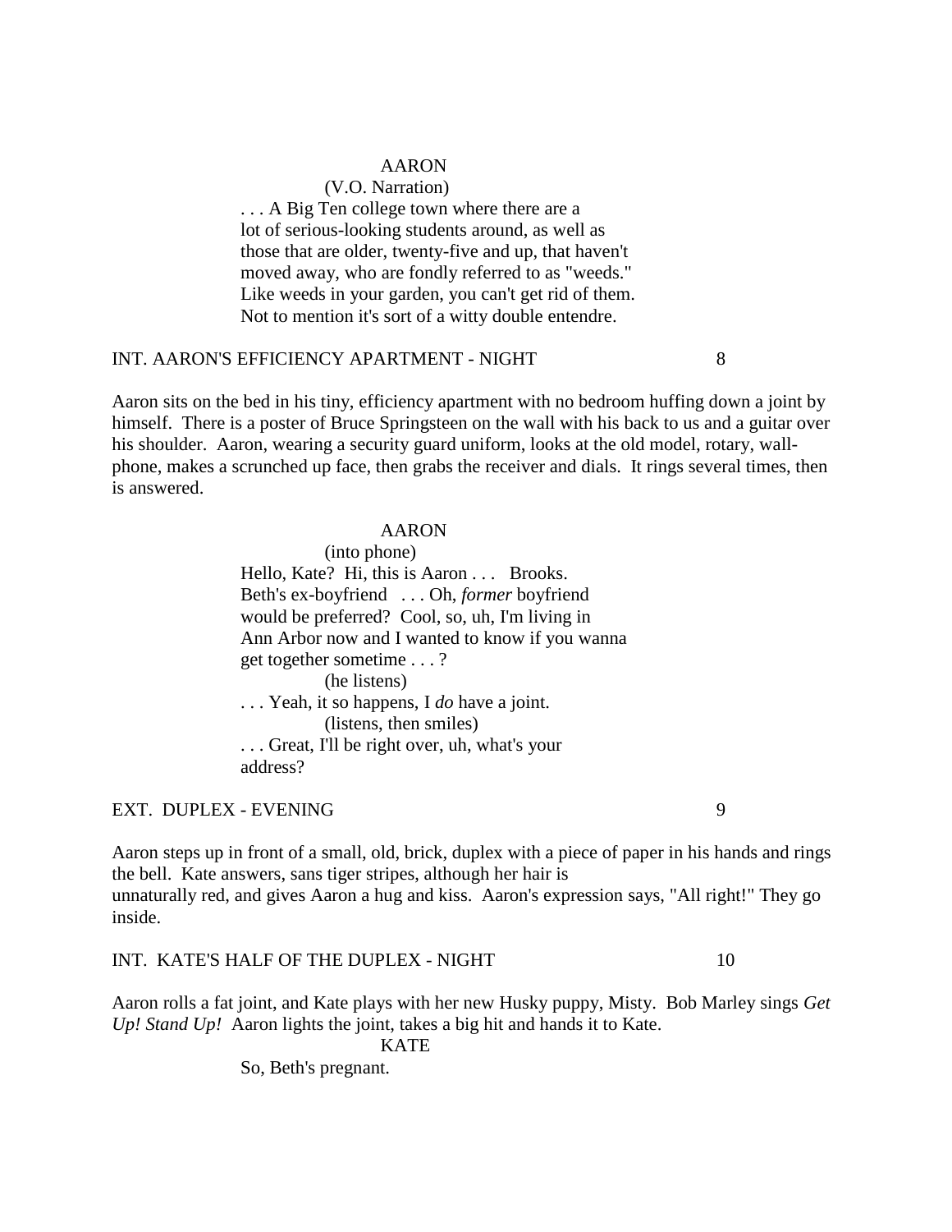AARON

(V.O. Narration)

. . . A Big Ten college town where there are a lot of serious-looking students around, as well as those that are older, twenty-five and up, that haven't moved away, who are fondly referred to as "weeds." Like weeds in your garden, you can't get rid of them. Not to mention it's sort of a witty double entendre.

INT. AARON'S EFFICIENCY APARTMENT - NIGHT 8

Aaron sits on the bed in his tiny, efficiency apartment with no bedroom huffing down a joint by himself. There is a poster of Bruce Springsteen on the wall with his back to us and a guitar over his shoulder. Aaron, wearing a security guard uniform, looks at the old model, rotary, wall-phone, makes a scrunched up face, then grabs the receiver and dials. It rings several times, then is answered.

AARON

(into phone)

Hello, Kate? Hi, this is Aaron . . . Brooks. Beth's ex-boyfriend . . . Oh, *former* boyfriend would be preferred? Cool, so, uh, I'm living in Ann Arbor now and I wanted to know if you wanna get together sometime . . . ?

(he listens)

. . . Yeah, it so happens, I *do* have a joint.

(listens, then smiles)

. . . Great, I'll be right over, uh, what's your address?

EXT. DUPLEX - EVENING 9

Aaron steps up in front of a small, old, brick, duplex with a piece of paper in his hands and rings the bell. Kate answers, sans tiger stripes, although her hair is unnaturally red, and gives Aaron a hug and kiss. Aaron's expression says, "All right!" They go inside.

INT. KATE'S HALF OF THE DUPLEX - NIGHT 10

Aaron rolls a fat joint, and Kate plays with her new Husky puppy, Misty. Bob Marley sings *Get Up! Stand Up!* Aaron lights the joint, takes a big hit and hands it to Kate.

KATE

So, Beth's pregnant.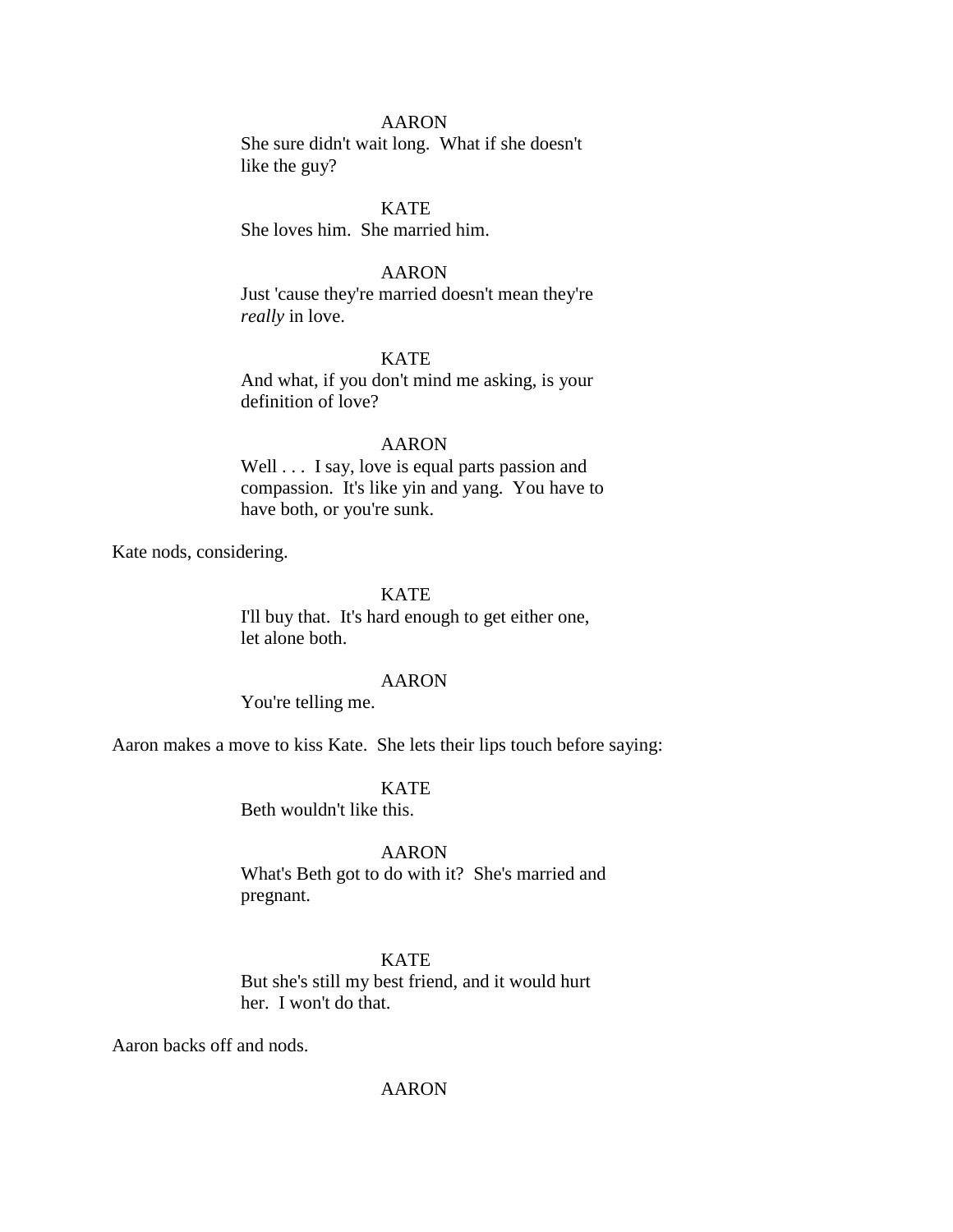AARON

She sure didn't wait long.  What if she doesn't like the guy?

KATE

She loves him.  She married him.

AARON

Just 'cause they're married doesn't mean they're *really* in love.

KATE

And what, if you don't mind me asking, is your definition of love?

AARON

Well . . .  I say, love is equal parts passion and compassion.  It's like yin and yang.  You have to have both, or you're sunk.

Kate nods, considering.

KATE

I'll buy that.  It's hard enough to get either one, let alone both.

AARON

You're telling me.

Aaron makes a move to kiss Kate.  She lets their lips touch before saying:

KATE

Beth wouldn't like this.

AARON

What's Beth got to do with it?  She's married and pregnant.

KATE

But she's still my best friend, and it would hurt her.  I won't do that.

Aaron backs off and nods.

AARON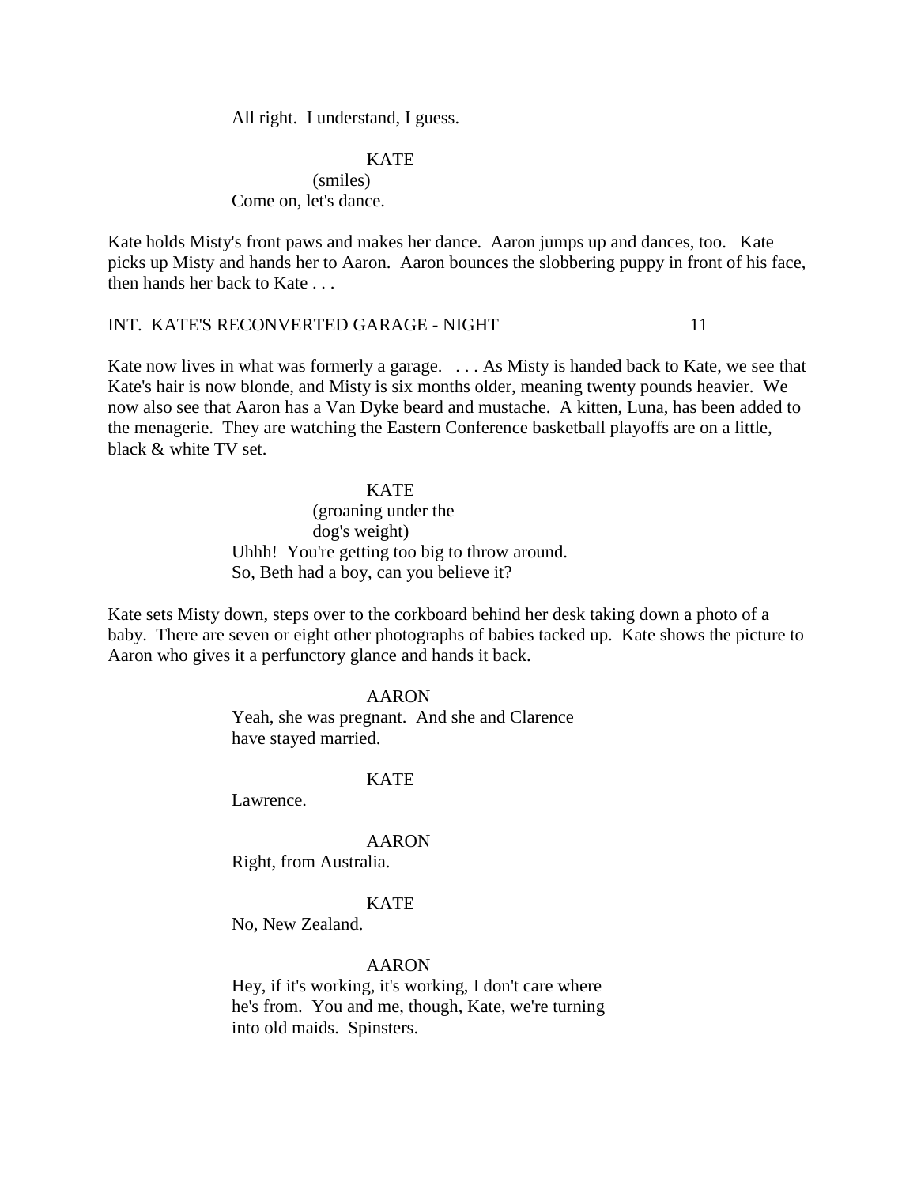All right. I understand, I guess.

KATE
(smiles)
Come on, let's dance.

Kate holds Misty's front paws and makes her dance. Aaron jumps up and dances, too. Kate picks up Misty and hands her to Aaron. Aaron bounces the slobbering puppy in front of his face, then hands her back to Kate . . .

INT. KATE'S RECONVERTED GARAGE - NIGHT 11

Kate now lives in what was formerly a garage. . . . As Misty is handed back to Kate, we see that Kate's hair is now blonde, and Misty is six months older, meaning twenty pounds heavier. We now also see that Aaron has a Van Dyke beard and mustache. A kitten, Luna, has been added to the menagerie. They are watching the Eastern Conference basketball playoffs are on a little, black & white TV set.

KATE
(groaning under the
dog's weight)
Uhhh! You're getting too big to throw around.
So, Beth had a boy, can you believe it?

Kate sets Misty down, steps over to the corkboard behind her desk taking down a photo of a baby. There are seven or eight other photographs of babies tacked up. Kate shows the picture to Aaron who gives it a perfunctory glance and hands it back.

AARON
Yeah, she was pregnant. And she and Clarence
have stayed married.

KATE
Lawrence.

AARON
Right, from Australia.

KATE
No, New Zealand.

AARON
Hey, if it's working, it's working, I don't care where
he's from. You and me, though, Kate, we're turning
into old maids. Spinsters.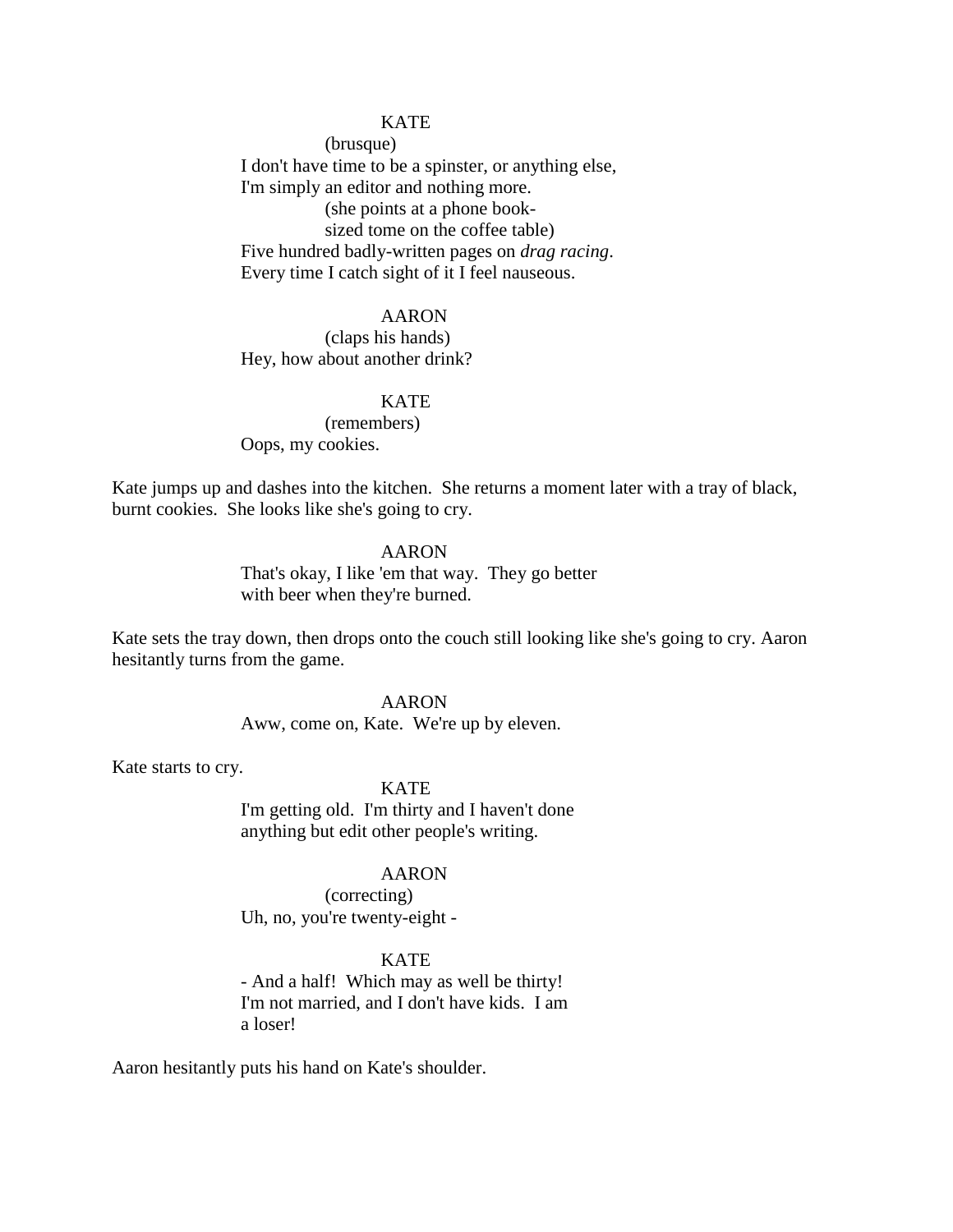KATE

(brusque)

I don't have time to be a spinster, or anything else, I'm simply an editor and nothing more.

(she points at a phone book-sized tome on the coffee table)

Five hundred badly-written pages on *drag racing*. Every time I catch sight of it I feel nauseous.

AARON

(claps his hands)

Hey, how about another drink?

KATE

(remembers)

Oops, my cookies.

Kate jumps up and dashes into the kitchen. She returns a moment later with a tray of black, burnt cookies. She looks like she's going to cry.

AARON

That's okay, I like 'em that way. They go better with beer when they're burned.

Kate sets the tray down, then drops onto the couch still looking like she's going to cry. Aaron hesitantly turns from the game.

AARON

Aww, come on, Kate. We're up by eleven.

Kate starts to cry.

KATE

I'm getting old. I'm thirty and I haven't done anything but edit other people's writing.

AARON

(correcting)

Uh, no, you're twenty-eight -

KATE

- And a half! Which may as well be thirty! I'm not married, and I don't have kids. I am a loser!

Aaron hesitantly puts his hand on Kate's shoulder.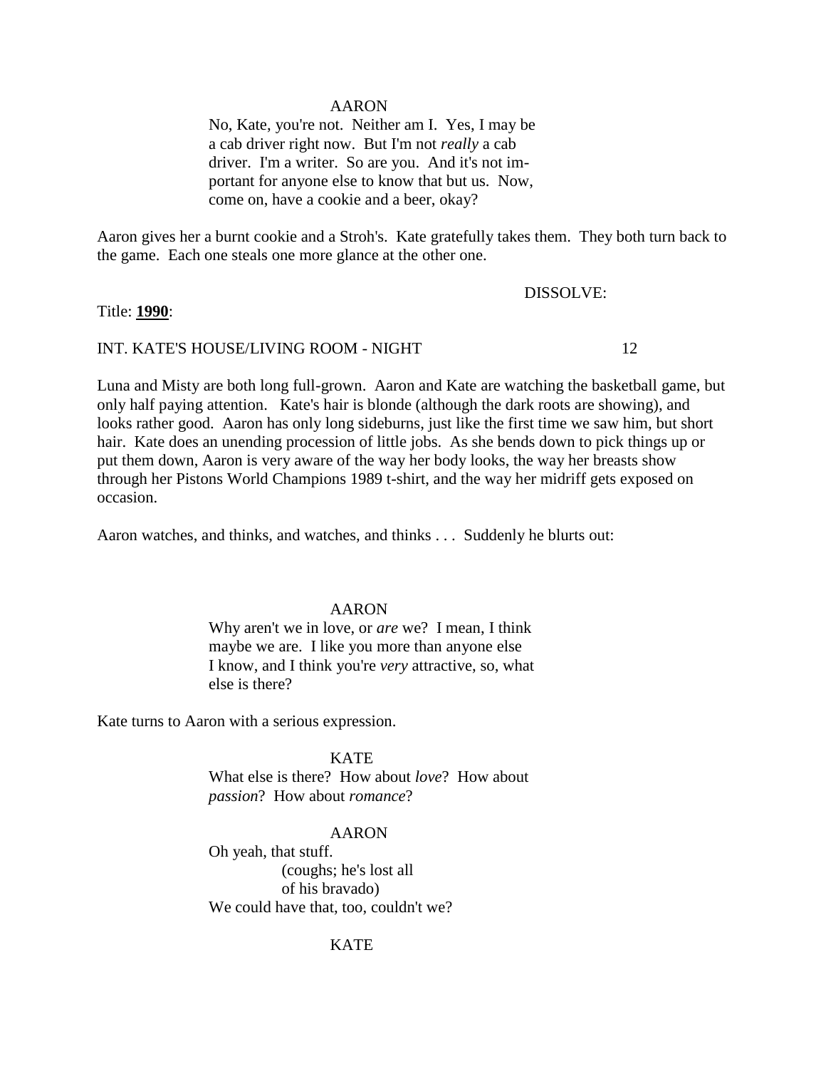AARON

No, Kate, you're not. Neither am I. Yes, I may be a cab driver right now. But I'm not *really* a cab driver. I'm a writer. So are you. And it's not important for anyone else to know that but us. Now, come on, have a cookie and a beer, okay?

Aaron gives her a burnt cookie and a Stroh's. Kate gratefully takes them. They both turn back to the game. Each one steals one more glance at the other one.

DISSOLVE:

Title: **1990**:

INT. KATE'S HOUSE/LIVING ROOM - NIGHT 12

Luna and Misty are both long full-grown. Aaron and Kate are watching the basketball game, but only half paying attention. Kate's hair is blonde (although the dark roots are showing), and looks rather good. Aaron has only long sideburns, just like the first time we saw him, but short hair. Kate does an unending procession of little jobs. As she bends down to pick things up or put them down, Aaron is very aware of the way her body looks, the way her breasts show through her Pistons World Champions 1989 t-shirt, and the way her midriff gets exposed on occasion.

Aaron watches, and thinks, and watches, and thinks . . . Suddenly he blurts out:

AARON

Why aren't we in love, or *are* we? I mean, I think maybe we are. I like you more than anyone else I know, and I think you're *very* attractive, so, what else is there?

Kate turns to Aaron with a serious expression.

KATE

What else is there? How about *love*? How about *passion*? How about *romance*?

AARON

Oh yeah, that stuff.
(coughs; he's lost all of his bravado)
We could have that, too, couldn't we?

KATE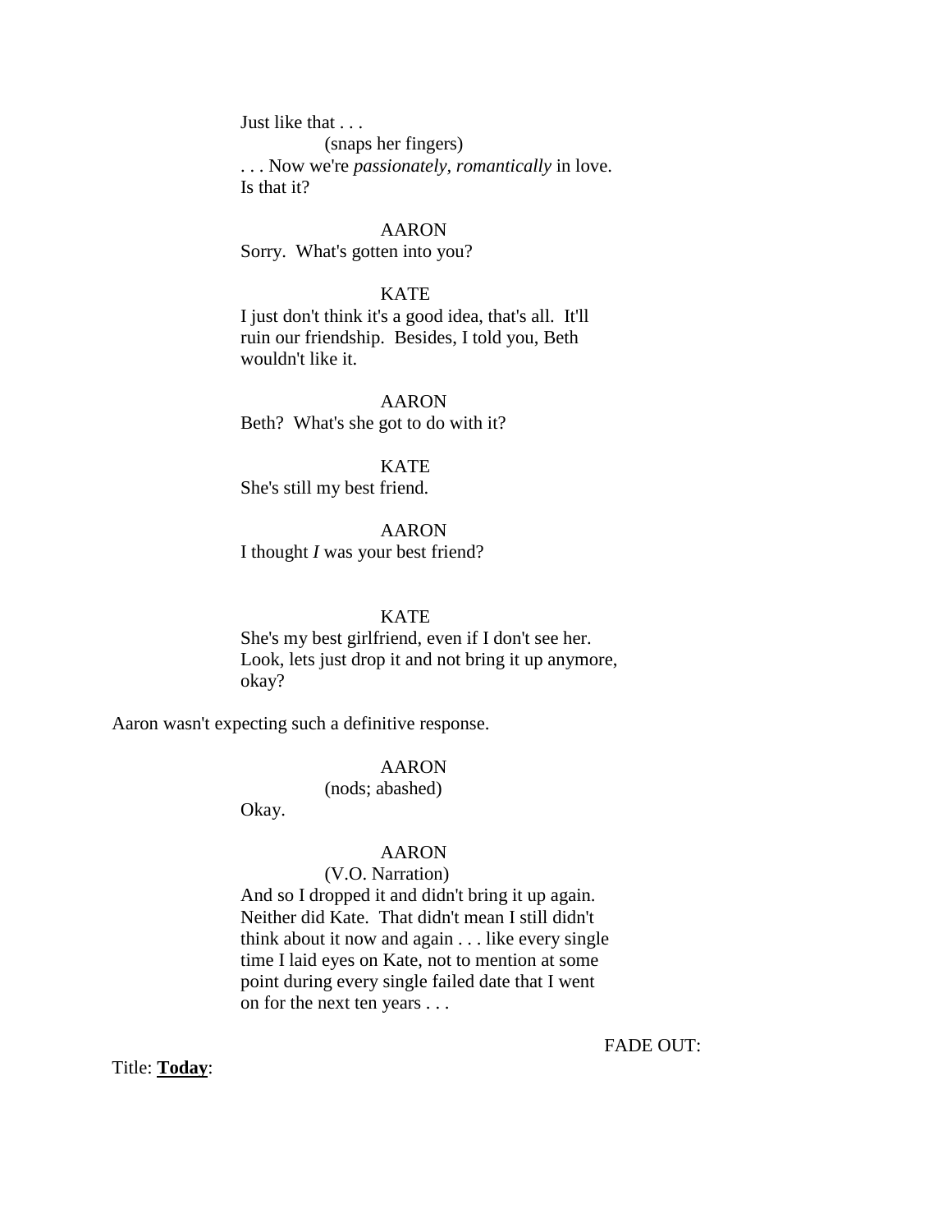Just like that . . .

(snaps her fingers)

. . . Now we're *passionately, romantically* in love. Is that it?

AARON

Sorry. What's gotten into you?

KATE

I just don't think it's a good idea, that's all. It'll ruin our friendship. Besides, I told you, Beth wouldn't like it.

AARON

Beth? What's she got to do with it?

KATE

She's still my best friend.

AARON

I thought *I* was your best friend?

KATE

She's my best girlfriend, even if I don't see her. Look, lets just drop it and not bring it up anymore, okay?

Aaron wasn't expecting such a definitive response.

AARON

(nods; abashed)

Okay.

AARON

(V.O. Narration)

And so I dropped it and didn't bring it up again. Neither did Kate. That didn't mean I still didn't think about it now and again . . . like every single time I laid eyes on Kate, not to mention at some point during every single failed date that I went on for the next ten years . . .

FADE OUT:

Title: **<u>Today</u>**: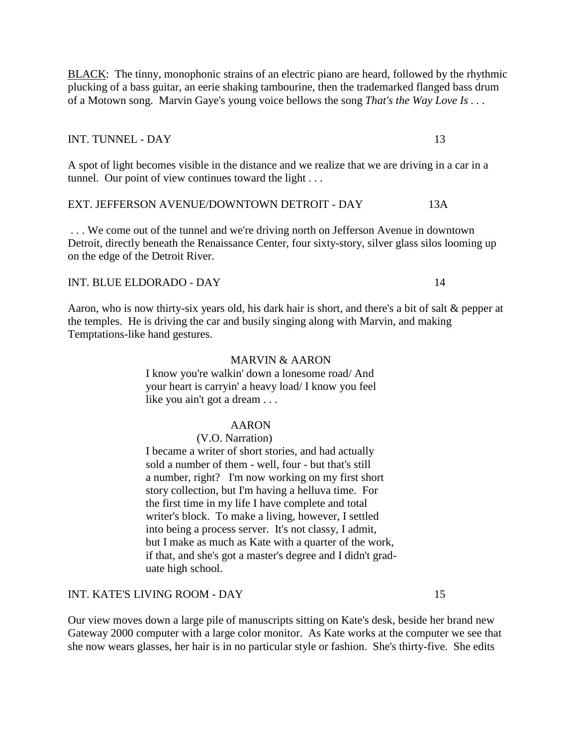BLACK: The tinny, monophonic strains of an electric piano are heard, followed by the rhythmic plucking of a bass guitar, an eerie shaking tambourine, then the trademarked flanged bass drum of a Motown song. Marvin Gaye's young voice bellows the song *That's the Way Love Is* . . .

INT. TUNNEL - DAY 13

A spot of light becomes visible in the distance and we realize that we are driving in a car in a tunnel. Our point of view continues toward the light . . .

EXT. JEFFERSON AVENUE/DOWNTOWN DETROIT - DAY 13A

. . . We come out of the tunnel and we're driving north on Jefferson Avenue in downtown Detroit, directly beneath the Renaissance Center, four sixty-story, silver glass silos looming up on the edge of the Detroit River.

INT. BLUE ELDORADO - DAY 14

Aaron, who is now thirty-six years old, his dark hair is short, and there's a bit of salt & pepper at the temples. He is driving the car and busily singing along with Marvin, and making Temptations-like hand gestures.

MARVIN & AARON

I know you're walkin' down a lonesome road/ And your heart is carryin' a heavy load/ I know you feel like you ain't got a dream . . .

AARON

(V.O. Narration)

I became a writer of short stories, and had actually sold a number of them - well, four - but that's still a number, right? I'm now working on my first short story collection, but I'm having a helluva time. For the first time in my life I have complete and total writer's block. To make a living, however, I settled into being a process server. It's not classy, I admit, but I make as much as Kate with a quarter of the work, if that, and she's got a master's degree and I didn't graduate high school.

INT. KATE'S LIVING ROOM - DAY 15

Our view moves down a large pile of manuscripts sitting on Kate's desk, beside her brand new Gateway 2000 computer with a large color monitor. As Kate works at the computer we see that she now wears glasses, her hair is in no particular style or fashion. She's thirty-five. She edits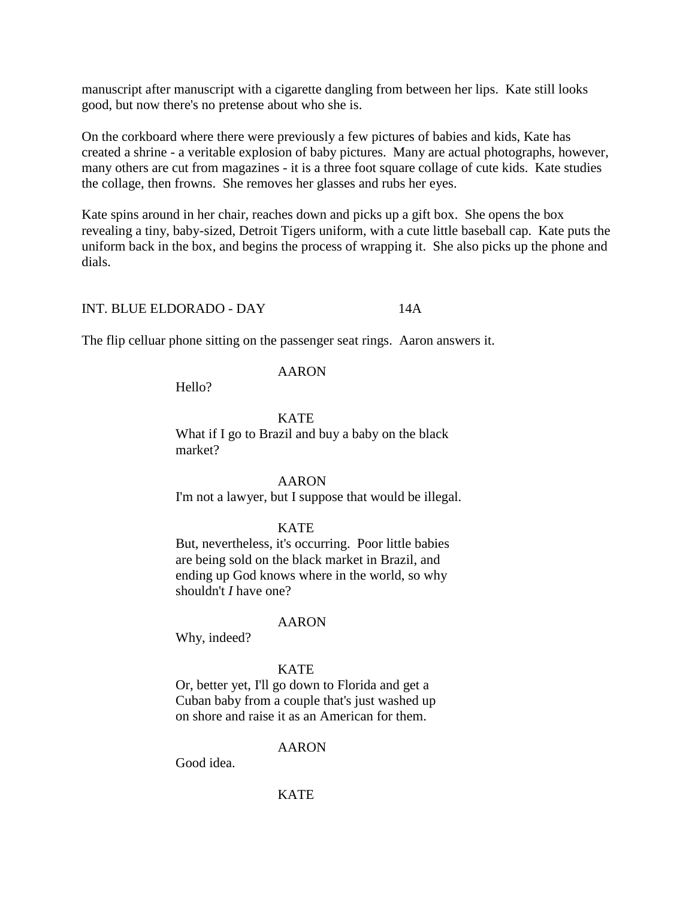manuscript after manuscript with a cigarette dangling from between her lips.  Kate still looks good, but now there's no pretense about who she is.

On the corkboard where there were previously a few pictures of babies and kids, Kate has created a shrine - a veritable explosion of baby pictures.  Many are actual photographs, however, many others are cut from magazines - it is a three foot square collage of cute kids.  Kate studies the collage, then frowns.  She removes her glasses and rubs her eyes.

Kate spins around in her chair, reaches down and picks up a gift box.  She opens the box revealing a tiny, baby-sized, Detroit Tigers uniform, with a cute little baseball cap.  Kate puts the uniform back in the box, and begins the process of wrapping it.  She also picks up the phone and dials.

INT. BLUE ELDORADO - DAY                                    14A

The flip celluar phone sitting on the passenger seat rings.  Aaron answers it.

AARON

Hello?

KATE

What if I go to Brazil and buy a baby on the black market?

AARON

I'm not a lawyer, but I suppose that would be illegal.

KATE

But, nevertheless, it's occurring.  Poor little babies are being sold on the black market in Brazil, and ending up God knows where in the world, so why shouldn't *I* have one?

AARON

Why, indeed?

KATE

Or, better yet, I'll go down to Florida and get a Cuban baby from a couple that's just washed up on shore and raise it as an American for them.

AARON

Good idea.

KATE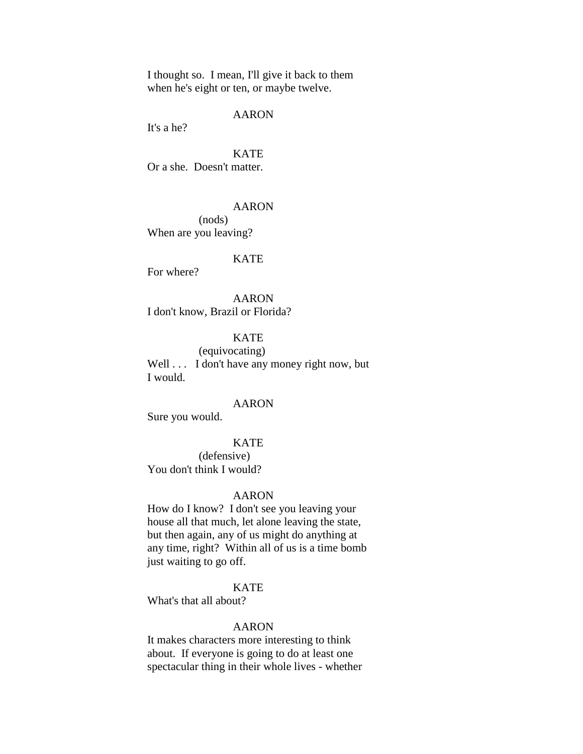I thought so. I mean, I'll give it back to them when he's eight or ten, or maybe twelve.

AARON

It's a he?

KATE

Or a she. Doesn't matter.

AARON

(nods)

When are you leaving?

KATE

For where?

AARON

I don't know, Brazil or Florida?

KATE

(equivocating)

Well . . . I don't have any money right now, but I would.

AARON

Sure you would.

KATE

(defensive)

You don't think I would?

AARON

How do I know? I don't see you leaving your house all that much, let alone leaving the state, but then again, any of us might do anything at any time, right? Within all of us is a time bomb just waiting to go off.

KATE

What's that all about?

AARON

It makes characters more interesting to think about. If everyone is going to do at least one spectacular thing in their whole lives - whether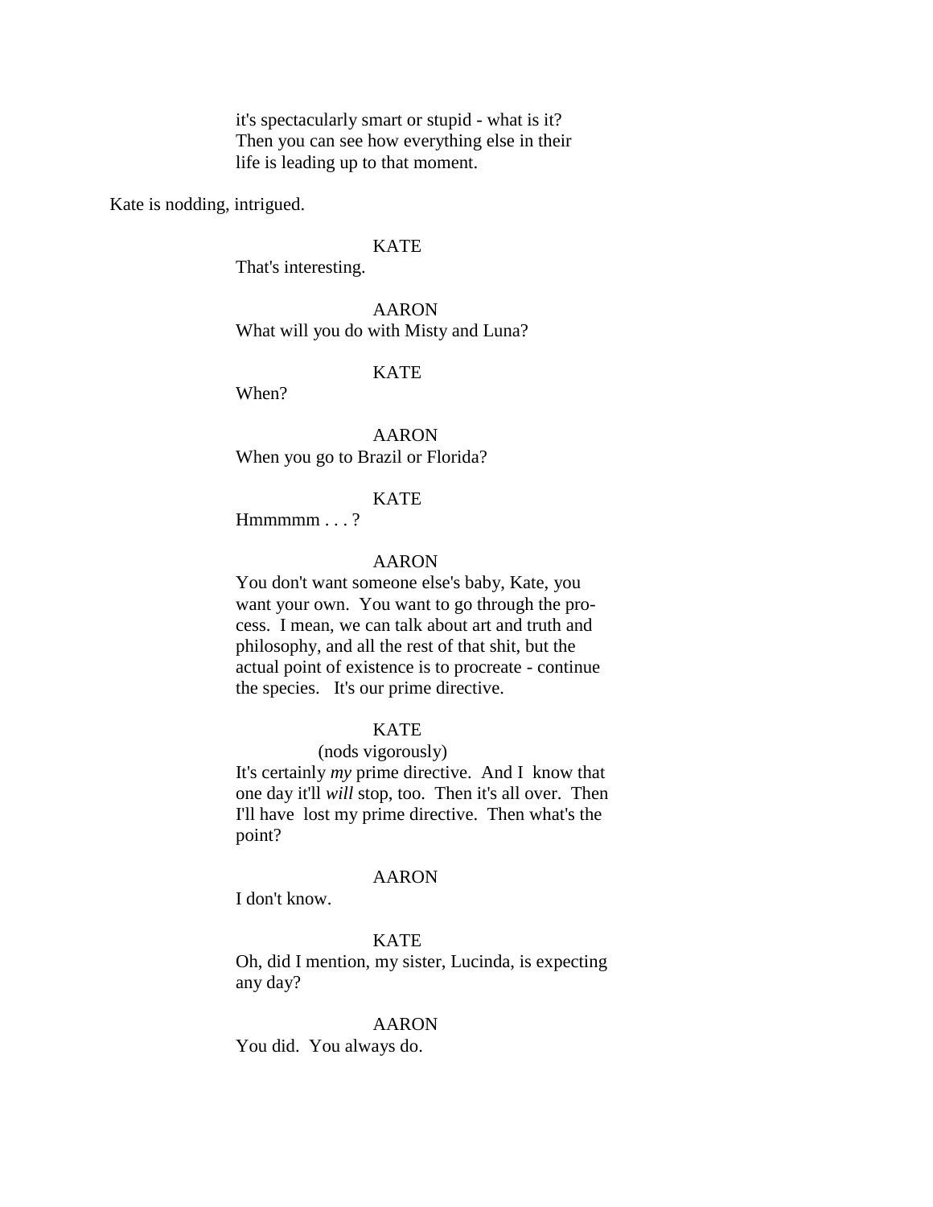it's spectacularly smart or stupid - what is it? Then you can see how everything else in their life is leading up to that moment.

Kate is nodding, intrigued.

KATE

That's interesting.

AARON

What will you do with Misty and Luna?

KATE

When?

AARON

When you go to Brazil or Florida?

KATE

Hmmmmm . . . ?

AARON

You don't want someone else's baby, Kate, you want your own. You want to go through the process. I mean, we can talk about art and truth and philosophy, and all the rest of that shit, but the actual point of existence is to procreate - continue the species. It's our prime directive.

KATE

(nods vigorously)

It's certainly *my* prime directive. And I know that one day it'll *will* stop, too. Then it's all over. Then I'll have lost my prime directive. Then what's the point?

AARON

I don't know.

KATE

Oh, did I mention, my sister, Lucinda, is expecting any day?

AARON

You did. You always do.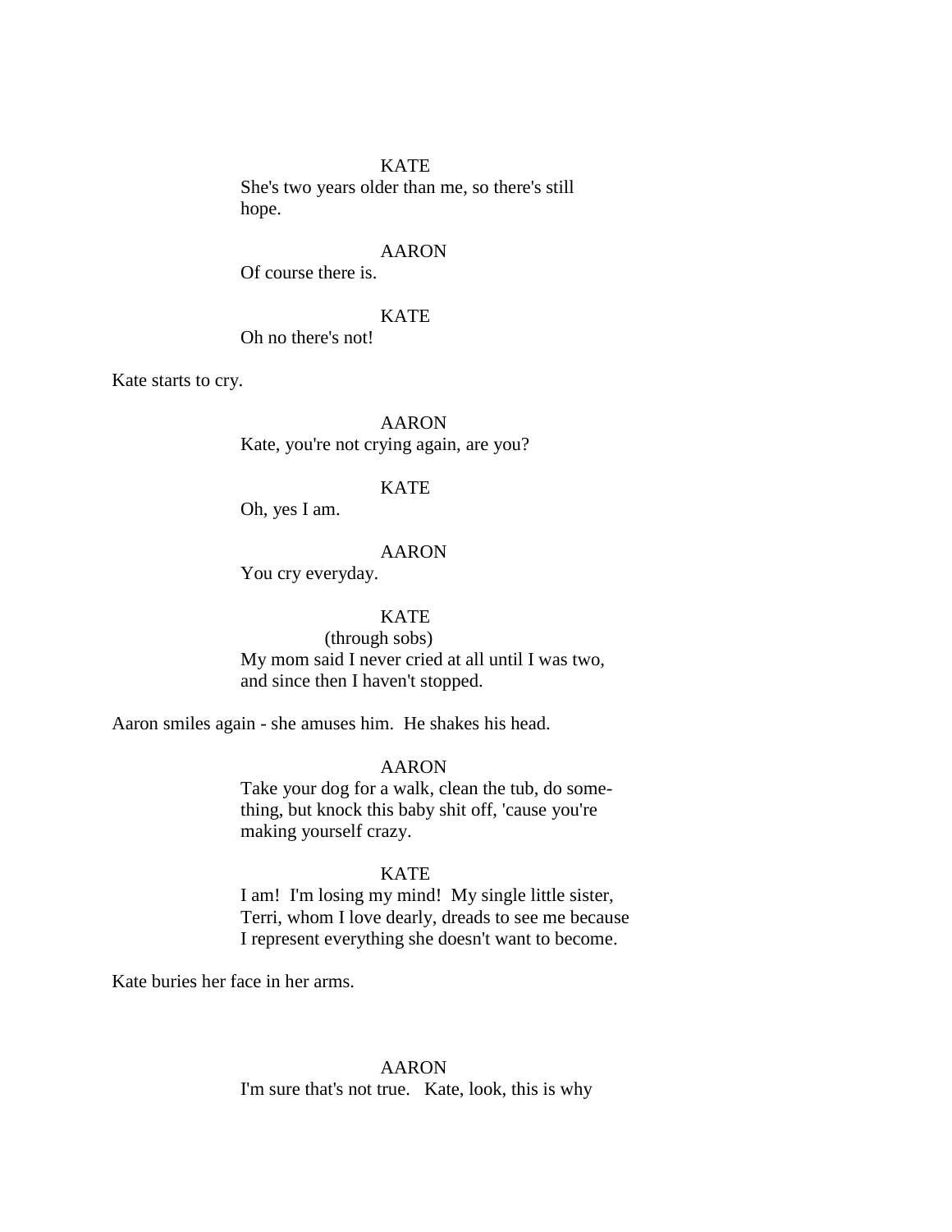KATE
She's two years older than me, so there's still hope.

AARON
Of course there is.

KATE
Oh no there's not!

Kate starts to cry.

AARON
Kate, you're not crying again, are you?

KATE
Oh, yes I am.

AARON
You cry everyday.

KATE
(through sobs)
My mom said I never cried at all until I was two, and since then I haven't stopped.

Aaron smiles again - she amuses him. He shakes his head.

AARON
Take your dog for a walk, clean the tub, do something, but knock this baby shit off, 'cause you're making yourself crazy.

KATE
I am! I'm losing my mind! My single little sister, Terri, whom I love dearly, dreads to see me because I represent everything she doesn't want to become.

Kate buries her face in her arms.

AARON
I'm sure that's not true. Kate, look, this is why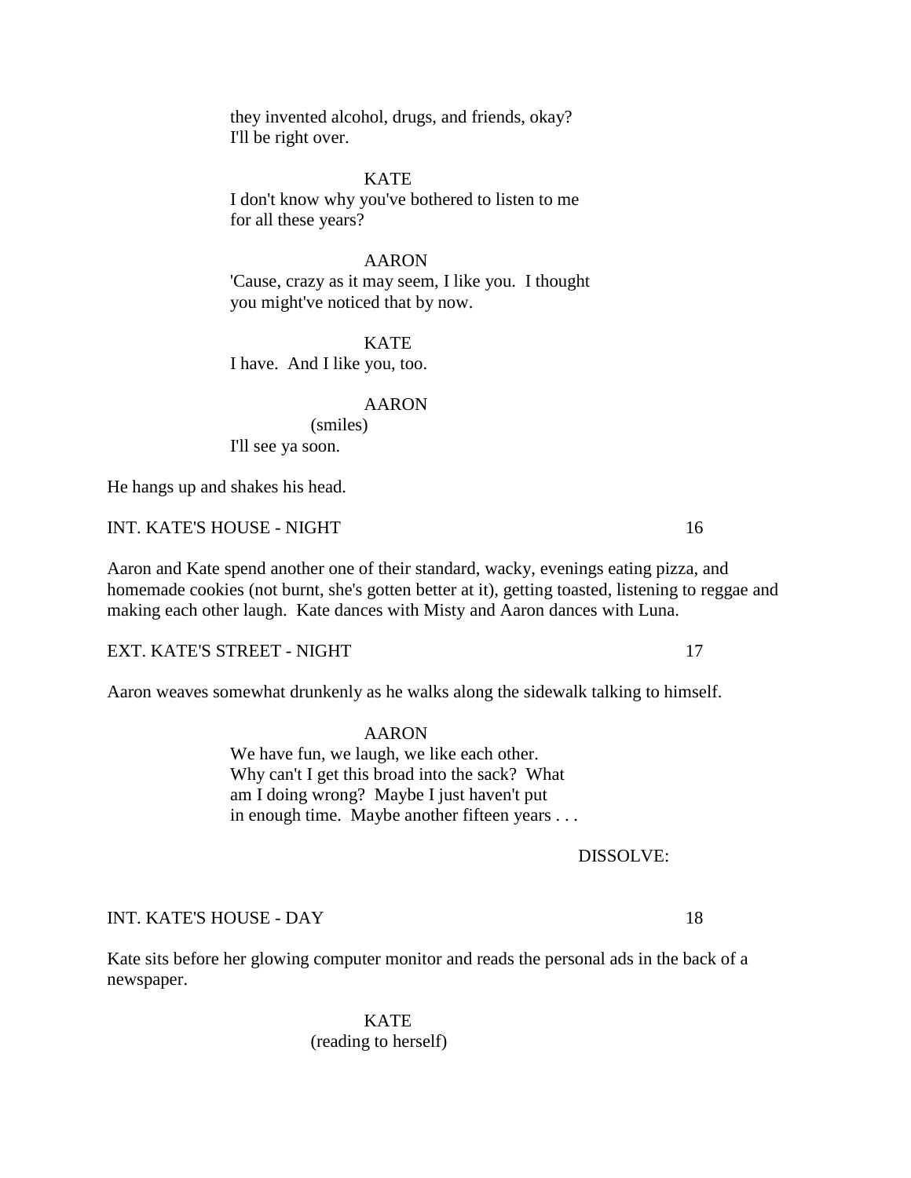they invented alcohol, drugs, and friends, okay? I'll be right over.

KATE

I don't know why you've bothered to listen to me for all these years?

AARON

'Cause, crazy as it may seem, I like you. I thought you might've noticed that by now.

KATE

I have. And I like you, too.

AARON

(smiles)

I'll see ya soon.

He hangs up and shakes his head.

INT. KATE'S HOUSE - NIGHT 16

Aaron and Kate spend another one of their standard, wacky, evenings eating pizza, and homemade cookies (not burnt, she's gotten better at it), getting toasted, listening to reggae and making each other laugh. Kate dances with Misty and Aaron dances with Luna.

EXT. KATE'S STREET - NIGHT 17

Aaron weaves somewhat drunkenly as he walks along the sidewalk talking to himself.

AARON

We have fun, we laugh, we like each other. Why can't I get this broad into the sack? What am I doing wrong? Maybe I just haven't put in enough time. Maybe another fifteen years . . .

DISSOLVE:

INT. KATE'S HOUSE - DAY 18

Kate sits before her glowing computer monitor and reads the personal ads in the back of a newspaper.

KATE

(reading to herself)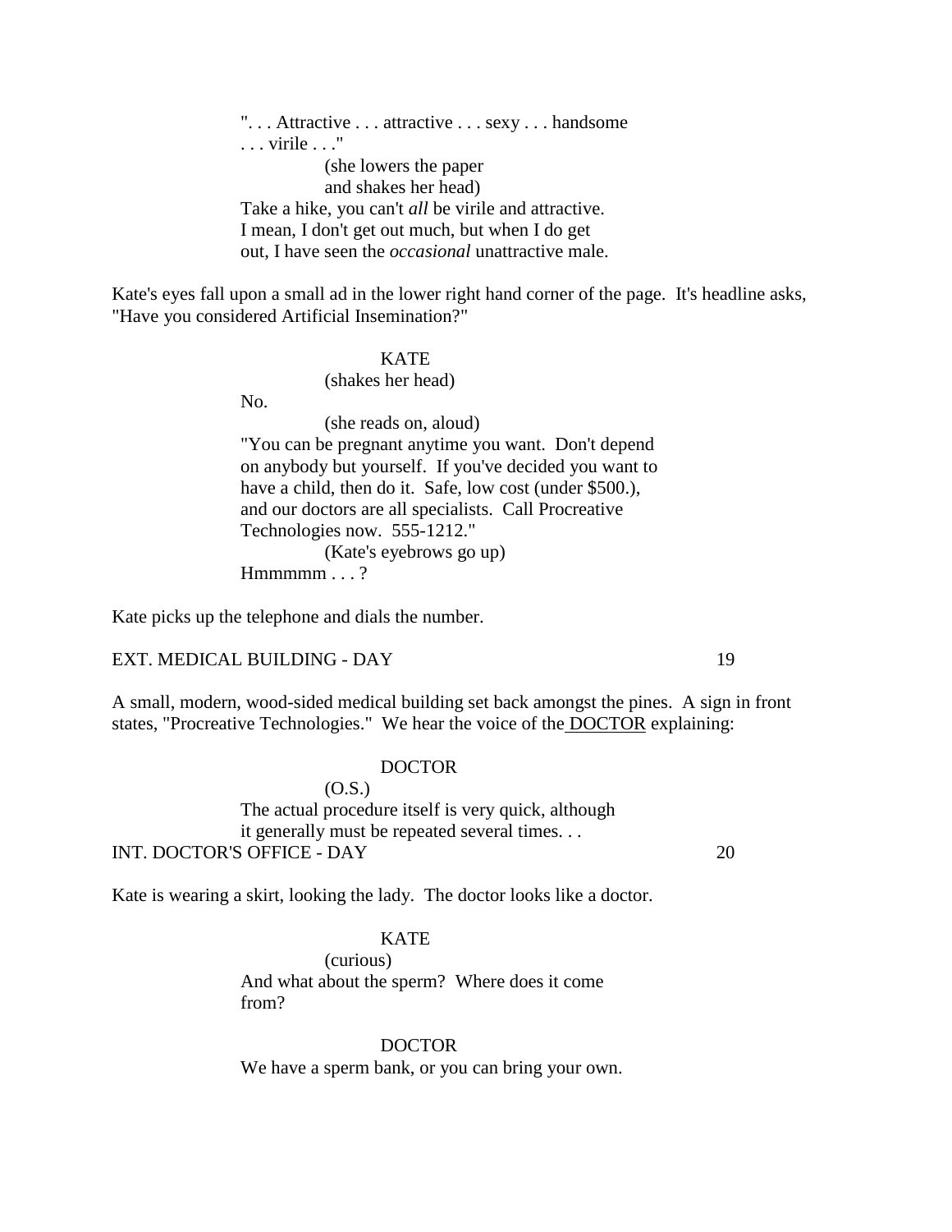". . . Attractive . . . attractive . . . sexy . . . handsome . . . virile . . ."

(she lowers the paper and shakes her head)

Take a hike, you can't *all* be virile and attractive. I mean, I don't get out much, but when I do get out, I have seen the *occasional* unattractive male.

Kate's eyes fall upon a small ad in the lower right hand corner of the page. It's headline asks, "Have you considered Artificial Insemination?"

KATE

(shakes her head)

No.

(she reads on, aloud)

"You can be pregnant anytime you want. Don't depend on anybody but yourself. If you've decided you want to have a child, then do it. Safe, low cost (under $500.), and our doctors are all specialists. Call Procreative Technologies now. 555-1212."

(Kate's eyebrows go up)

Hmmmmm . . . ?

Kate picks up the telephone and dials the number.

EXT. MEDICAL BUILDING - DAY 19

A small, modern, wood-sided medical building set back amongst the pines. A sign in front states, "Procreative Technologies." We hear the voice of the DOCTOR explaining:

DOCTOR

(O.S.)

The actual procedure itself is very quick, although it generally must be repeated several times. . .

INT. DOCTOR'S OFFICE - DAY 20

Kate is wearing a skirt, looking the lady. The doctor looks like a doctor.

KATE

(curious)

And what about the sperm? Where does it come from?

DOCTOR

We have a sperm bank, or you can bring your own.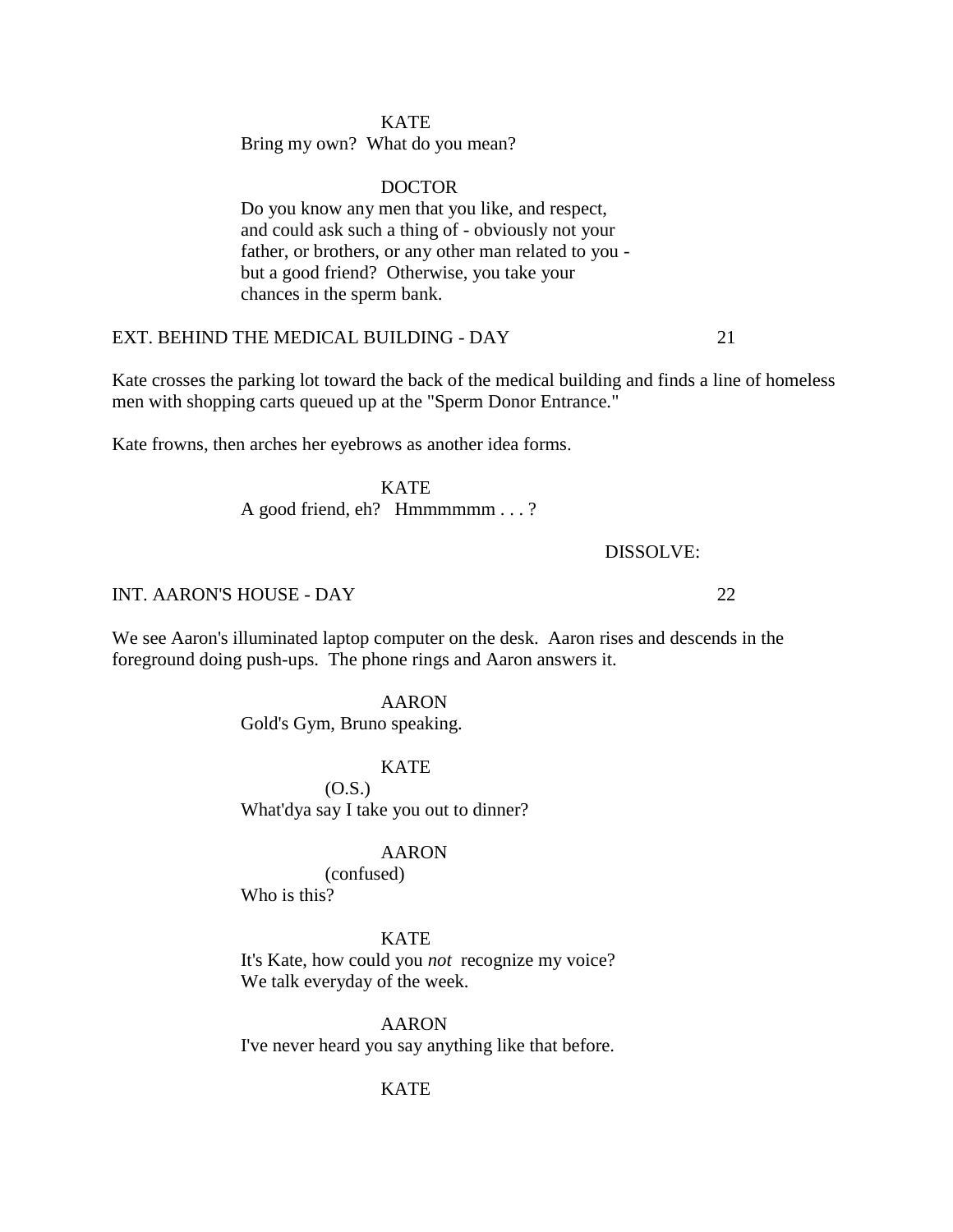KATE
Bring my own?  What do you mean?

DOCTOR
Do you know any men that you like, and respect, and could ask such a thing of - obviously not your father, or brothers, or any other man related to you - but a good friend?  Otherwise, you take your chances in the sperm bank.

EXT. BEHIND THE MEDICAL BUILDING - DAY 21

Kate crosses the parking lot toward the back of the medical building and finds a line of homeless men with shopping carts queued up at the "Sperm Donor Entrance."

Kate frowns, then arches her eyebrows as another idea forms.

KATE
A good friend, eh?   Hmmmmmm . . . ?

DISSOLVE:

INT. AARON'S HOUSE - DAY 22

We see Aaron's illuminated laptop computer on the desk.  Aaron rises and descends in the foreground doing push-ups.  The phone rings and Aaron answers it.

AARON
Gold's Gym, Bruno speaking.

KATE
(O.S.)
What'dya say I take you out to dinner?

AARON
(confused)
Who is this?

KATE
It's Kate, how could you *not* recognize my voice? We talk everyday of the week.

AARON
I've never heard you say anything like that before.

KATE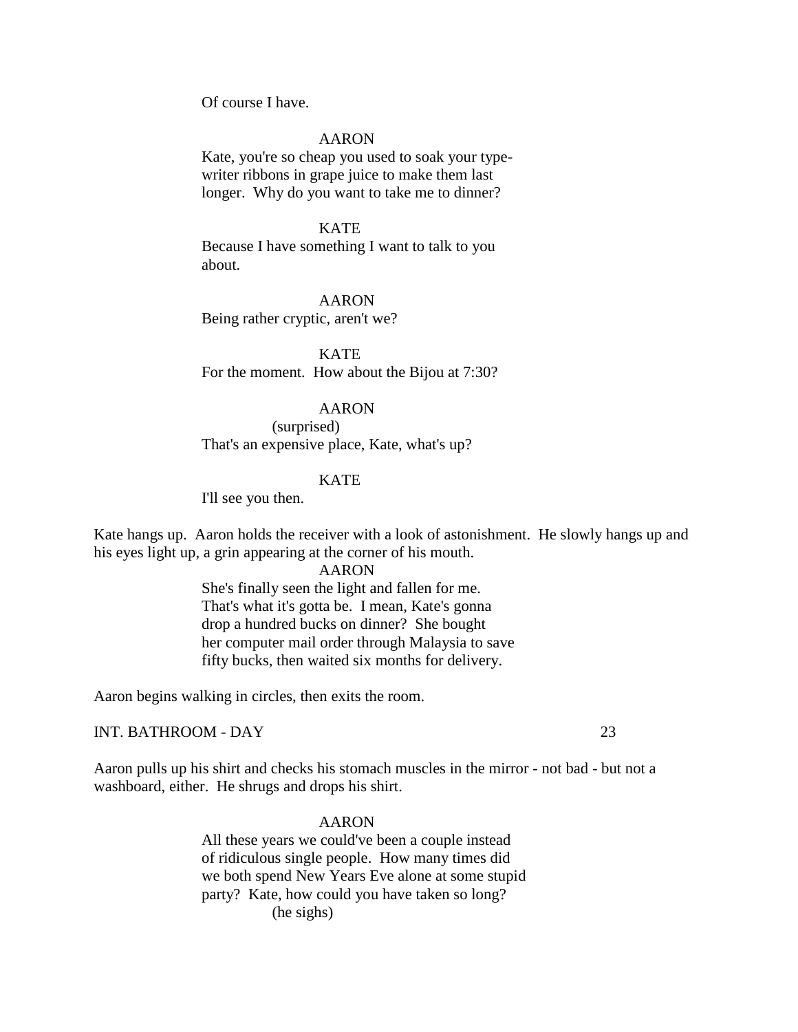Of course I have.

AARON

Kate, you're so cheap you used to soak your type-writer ribbons in grape juice to make them last longer. Why do you want to take me to dinner?

KATE

Because I have something I want to talk to you about.

AARON

Being rather cryptic, aren't we?

KATE

For the moment. How about the Bijou at 7:30?

AARON

(surprised)

That's an expensive place, Kate, what's up?

KATE

I'll see you then.

Kate hangs up. Aaron holds the receiver with a look of astonishment. He slowly hangs up and his eyes light up, a grin appearing at the corner of his mouth.

AARON

She's finally seen the light and fallen for me. That's what it's gotta be. I mean, Kate's gonna drop a hundred bucks on dinner? She bought her computer mail order through Malaysia to save fifty bucks, then waited six months for delivery.

Aaron begins walking in circles, then exits the room.

INT. BATHROOM - DAY 23

Aaron pulls up his shirt and checks his stomach muscles in the mirror - not bad - but not a washboard, either. He shrugs and drops his shirt.

AARON

All these years we could've been a couple instead of ridiculous single people. How many times did we both spend New Years Eve alone at some stupid party? Kate, how could you have taken so long?

(he sighs)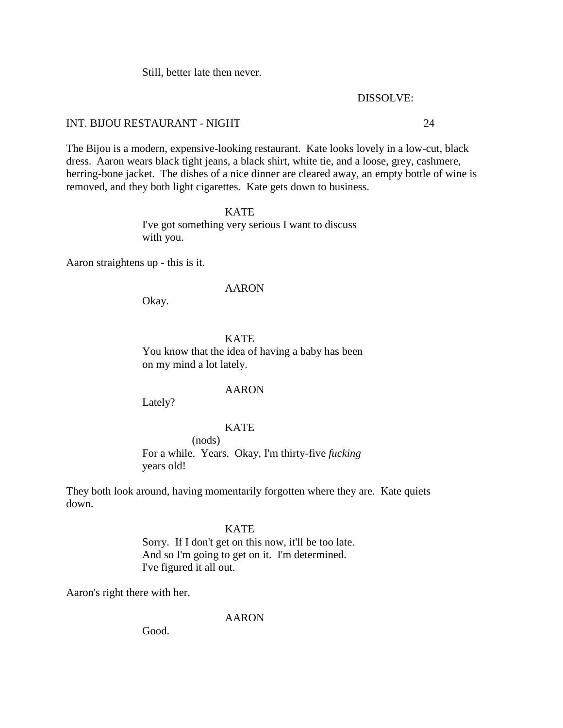Still, better late then never.

DISSOLVE:

INT. BIJOU RESTAURANT - NIGHT 24

The Bijou is a modern, expensive-looking restaurant. Kate looks lovely in a low-cut, black dress. Aaron wears black tight jeans, a black shirt, white tie, and a loose, grey, cashmere, herring-bone jacket. The dishes of a nice dinner are cleared away, an empty bottle of wine is removed, and they both light cigarettes. Kate gets down to business.

KATE
I've got something very serious I want to discuss with you.

Aaron straightens up - this is it.

AARON
Okay.

KATE
You know that the idea of having a baby has been on my mind a lot lately.

AARON
Lately?

KATE
(nods)
For a while. Years. Okay, I'm thirty-five *fucking* years old!

They both look around, having momentarily forgotten where they are. Kate quiets down.

KATE
Sorry. If I don't get on this now, it'll be too late. And so I'm going to get on it. I'm determined. I've figured it all out.

Aaron's right there with her.

AARON
Good.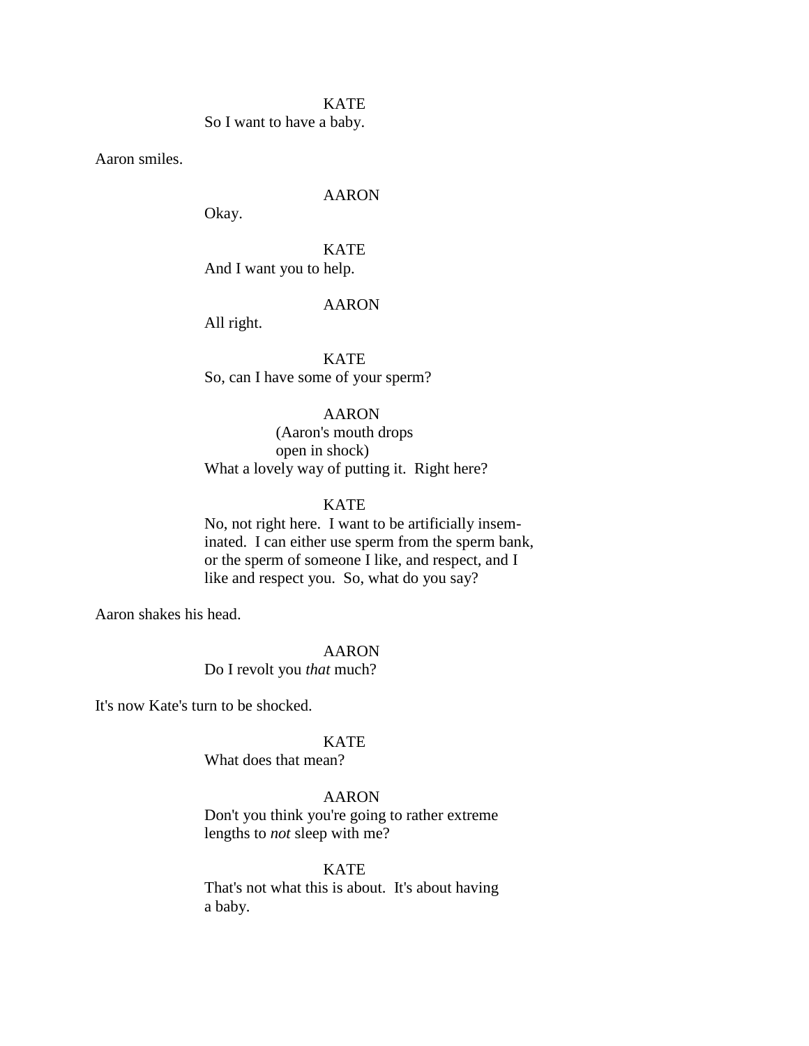KATE
So I want to have a baby.

Aaron smiles.

AARON
Okay.

KATE
And I want you to help.

AARON
All right.

KATE
So, can I have some of your sperm?

AARON
(Aaron's mouth drops open in shock)
What a lovely way of putting it. Right here?

KATE
No, not right here. I want to be artificially inseminated. I can either use sperm from the sperm bank, or the sperm of someone I like, and respect, and I like and respect you. So, what do you say?

Aaron shakes his head.

AARON
Do I revolt you *that* much?

It's now Kate's turn to be shocked.

KATE
What does that mean?

AARON
Don't you think you're going to rather extreme lengths to *not* sleep with me?

KATE
That's not what this is about. It's about having a baby.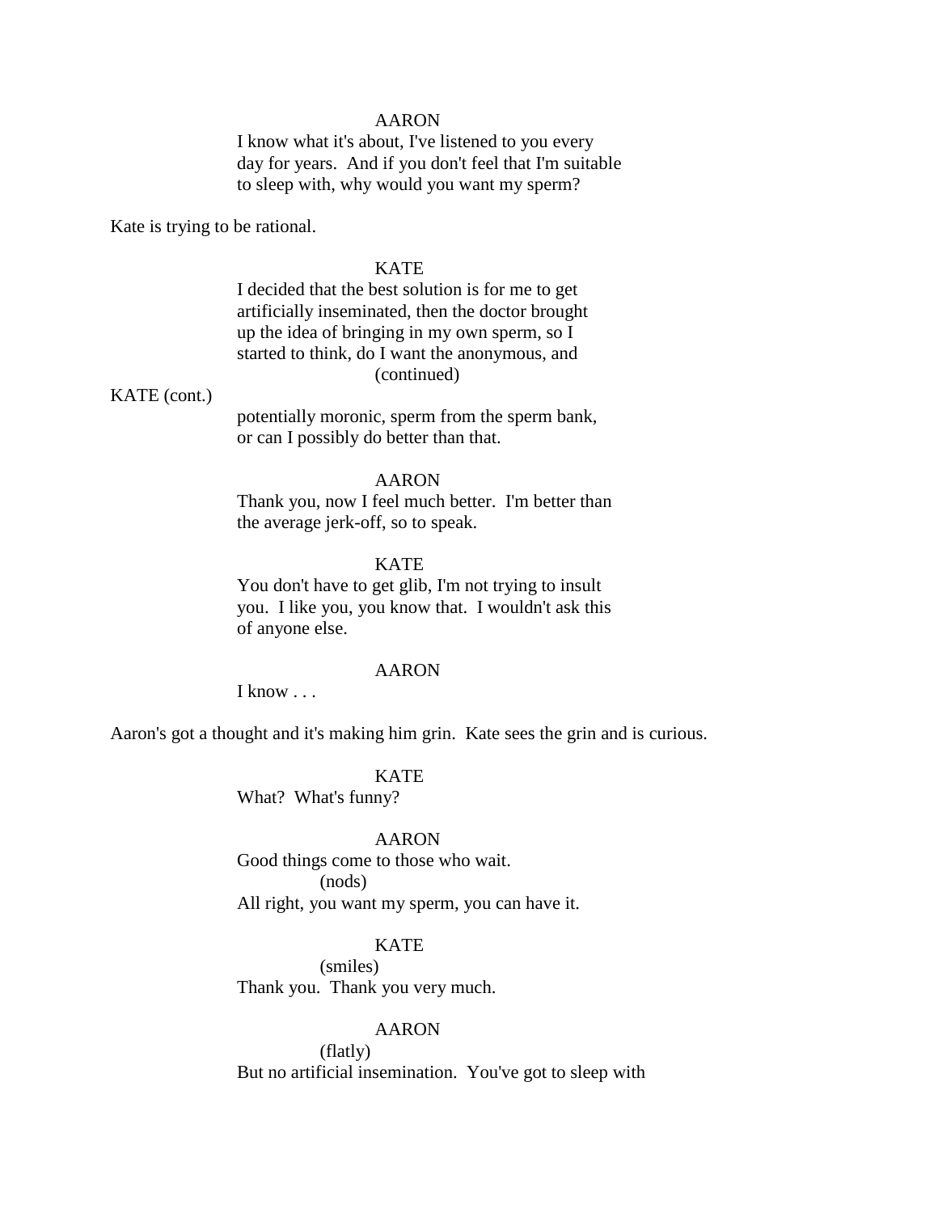AARON

I know what it's about, I've listened to you every day for years. And if you don't feel that I'm suitable to sleep with, why would you want my sperm?

Kate is trying to be rational.

KATE

I decided that the best solution is for me to get artificially inseminated, then the doctor brought up the idea of bringing in my own sperm, so I started to think, do I want the anonymous, and (continued)

KATE (cont.)

potentially moronic, sperm from the sperm bank, or can I possibly do better than that.

AARON

Thank you, now I feel much better. I'm better than the average jerk-off, so to speak.

KATE

You don't have to get glib, I'm not trying to insult you. I like you, you know that. I wouldn't ask this of anyone else.

AARON

I know . . .

Aaron's got a thought and it's making him grin. Kate sees the grin and is curious.

KATE

What? What's funny?

AARON

Good things come to those who wait.

(nods)

All right, you want my sperm, you can have it.

KATE

(smiles)

Thank you. Thank you very much.

AARON

(flatly)

But no artificial insemination. You've got to sleep with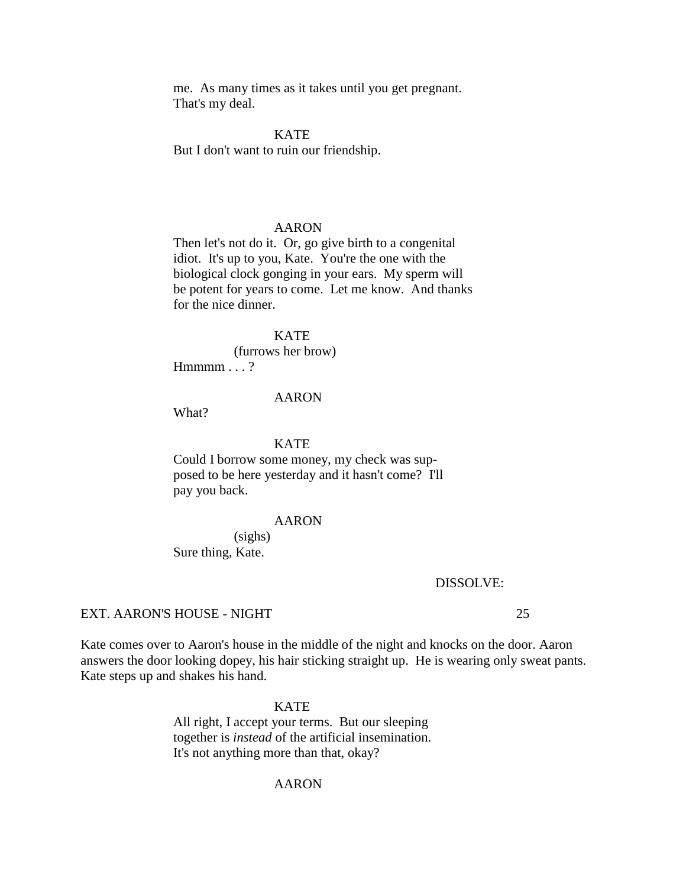me.  As many times as it takes until you get pregnant.
That's my deal.

KATE

But I don't want to ruin our friendship.

AARON

Then let's not do it.  Or, go give birth to a congenital idiot.  It's up to you, Kate.  You're the one with the biological clock gonging in your ears.  My sperm will be potent for years to come.  Let me know.  And thanks for the nice dinner.

KATE

(furrows her brow)

Hmmmm . . . ?

AARON

What?

KATE

Could I borrow some money, my check was supposed to be here yesterday and it hasn't come?  I'll pay you back.

AARON

(sighs)

Sure thing, Kate.

DISSOLVE:

EXT. AARON'S HOUSE - NIGHT 25

Kate comes over to Aaron's house in the middle of the night and knocks on the door. Aaron answers the door looking dopey, his hair sticking straight up.  He is wearing only sweat pants. Kate steps up and shakes his hand.

KATE

All right, I accept your terms.  But our sleeping together is *instead* of the artificial insemination. It's not anything more than that, okay?

AARON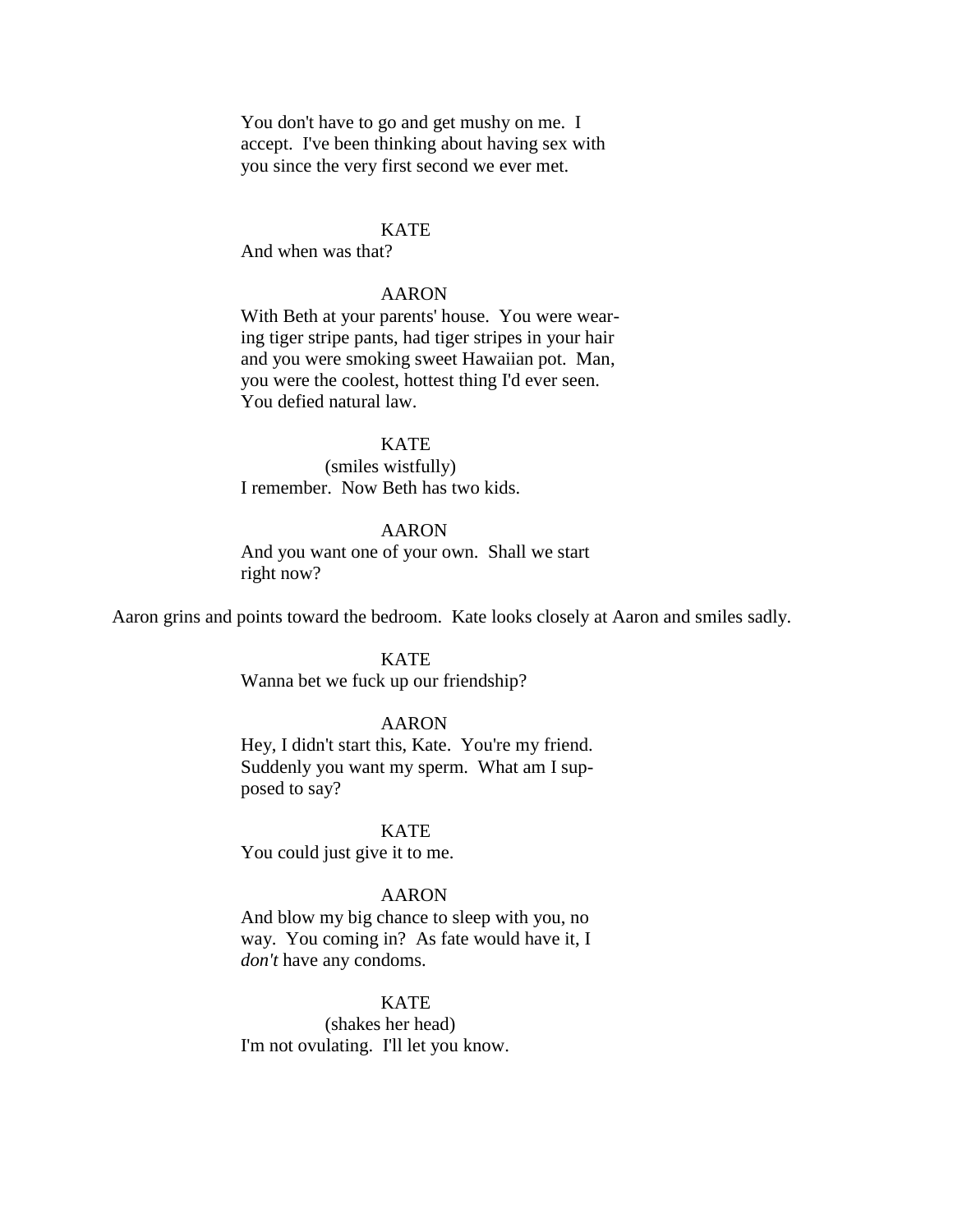You don't have to go and get mushy on me. I accept. I've been thinking about having sex with you since the very first second we ever met.

KATE

And when was that?

AARON

With Beth at your parents' house. You were wearing tiger stripe pants, had tiger stripes in your hair and you were smoking sweet Hawaiian pot. Man, you were the coolest, hottest thing I'd ever seen. You defied natural law.

KATE

(smiles wistfully)

I remember. Now Beth has two kids.

AARON

And you want one of your own. Shall we start right now?

Aaron grins and points toward the bedroom. Kate looks closely at Aaron and smiles sadly.

KATE

Wanna bet we fuck up our friendship?

AARON

Hey, I didn't start this, Kate. You're my friend. Suddenly you want my sperm. What am I supposed to say?

KATE

You could just give it to me.

AARON

And blow my big chance to sleep with you, no way. You coming in? As fate would have it, I *don't* have any condoms.

KATE

(shakes her head)

I'm not ovulating. I'll let you know.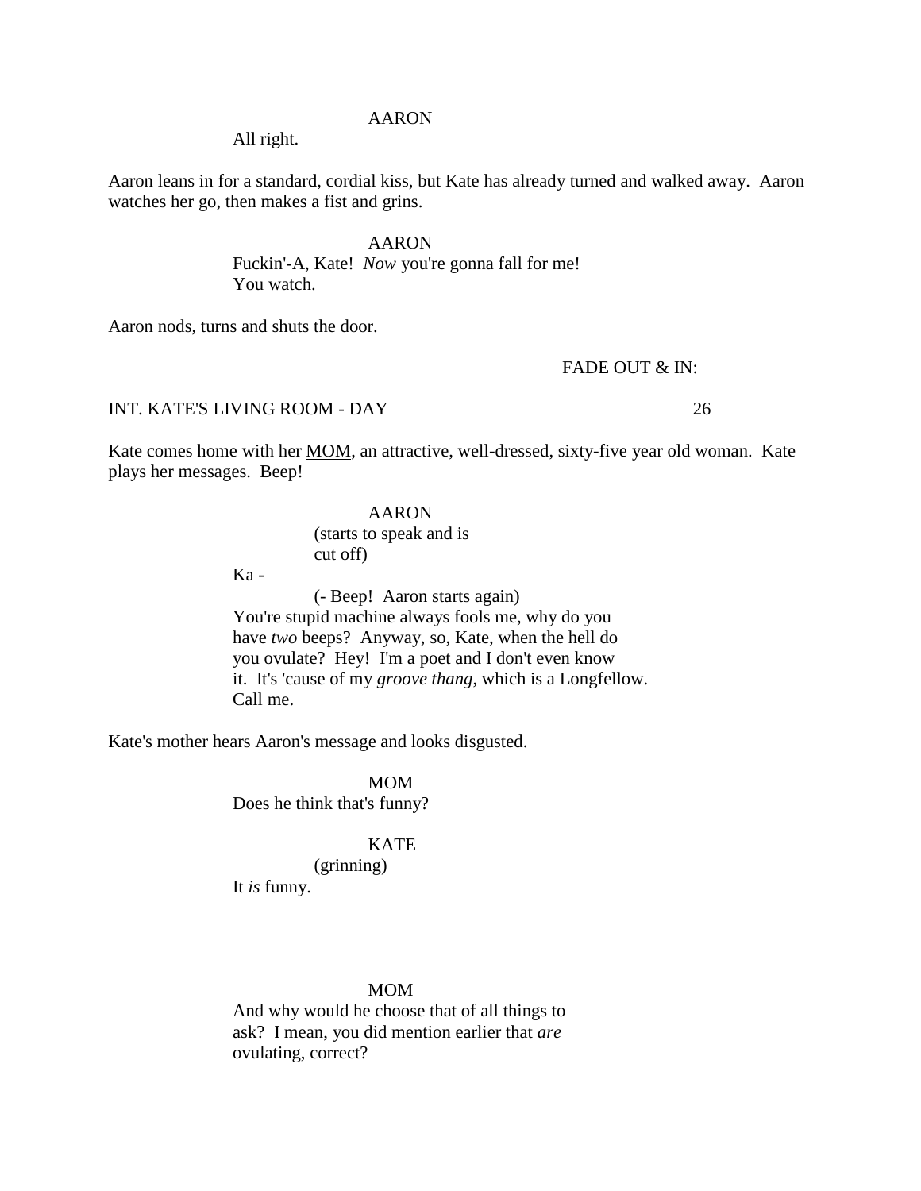AARON

All right.

Aaron leans in for a standard, cordial kiss, but Kate has already turned and walked away. Aaron watches her go, then makes a fist and grins.

AARON

Fuckin'-A, Kate! *Now* you're gonna fall for me! You watch.

Aaron nods, turns and shuts the door.

FADE OUT & IN:

INT. KATE'S LIVING ROOM - DAY 26

Kate comes home with her MOM, an attractive, well-dressed, sixty-five year old woman. Kate plays her messages. Beep!

AARON

(starts to speak and is cut off)

Ka -

(- Beep! Aaron starts again)

You're stupid machine always fools me, why do you have *two* beeps? Anyway, so, Kate, when the hell do you ovulate? Hey! I'm a poet and I don't even know it. It's 'cause of my *groove thang*, which is a Longfellow. Call me.

Kate's mother hears Aaron's message and looks disgusted.

MOM

Does he think that's funny?

KATE

(grinning)

It *is* funny.

MOM

And why would he choose that of all things to ask? I mean, you did mention earlier that *are* ovulating, correct?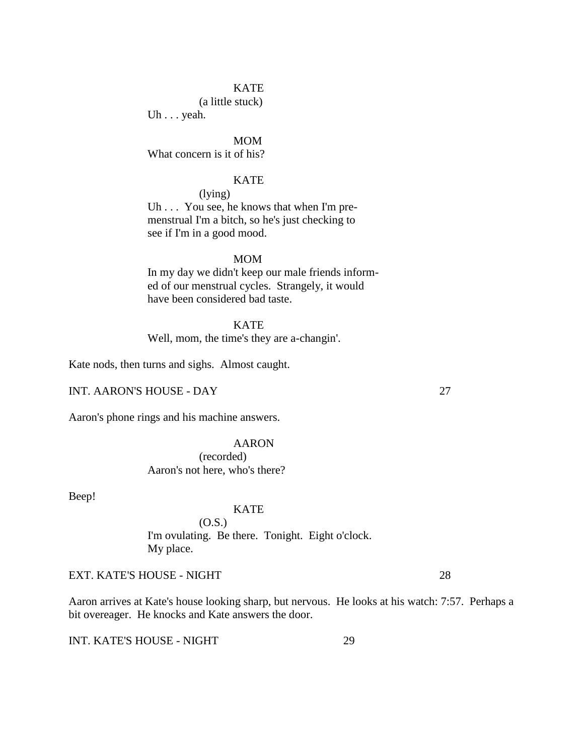KATE
(a little stuck)
Uh . . . yeah.

MOM
What concern is it of his?

KATE
(lying)
Uh . . . You see, he knows that when I'm pre-menstrual I'm a bitch, so he's just checking to see if I'm in a good mood.

MOM
In my day we didn't keep our male friends informed of our menstrual cycles. Strangely, it would have been considered bad taste.

KATE
Well, mom, the time's they are a-changin'.

Kate nods, then turns and sighs. Almost caught.

INT. AARON'S HOUSE - DAY 27

Aaron's phone rings and his machine answers.

AARON
(recorded)
Aaron's not here, who's there?

Beep!

KATE
(O.S.)
I'm ovulating. Be there. Tonight. Eight o'clock. My place.

EXT. KATE'S HOUSE - NIGHT 28

Aaron arrives at Kate's house looking sharp, but nervous. He looks at his watch: 7:57. Perhaps a bit overeager. He knocks and Kate answers the door.

INT. KATE'S HOUSE - NIGHT 29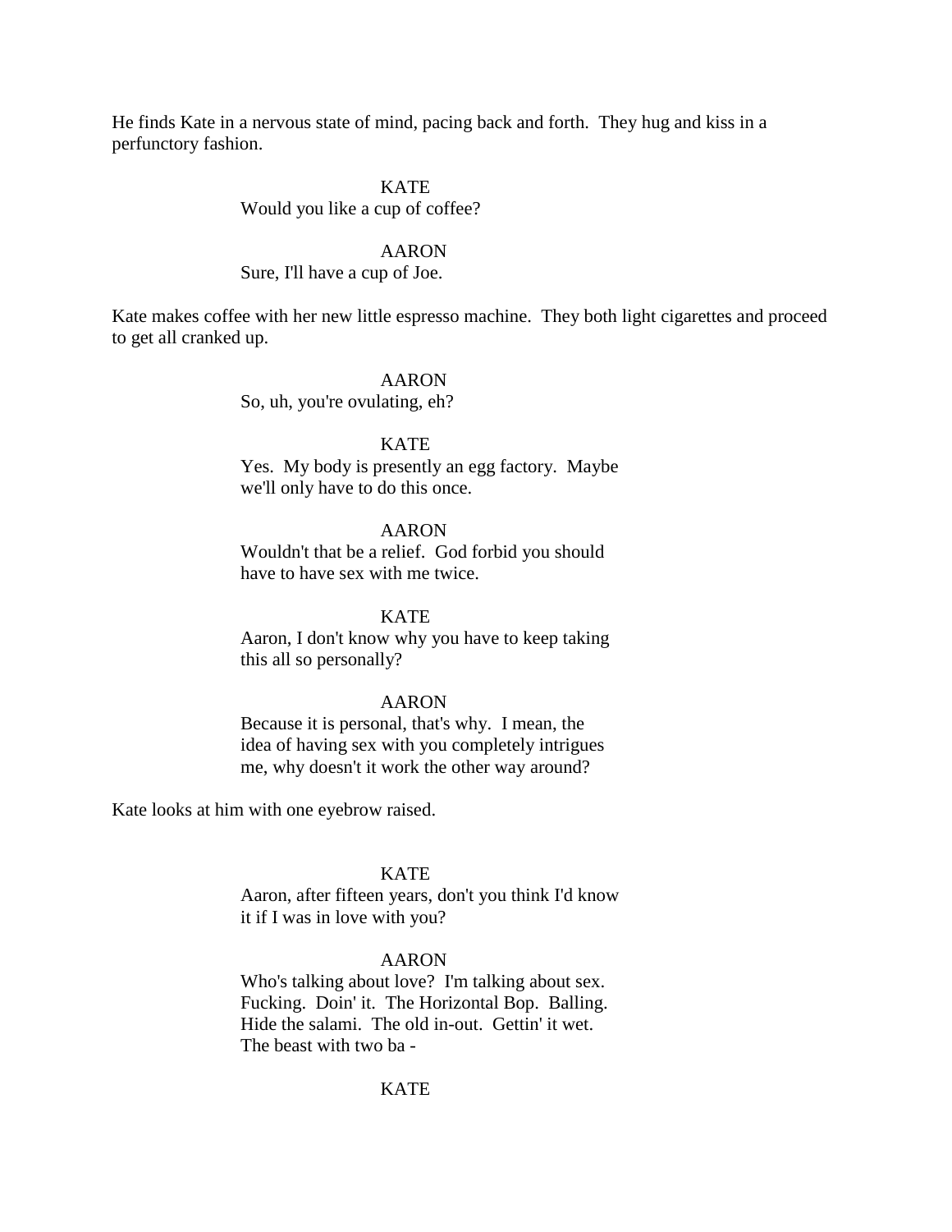He finds Kate in a nervous state of mind, pacing back and forth. They hug and kiss in a perfunctory fashion.

KATE
Would you like a cup of coffee?

AARON
Sure, I'll have a cup of Joe.

Kate makes coffee with her new little espresso machine. They both light cigarettes and proceed to get all cranked up.

AARON
So, uh, you're ovulating, eh?

KATE
Yes. My body is presently an egg factory. Maybe we'll only have to do this once.

AARON
Wouldn't that be a relief. God forbid you should have to have sex with me twice.

KATE
Aaron, I don't know why you have to keep taking this all so personally?

AARON
Because it is personal, that's why. I mean, the idea of having sex with you completely intrigues me, why doesn't it work the other way around?

Kate looks at him with one eyebrow raised.

KATE
Aaron, after fifteen years, don't you think I'd know it if I was in love with you?

AARON
Who's talking about love? I'm talking about sex. Fucking. Doin' it. The Horizontal Bop. Balling. Hide the salami. The old in-out. Gettin' it wet. The beast with two ba -

KATE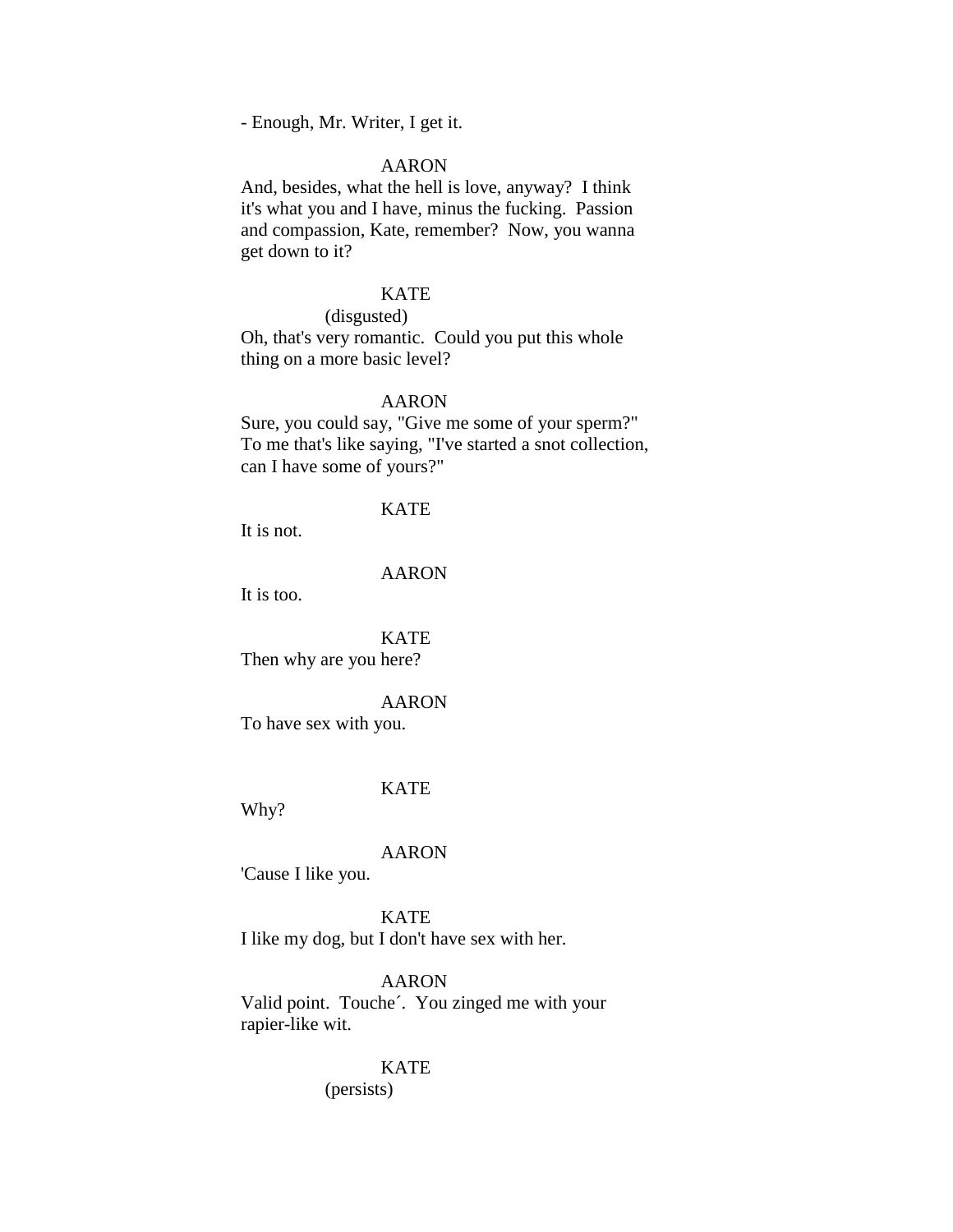- Enough, Mr. Writer, I get it.

AARON
And, besides, what the hell is love, anyway? I think it's what you and I have, minus the fucking. Passion and compassion, Kate, remember? Now, you wanna get down to it?

KATE
(disgusted)
Oh, that's very romantic. Could you put this whole thing on a more basic level?

AARON
Sure, you could say, "Give me some of your sperm?" To me that's like saying, "I've started a snot collection, can I have some of yours?"

KATE
It is not.

AARON
It is too.

KATE
Then why are you here?

AARON
To have sex with you.

KATE
Why?

AARON
'Cause I like you.

KATE
I like my dog, but I don't have sex with her.

AARON
Valid point. Touche´. You zinged me with your rapier-like wit.

KATE
(persists)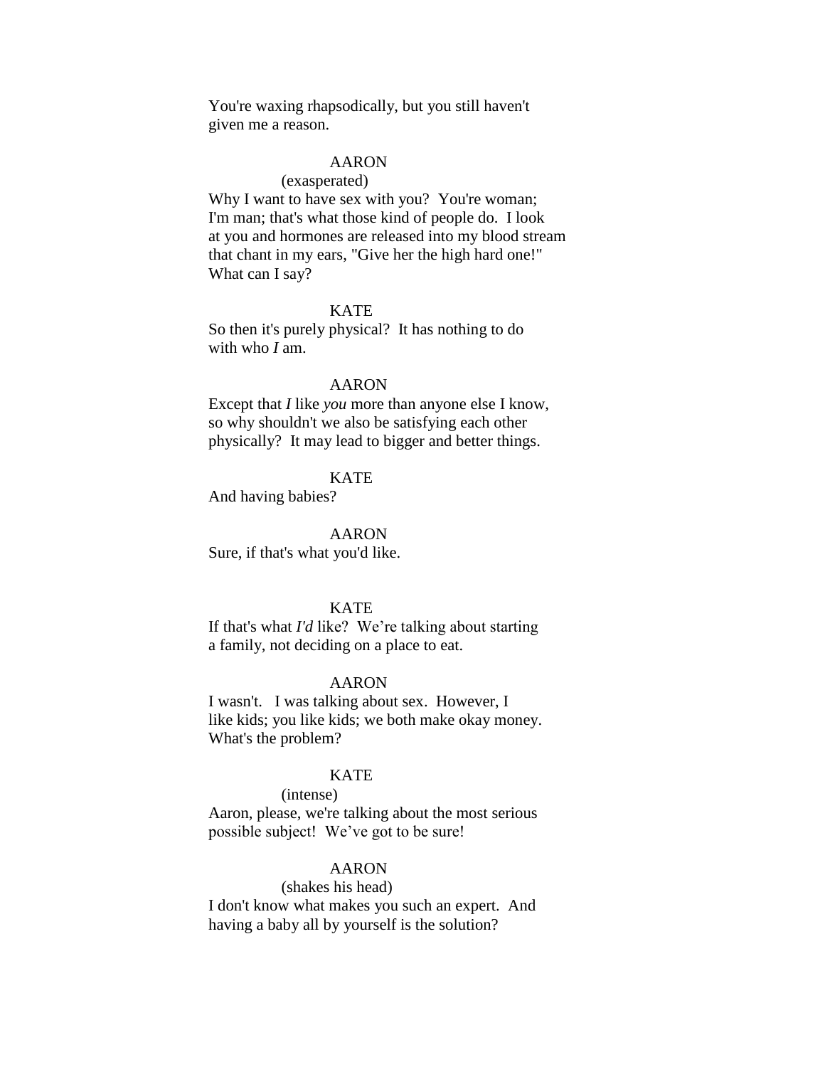You're waxing rhapsodically, but you still haven't given me a reason.

AARON

(exasperated)

Why I want to have sex with you? You're woman; I'm man; that's what those kind of people do. I look at you and hormones are released into my blood stream that chant in my ears, "Give her the high hard one!" What can I say?

KATE

So then it's purely physical? It has nothing to do with who *I* am.

AARON

Except that *I* like *you* more than anyone else I know, so why shouldn't we also be satisfying each other physically? It may lead to bigger and better things.

KATE

And having babies?

AARON

Sure, if that's what you'd like.

KATE

If that's what *I'd* like? We're talking about starting a family, not deciding on a place to eat.

AARON

I wasn't. I was talking about sex. However, I like kids; you like kids; we both make okay money. What's the problem?

KATE

(intense)

Aaron, please, we're talking about the most serious possible subject! We've got to be sure!

AARON

(shakes his head)

I don't know what makes you such an expert. And having a baby all by yourself is the solution?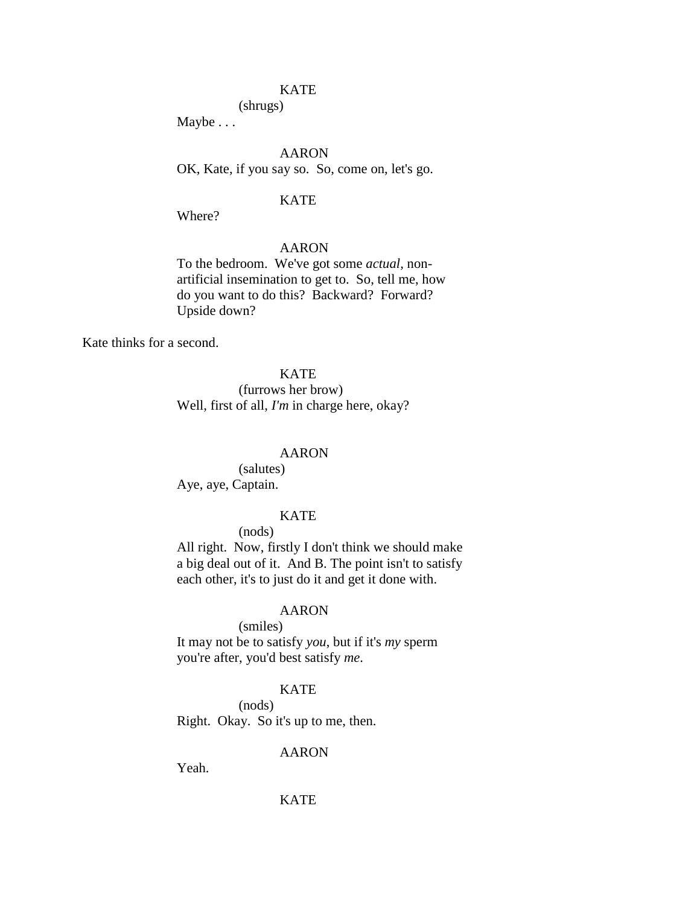KATE

(shrugs)

Maybe . . .

AARON

OK, Kate, if you say so. So, come on, let's go.

KATE

Where?

AARON

To the bedroom. We've got some *actual*, non-artificial insemination to get to. So, tell me, how do you want to do this? Backward? Forward? Upside down?

Kate thinks for a second.

KATE

(furrows her brow)

Well, first of all, *I'm* in charge here, okay?

AARON

(salutes)

Aye, aye, Captain.

KATE

(nods)

All right. Now, firstly I don't think we should make a big deal out of it. And B. The point isn't to satisfy each other, it's to just do it and get it done with.

AARON

(smiles)

It may not be to satisfy *you*, but if it's *my* sperm you're after, you'd best satisfy *me*.

KATE

(nods)

Right. Okay. So it's up to me, then.

AARON

Yeah.

KATE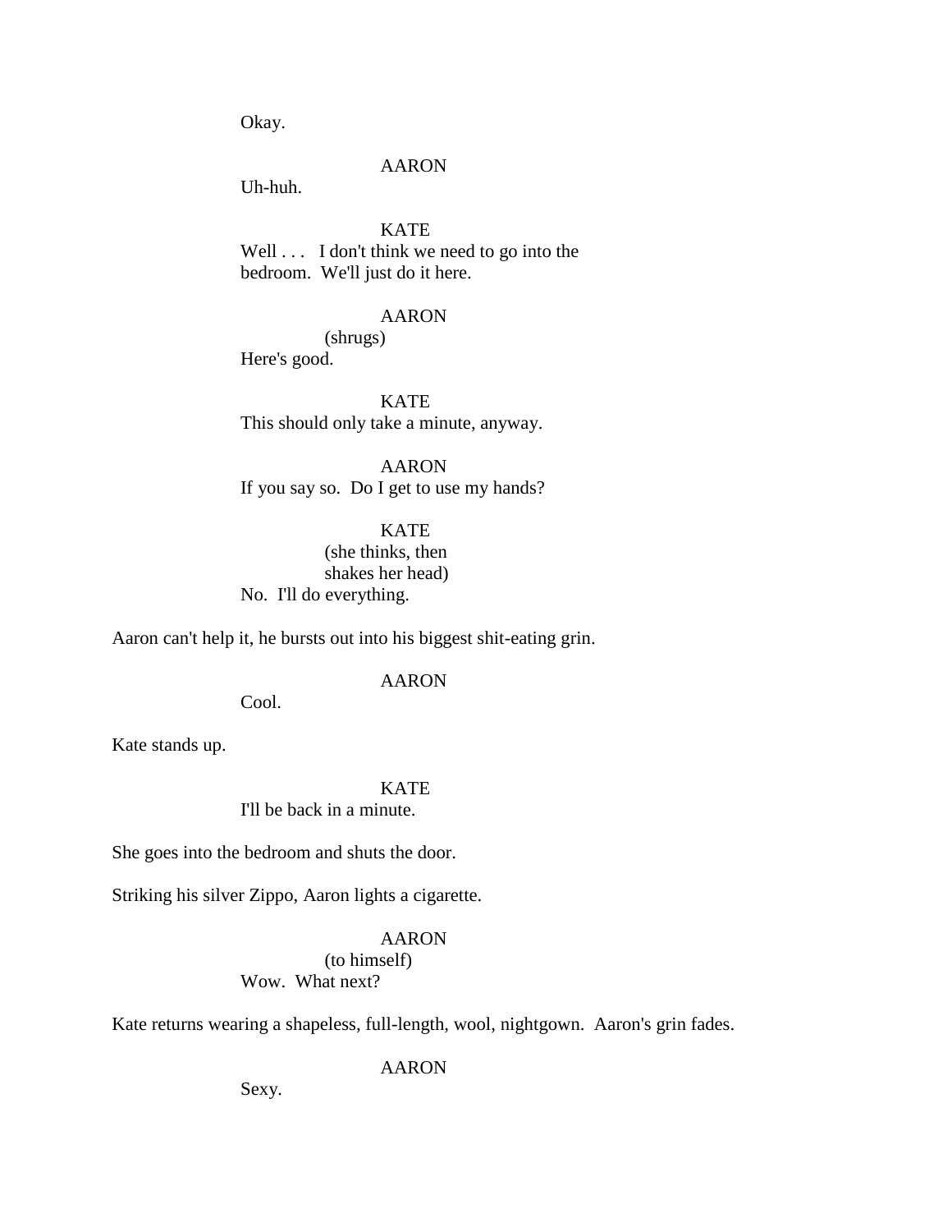Okay.

AARON

Uh-huh.

KATE

Well . . . I don't think we need to go into the bedroom. We'll just do it here.

AARON

(shrugs)

Here's good.

KATE

This should only take a minute, anyway.

AARON

If you say so. Do I get to use my hands?

KATE

(she thinks, then shakes her head)

No. I'll do everything.

Aaron can't help it, he bursts out into his biggest shit-eating grin.

AARON

Cool.

Kate stands up.

KATE

I'll be back in a minute.

She goes into the bedroom and shuts the door.

Striking his silver Zippo, Aaron lights a cigarette.

AARON

(to himself)

Wow. What next?

Kate returns wearing a shapeless, full-length, wool, nightgown. Aaron's grin fades.

AARON

Sexy.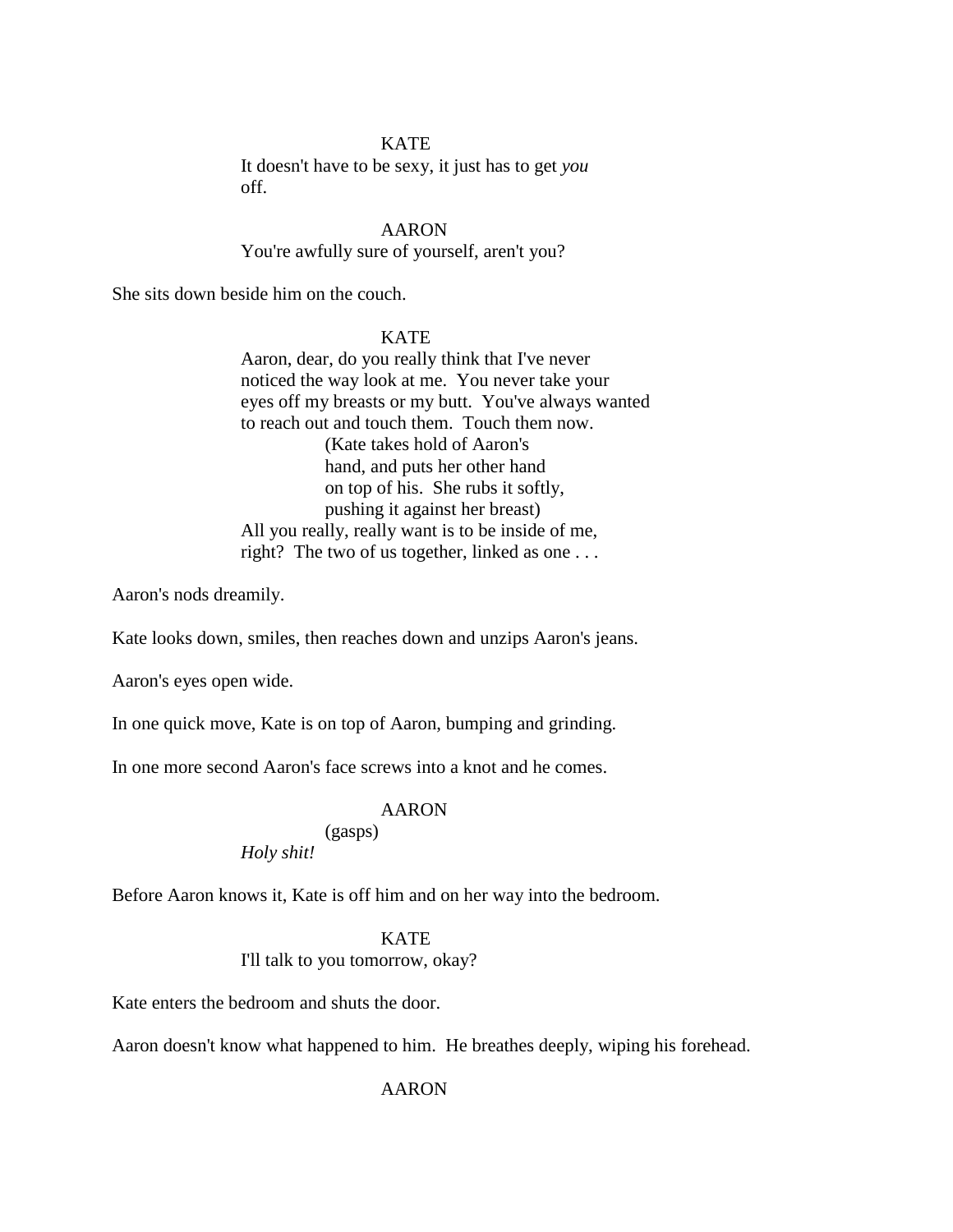KATE

It doesn't have to be sexy, it just has to get *you* off.

AARON

You're awfully sure of yourself, aren't you?

She sits down beside him on the couch.

KATE

Aaron, dear, do you really think that I've never noticed the way look at me. You never take your eyes off my breasts or my butt. You've always wanted to reach out and touch them. Touch them now.

(Kate takes hold of Aaron's hand, and puts her other hand on top of his. She rubs it softly, pushing it against her breast)

All you really, really want is to be inside of me, right? The two of us together, linked as one . . .

Aaron's nods dreamily.

Kate looks down, smiles, then reaches down and unzips Aaron's jeans.

Aaron's eyes open wide.

In one quick move, Kate is on top of Aaron, bumping and grinding.

In one more second Aaron's face screws into a knot and he comes.

AARON

(gasps)

*Holy shit!*

Before Aaron knows it, Kate is off him and on her way into the bedroom.

KATE

I'll talk to you tomorrow, okay?

Kate enters the bedroom and shuts the door.

Aaron doesn't know what happened to him. He breathes deeply, wiping his forehead.

AARON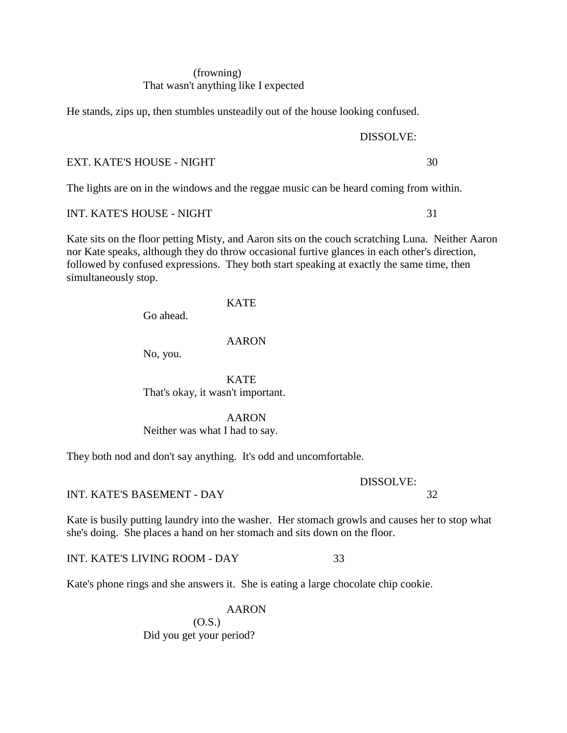(frowning)
That wasn't anything like I expected

He stands, zips up, then stumbles unsteadily out of the house looking confused.

DISSOLVE:

EXT. KATE'S HOUSE - NIGHT 30

The lights are on in the windows and the reggae music can be heard coming from within.

INT. KATE'S HOUSE - NIGHT 31

Kate sits on the floor petting Misty, and Aaron sits on the couch scratching Luna. Neither Aaron nor Kate speaks, although they do throw occasional furtive glances in each other's direction, followed by confused expressions. They both start speaking at exactly the same time, then simultaneously stop.

KATE
Go ahead.

AARON
No, you.

KATE
That's okay, it wasn't important.

AARON
Neither was what I had to say.

They both nod and don't say anything. It's odd and uncomfortable.

DISSOLVE:

INT. KATE'S BASEMENT - DAY 32

Kate is busily putting laundry into the washer. Her stomach growls and causes her to stop what she's doing. She places a hand on her stomach and sits down on the floor.

INT. KATE'S LIVING ROOM - DAY 33

Kate's phone rings and she answers it. She is eating a large chocolate chip cookie.

AARON
(O.S.)
Did you get your period?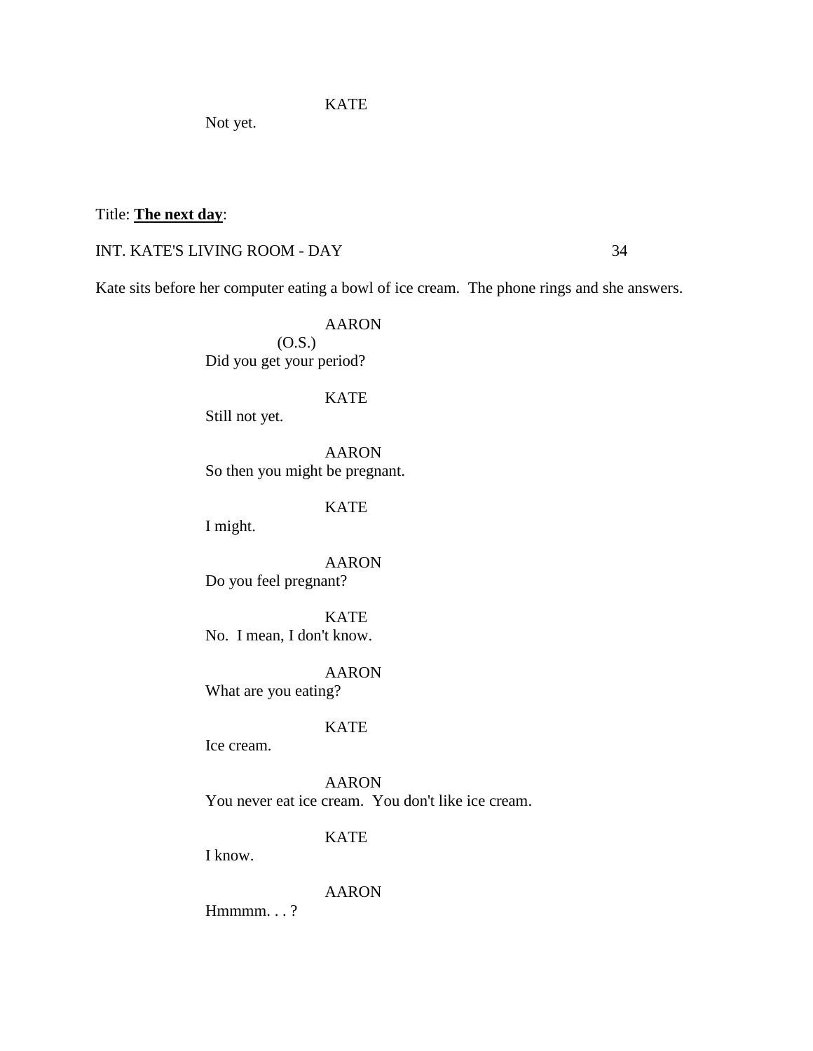KATE

Not yet.

Title: **<u>The next day</u>**:

INT. KATE'S LIVING ROOM - DAY 34

Kate sits before her computer eating a bowl of ice cream. The phone rings and she answers.

AARON

(O.S.)

Did you get your period?

KATE

Still not yet.

AARON

So then you might be pregnant.

KATE

I might.

AARON

Do you feel pregnant?

KATE

No. I mean, I don't know.

AARON

What are you eating?

KATE

Ice cream.

AARON

You never eat ice cream. You don't like ice cream.

KATE

I know.

AARON

Hmmmm. . . ?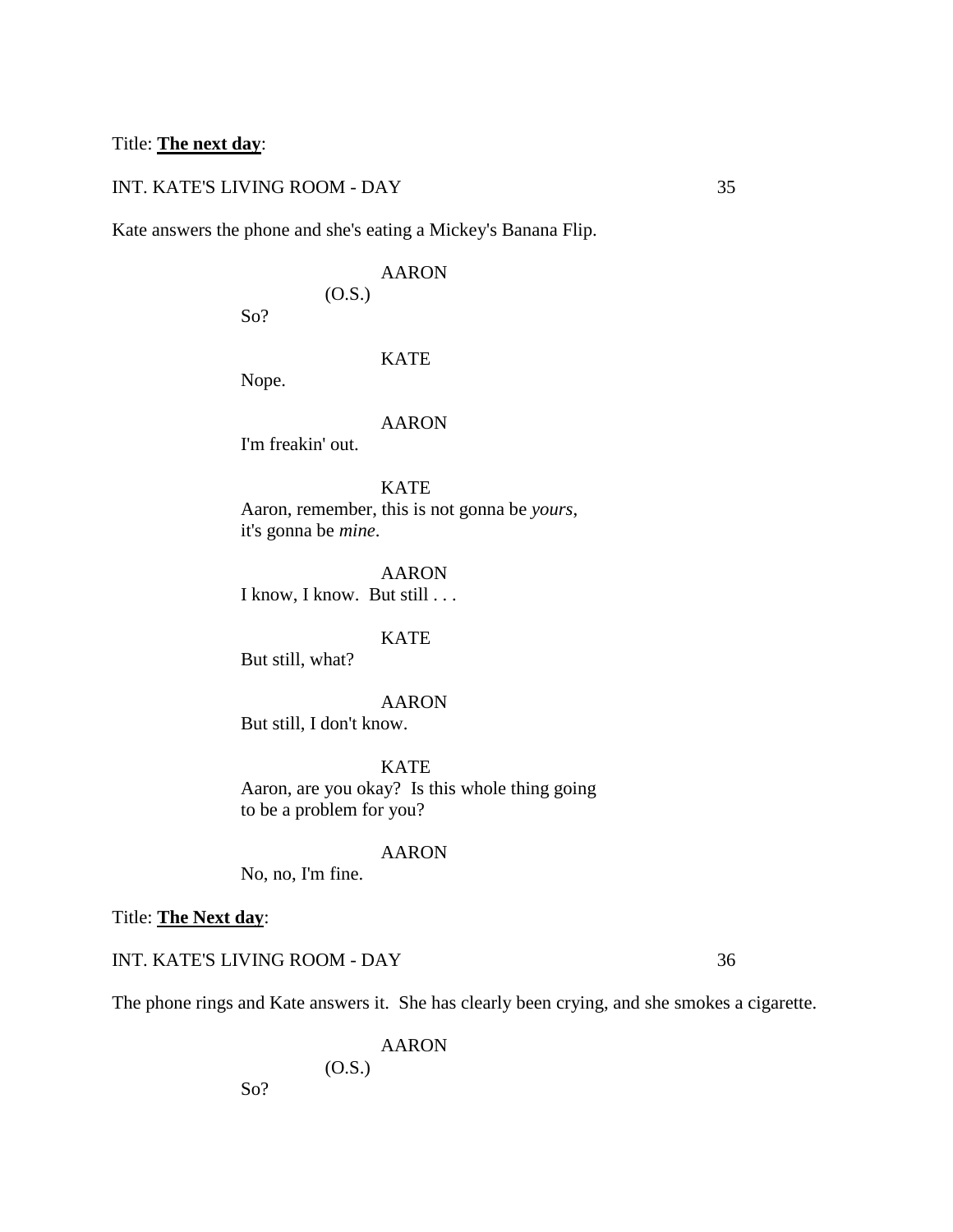Title: **The next day**:

INT. KATE'S LIVING ROOM - DAY 35

Kate answers the phone and she's eating a Mickey's Banana Flip.

AARON
(O.S.)
So?

KATE
Nope.

AARON
I'm freakin' out.

KATE
Aaron, remember, this is not gonna be *yours*, it's gonna be *mine*.

AARON
I know, I know. But still . . .

KATE
But still, what?

AARON
But still, I don't know.

KATE
Aaron, are you okay? Is this whole thing going to be a problem for you?

AARON
No, no, I'm fine.

Title: **The Next day**:

INT. KATE'S LIVING ROOM - DAY 36

The phone rings and Kate answers it. She has clearly been crying, and she smokes a cigarette.

AARON
(O.S.)
So?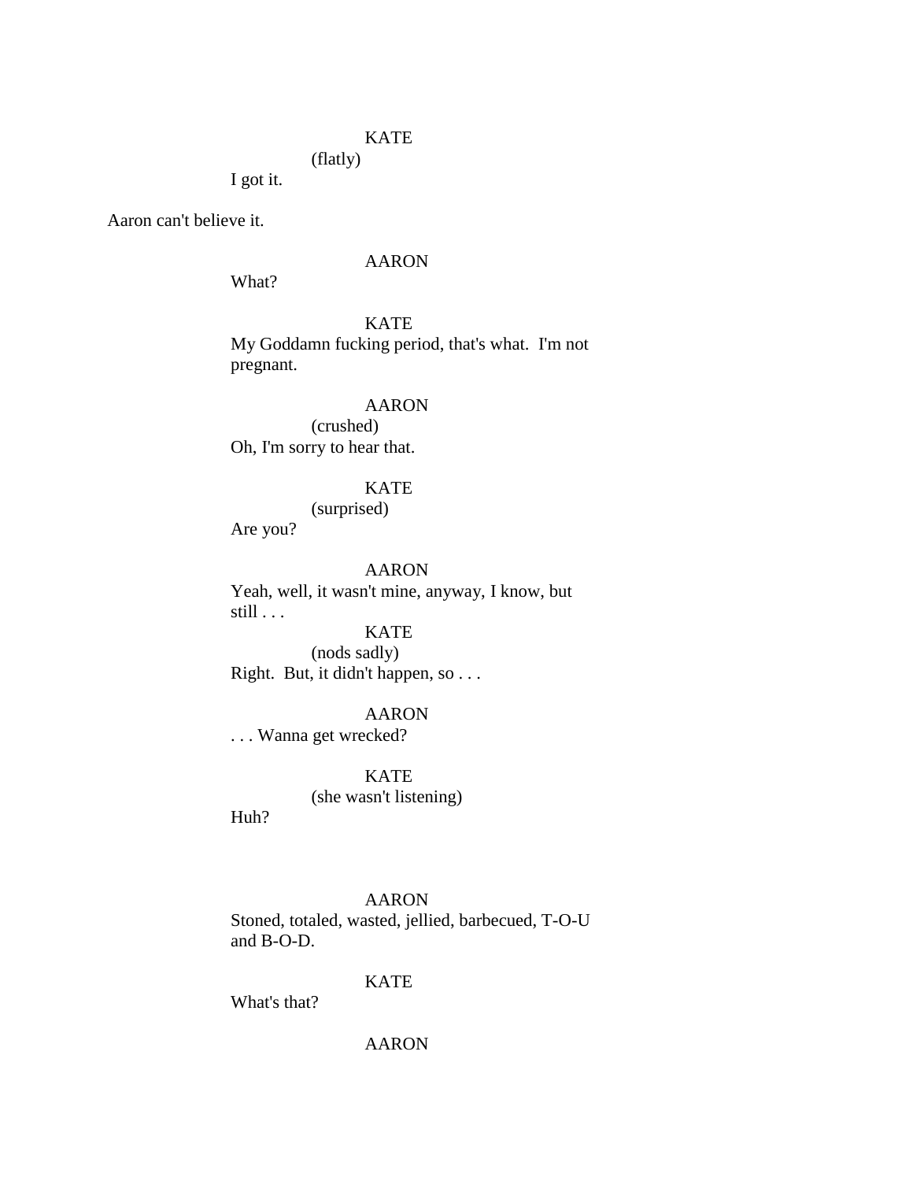KATE
(flatly)
I got it.

Aaron can't believe it.

AARON
What?

KATE
My Goddamn fucking period, that's what.  I'm not pregnant.

AARON
(crushed)
Oh, I'm sorry to hear that.

KATE
(surprised)
Are you?

AARON
Yeah, well, it wasn't mine, anyway, I know, but still . . .

KATE
(nods sadly)
Right.  But, it didn't happen, so . . .

AARON
. . . Wanna get wrecked?

KATE
(she wasn't listening)
Huh?

AARON
Stoned, totaled, wasted, jellied, barbecued, T-O-U and B-O-D.

KATE
What's that?

AARON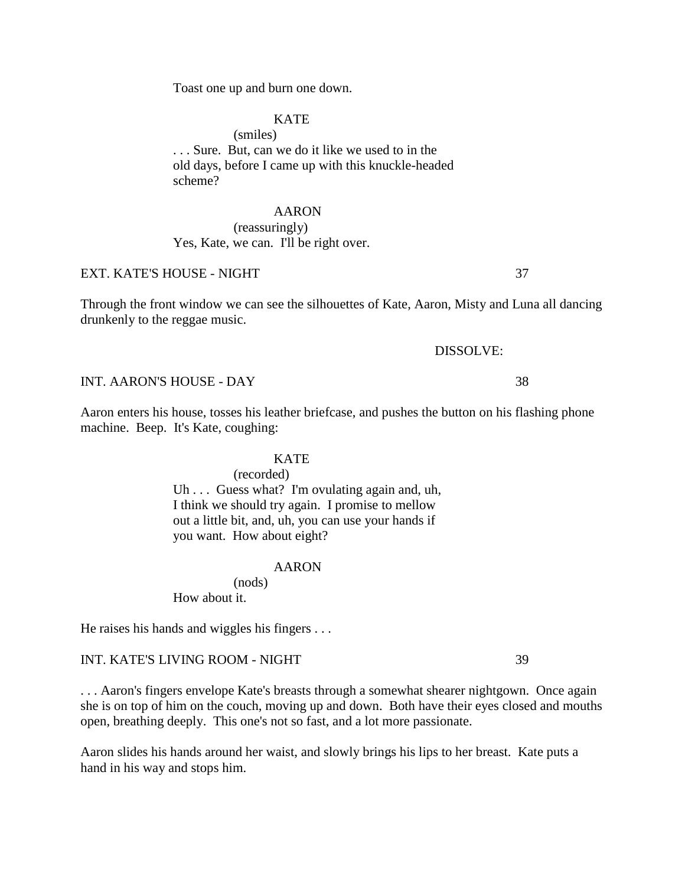Toast one up and burn one down.

KATE

(smiles)

. . . Sure. But, can we do it like we used to in the old days, before I came up with this knuckle-headed scheme?

AARON

(reassuringly)

Yes, Kate, we can. I'll be right over.

EXT. KATE'S HOUSE - NIGHT 37

Through the front window we can see the silhouettes of Kate, Aaron, Misty and Luna all dancing drunkenly to the reggae music.

DISSOLVE:

INT. AARON'S HOUSE - DAY 38

Aaron enters his house, tosses his leather briefcase, and pushes the button on his flashing phone machine. Beep. It's Kate, coughing:

KATE

(recorded)

Uh . . . Guess what? I'm ovulating again and, uh, I think we should try again. I promise to mellow out a little bit, and, uh, you can use your hands if you want. How about eight?

AARON

(nods)

How about it.

He raises his hands and wiggles his fingers . . .

INT. KATE'S LIVING ROOM - NIGHT 39

. . . Aaron's fingers envelope Kate's breasts through a somewhat shearer nightgown. Once again she is on top of him on the couch, moving up and down. Both have their eyes closed and mouths open, breathing deeply. This one's not so fast, and a lot more passionate.

Aaron slides his hands around her waist, and slowly brings his lips to her breast. Kate puts a hand in his way and stops him.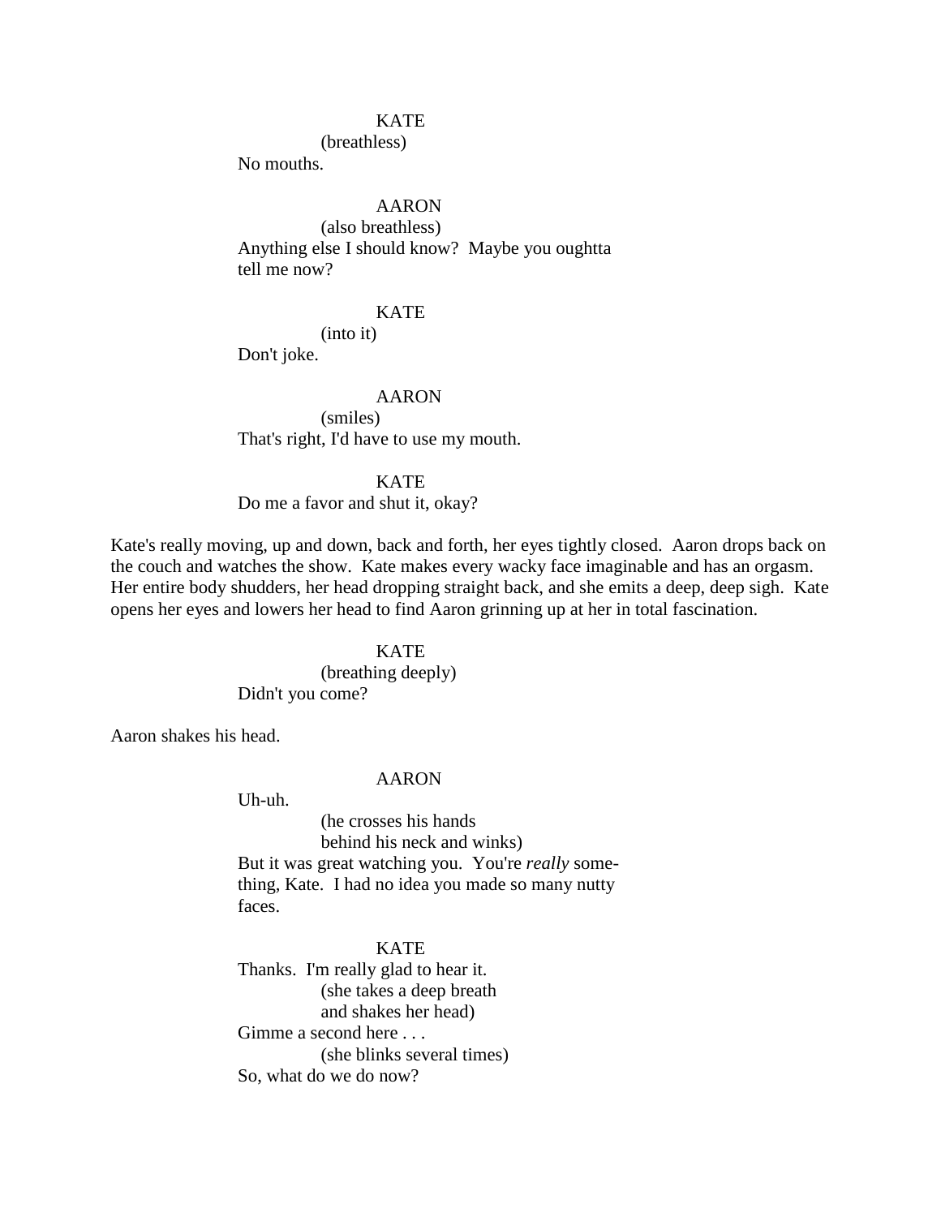KATE
(breathless)
No mouths.

AARON
(also breathless)
Anything else I should know? Maybe you oughtta tell me now?

KATE
(into it)
Don't joke.

AARON
(smiles)
That's right, I'd have to use my mouth.

KATE
Do me a favor and shut it, okay?

Kate's really moving, up and down, back and forth, her eyes tightly closed. Aaron drops back on the couch and watches the show. Kate makes every wacky face imaginable and has an orgasm. Her entire body shudders, her head dropping straight back, and she emits a deep, deep sigh. Kate opens her eyes and lowers her head to find Aaron grinning up at her in total fascination.

KATE
(breathing deeply)
Didn't you come?

Aaron shakes his head.

AARON
Uh-uh.
(he crosses his hands behind his neck and winks)
But it was great watching you. You're *really* something, Kate. I had no idea you made so many nutty faces.

KATE
Thanks. I'm really glad to hear it.
(she takes a deep breath and shakes her head)
Gimme a second here . . .
(she blinks several times)
So, what do we do now?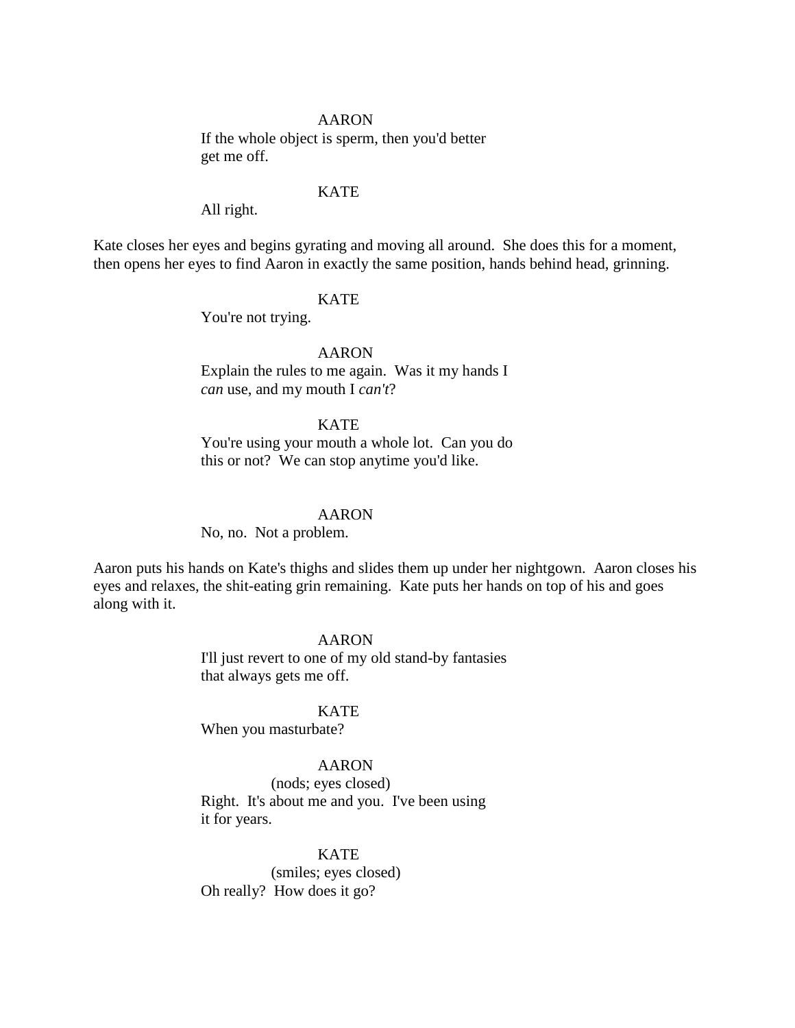AARON

If the whole object is sperm, then you'd better get me off.

KATE

All right.

Kate closes her eyes and begins gyrating and moving all around. She does this for a moment, then opens her eyes to find Aaron in exactly the same position, hands behind head, grinning.

KATE

You're not trying.

AARON

Explain the rules to me again. Was it my hands I *can* use, and my mouth I *can't*?

KATE

You're using your mouth a whole lot. Can you do this or not? We can stop anytime you'd like.

AARON

No, no. Not a problem.

Aaron puts his hands on Kate's thighs and slides them up under her nightgown. Aaron closes his eyes and relaxes, the shit-eating grin remaining. Kate puts her hands on top of his and goes along with it.

AARON

I'll just revert to one of my old stand-by fantasies that always gets me off.

KATE

When you masturbate?

AARON

(nods; eyes closed)

Right. It's about me and you. I've been using it for years.

KATE

(smiles; eyes closed)

Oh really? How does it go?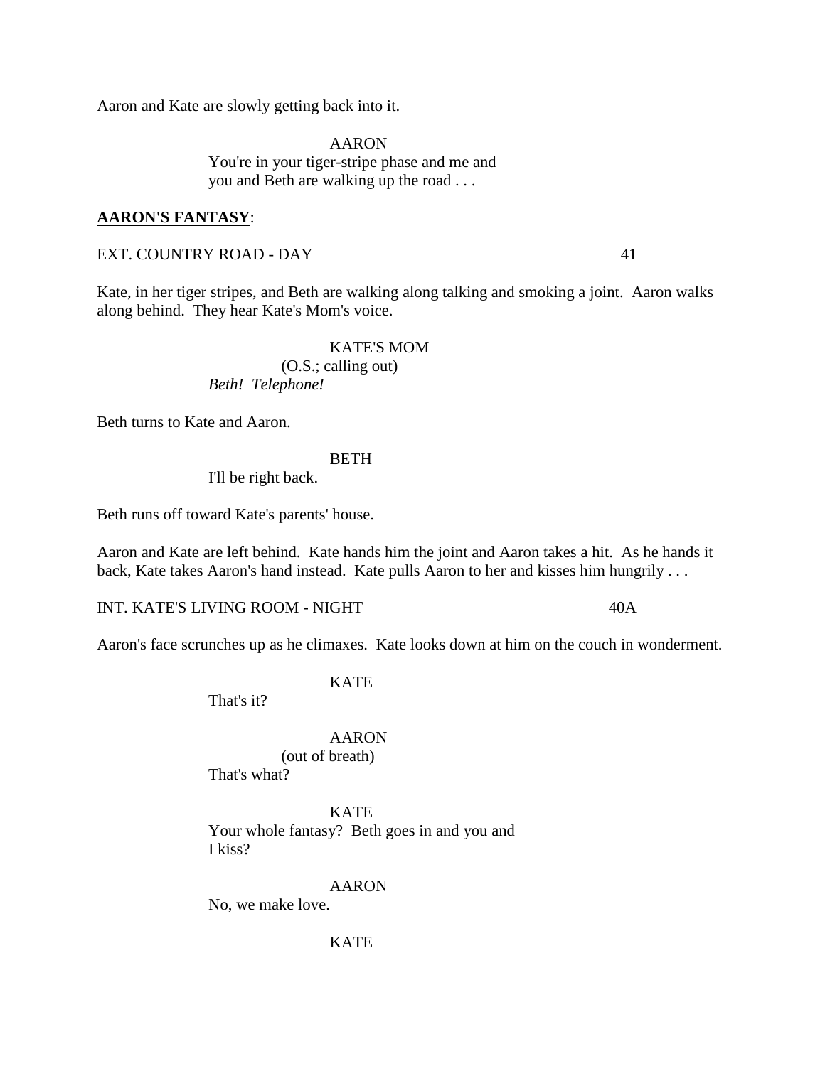Aaron and Kate are slowly getting back into it.

AARON
You're in your tiger-stripe phase and me and you and Beth are walking up the road . . .

**<u>AARON'S FANTASY</u>**:

EXT. COUNTRY ROAD - DAY 41

Kate, in her tiger stripes, and Beth are walking along talking and smoking a joint. Aaron walks along behind. They hear Kate's Mom's voice.

KATE'S MOM
(O.S.; calling out)
*Beth! Telephone!*

Beth turns to Kate and Aaron.

BETH
I'll be right back.

Beth runs off toward Kate's parents' house.

Aaron and Kate are left behind. Kate hands him the joint and Aaron takes a hit. As he hands it back, Kate takes Aaron's hand instead. Kate pulls Aaron to her and kisses him hungrily . . .

INT. KATE'S LIVING ROOM - NIGHT 40A

Aaron's face scrunches up as he climaxes. Kate looks down at him on the couch in wonderment.

KATE
That's it?

AARON
(out of breath)
That's what?

KATE
Your whole fantasy? Beth goes in and you and I kiss?

AARON
No, we make love.

KATE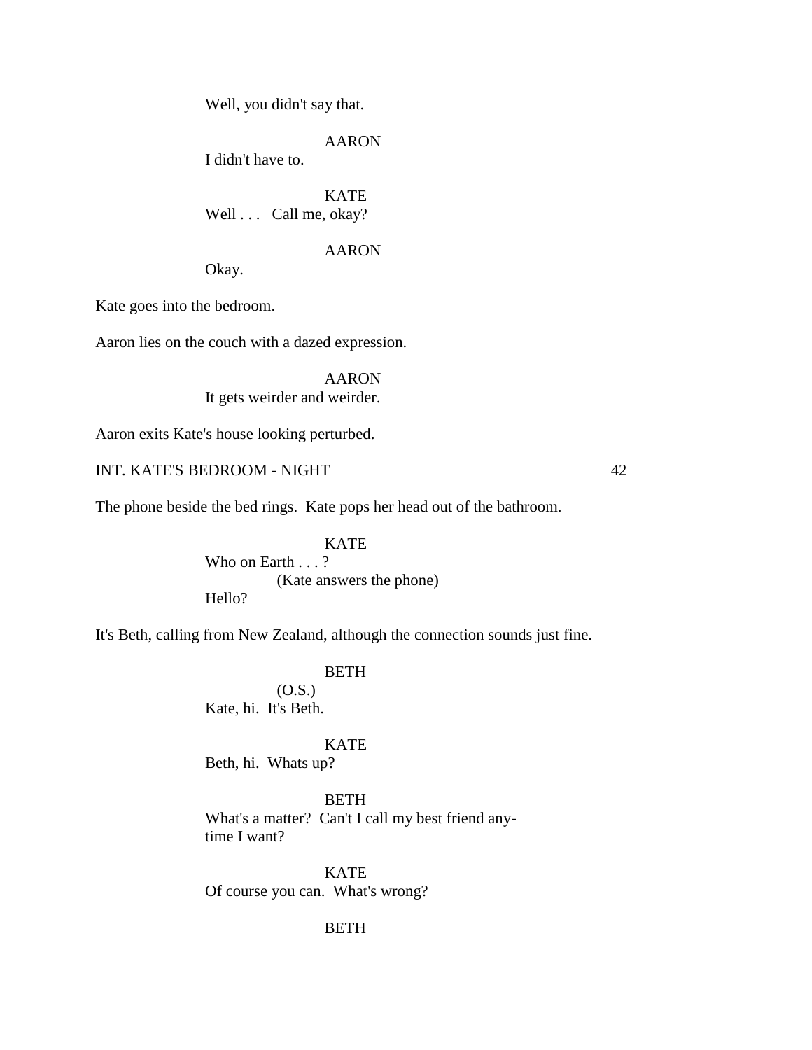Well, you didn't say that.

AARON

I didn't have to.

KATE

Well . . . Call me, okay?

AARON

Okay.

Kate goes into the bedroom.

Aaron lies on the couch with a dazed expression.

AARON

It gets weirder and weirder.

Aaron exits Kate's house looking perturbed.

INT. KATE'S BEDROOM - NIGHT 42

The phone beside the bed rings. Kate pops her head out of the bathroom.

KATE

Who on Earth . . . ?

(Kate answers the phone)

Hello?

It's Beth, calling from New Zealand, although the connection sounds just fine.

BETH

(O.S.)

Kate, hi. It's Beth.

KATE

Beth, hi. Whats up?

BETH

What's a matter? Can't I call my best friend any-time I want?

KATE

Of course you can. What's wrong?

BETH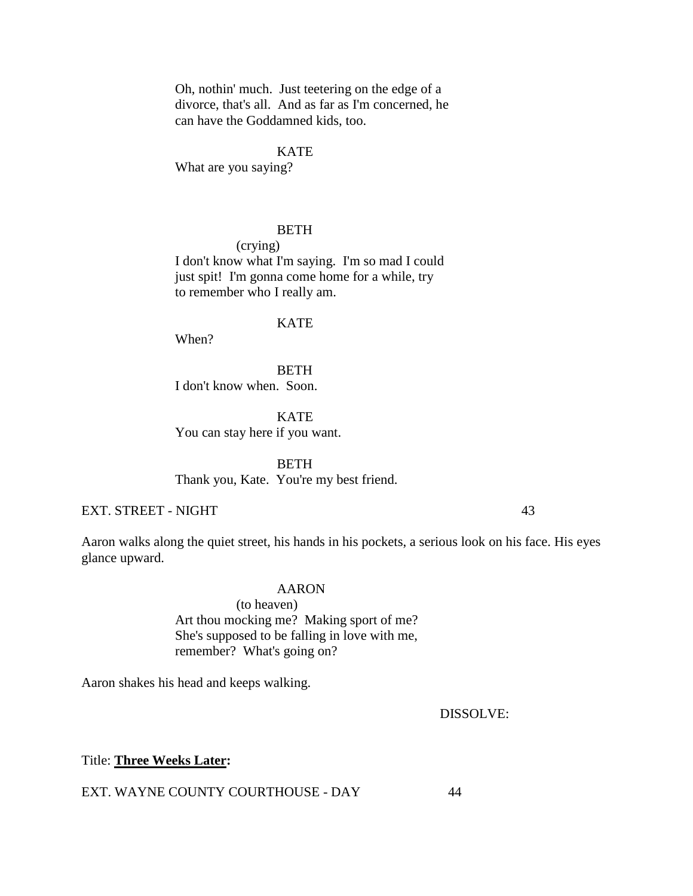Oh, nothin' much. Just teetering on the edge of a divorce, that's all. And as far as I'm concerned, he can have the Goddamned kids, too.

KATE

What are you saying?

BETH

(crying)

I don't know what I'm saying. I'm so mad I could just spit! I'm gonna come home for a while, try to remember who I really am.

KATE

When?

BETH

I don't know when. Soon.

KATE

You can stay here if you want.

BETH

Thank you, Kate. You're my best friend.

EXT. STREET - NIGHT 43

Aaron walks along the quiet street, his hands in his pockets, a serious look on his face. His eyes glance upward.

AARON

(to heaven)

Art thou mocking me? Making sport of me? She's supposed to be falling in love with me, remember? What's going on?

Aaron shakes his head and keeps walking.

DISSOLVE:

Title: **Three Weeks Later:**

EXT. WAYNE COUNTY COURTHOUSE - DAY 44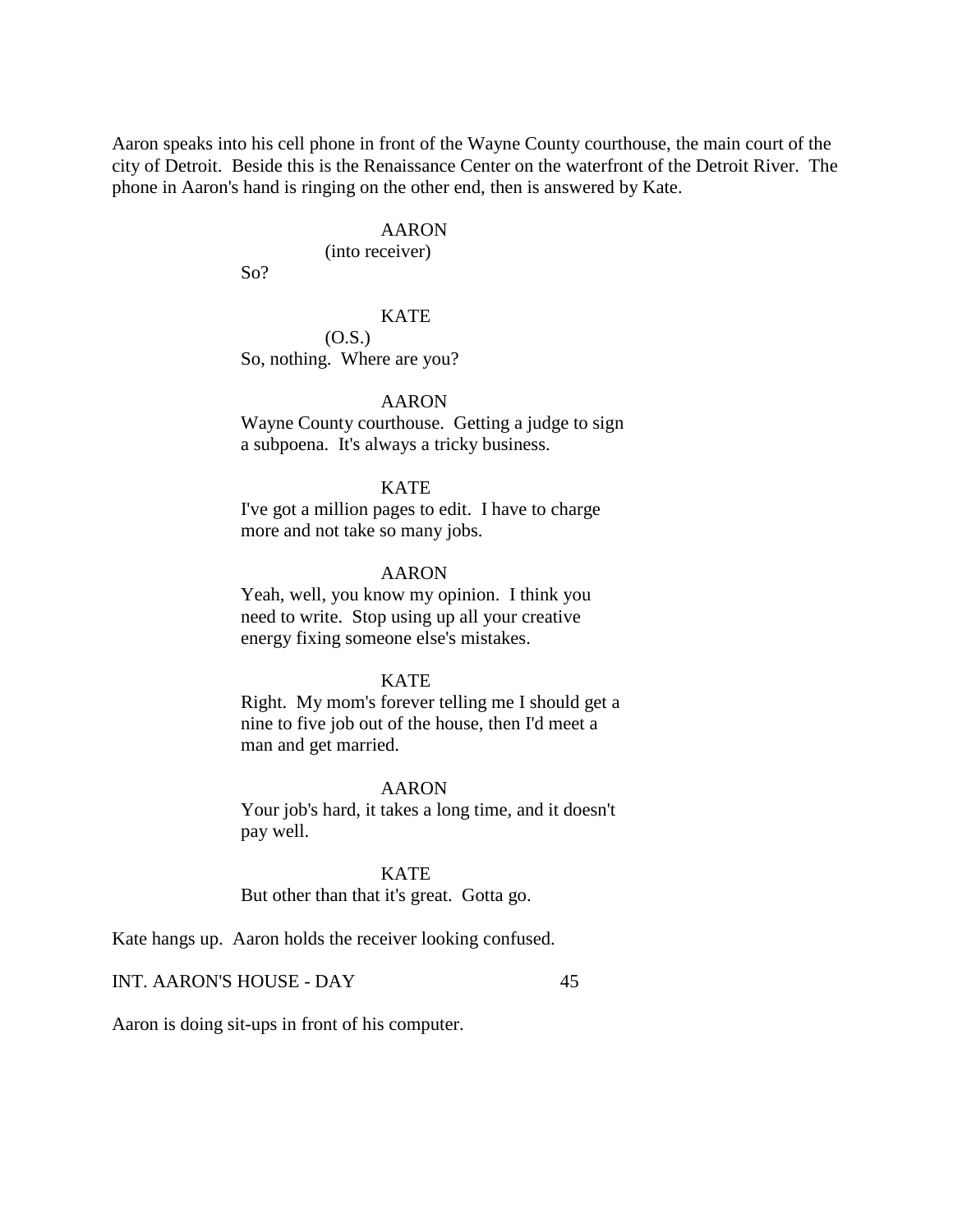Aaron speaks into his cell phone in front of the Wayne County courthouse, the main court of the city of Detroit. Beside this is the Renaissance Center on the waterfront of the Detroit River. The phone in Aaron's hand is ringing on the other end, then is answered by Kate.

AARON
(into receiver)
So?

KATE
(O.S.)
So, nothing. Where are you?

AARON
Wayne County courthouse. Getting a judge to sign a subpoena. It's always a tricky business.

KATE
I've got a million pages to edit. I have to charge more and not take so many jobs.

AARON
Yeah, well, you know my opinion. I think you need to write. Stop using up all your creative energy fixing someone else's mistakes.

KATE
Right. My mom's forever telling me I should get a nine to five job out of the house, then I'd meet a man and get married.

AARON
Your job's hard, it takes a long time, and it doesn't pay well.

KATE
But other than that it's great. Gotta go.

Kate hangs up. Aaron holds the receiver looking confused.

INT. AARON'S HOUSE - DAY 45

Aaron is doing sit-ups in front of his computer.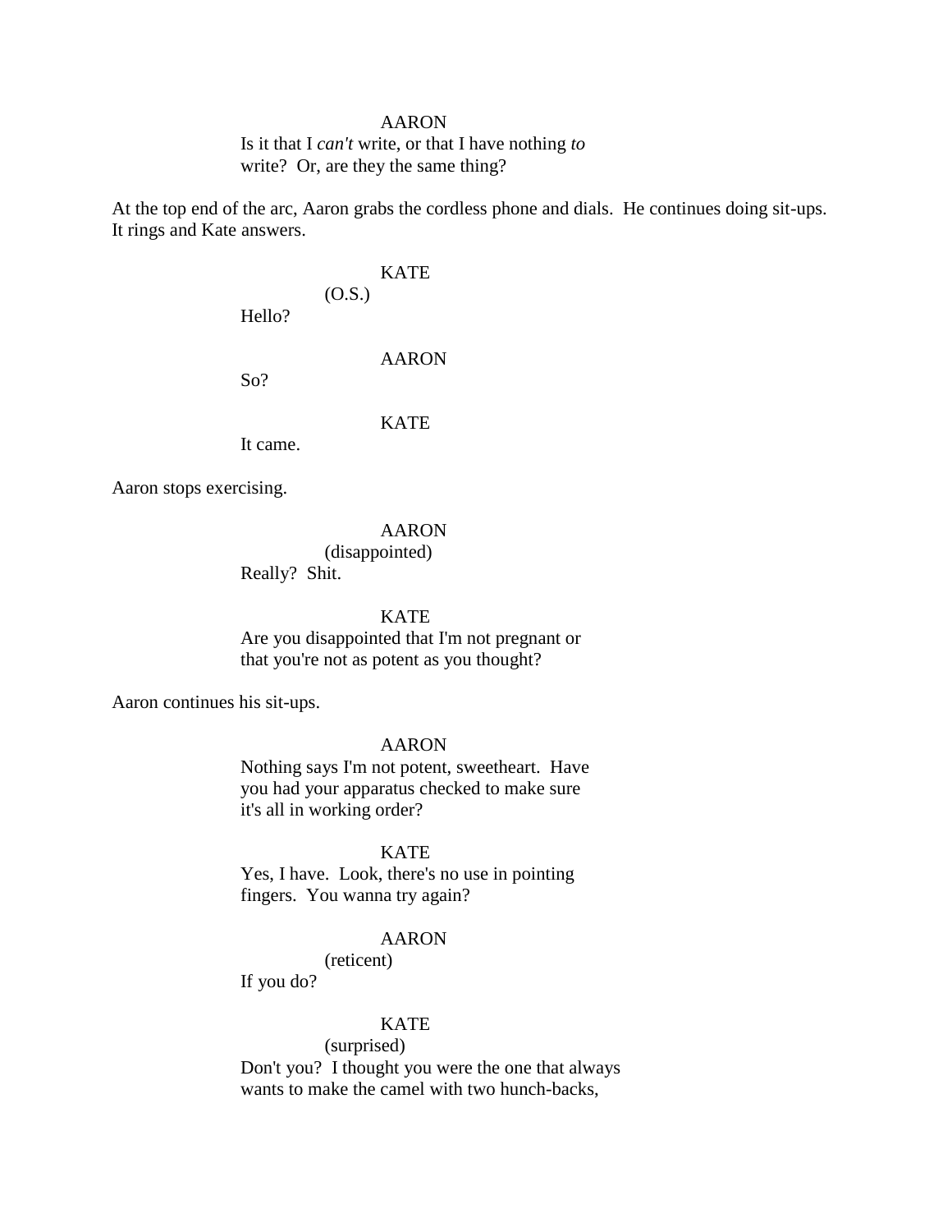AARON

Is it that I *can't* write, or that I have nothing *to* write? Or, are they the same thing?

At the top end of the arc, Aaron grabs the cordless phone and dials. He continues doing sit-ups. It rings and Kate answers.

KATE

(O.S.)

Hello?

AARON

So?

KATE

It came.

Aaron stops exercising.

AARON

(disappointed)

Really? Shit.

KATE

Are you disappointed that I'm not pregnant or that you're not as potent as you thought?

Aaron continues his sit-ups.

AARON

Nothing says I'm not potent, sweetheart. Have you had your apparatus checked to make sure it's all in working order?

KATE

Yes, I have. Look, there's no use in pointing fingers. You wanna try again?

AARON

(reticent)

If you do?

KATE

(surprised)

Don't you? I thought you were the one that always wants to make the camel with two hunch-backs,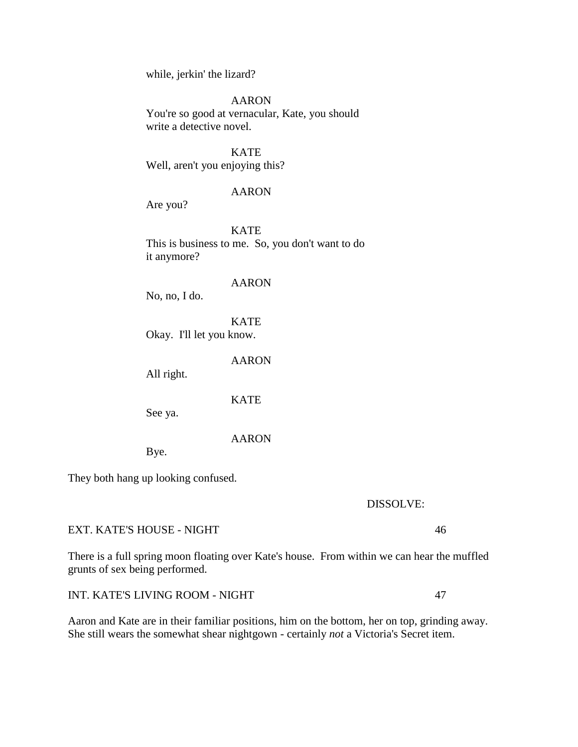while, jerkin' the lizard?

AARON
You're so good at vernacular, Kate, you should write a detective novel.

KATE
Well, aren't you enjoying this?

AARON
Are you?

KATE
This is business to me. So, you don't want to do it anymore?

AARON
No, no, I do.

KATE
Okay. I'll let you know.

AARON
All right.

KATE
See ya.

AARON
Bye.

They both hang up looking confused.

DISSOLVE:

EXT. KATE'S HOUSE - NIGHT 46

There is a full spring moon floating over Kate's house. From within we can hear the muffled grunts of sex being performed.

INT. KATE'S LIVING ROOM - NIGHT 47

Aaron and Kate are in their familiar positions, him on the bottom, her on top, grinding away. She still wears the somewhat shear nightgown - certainly *not* a Victoria's Secret item.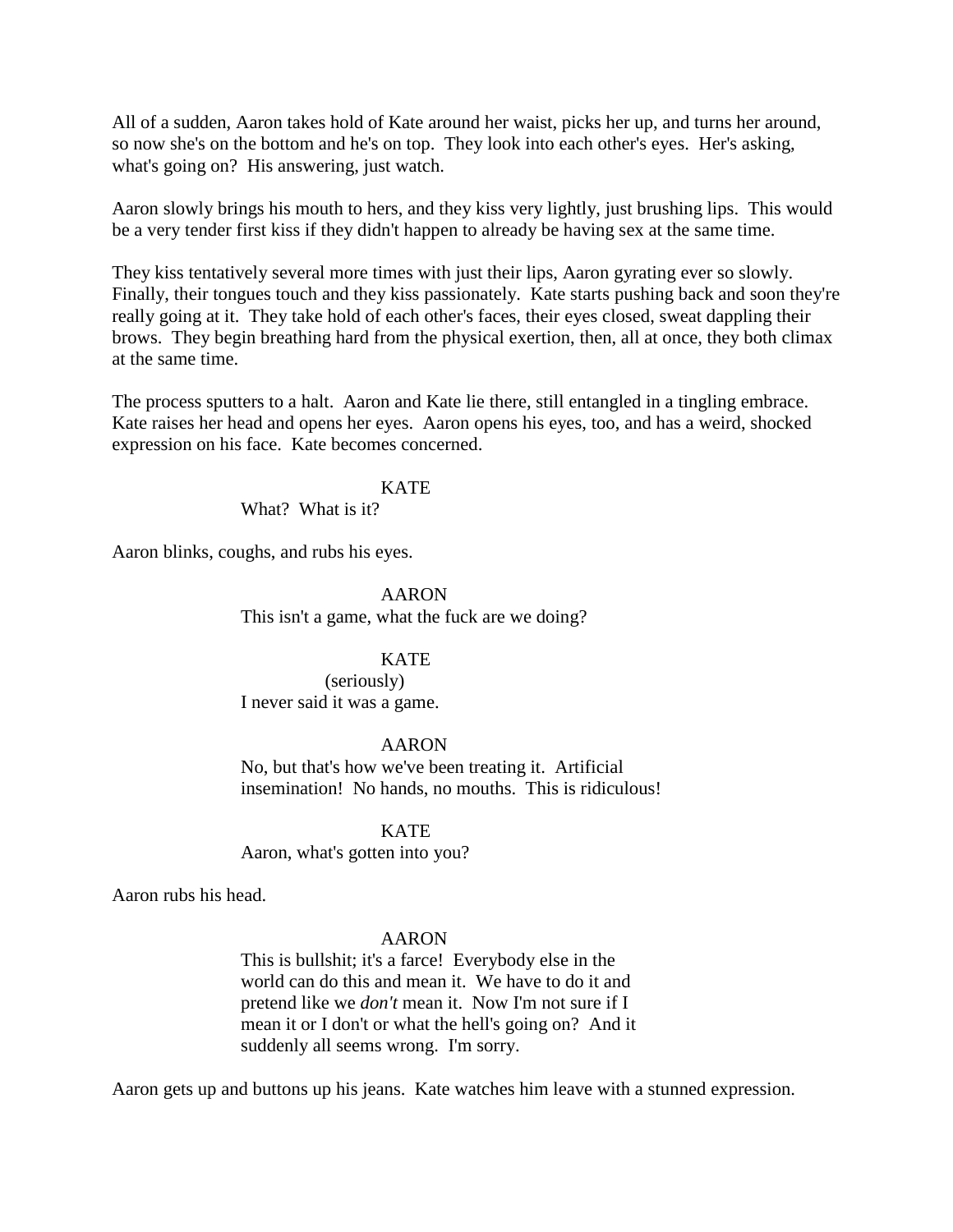All of a sudden, Aaron takes hold of Kate around her waist, picks her up, and turns her around, so now she's on the bottom and he's on top. They look into each other's eyes. Her's asking, what's going on? His answering, just watch.

Aaron slowly brings his mouth to hers, and they kiss very lightly, just brushing lips. This would be a very tender first kiss if they didn't happen to already be having sex at the same time.

They kiss tentatively several more times with just their lips, Aaron gyrating ever so slowly. Finally, their tongues touch and they kiss passionately. Kate starts pushing back and soon they're really going at it. They take hold of each other's faces, their eyes closed, sweat dappling their brows. They begin breathing hard from the physical exertion, then, all at once, they both climax at the same time.

The process sputters to a halt. Aaron and Kate lie there, still entangled in a tingling embrace. Kate raises her head and opens her eyes. Aaron opens his eyes, too, and has a weird, shocked expression on his face. Kate becomes concerned.

KATE

What? What is it?

Aaron blinks, coughs, and rubs his eyes.

AARON

This isn't a game, what the fuck are we doing?

KATE

(seriously)

I never said it was a game.

AARON

No, but that's how we've been treating it. Artificial insemination! No hands, no mouths. This is ridiculous!

KATE

Aaron, what's gotten into you?

Aaron rubs his head.

AARON

This is bullshit; it's a farce! Everybody else in the world can do this and mean it. We have to do it and pretend like we *don't* mean it. Now I'm not sure if I mean it or I don't or what the hell's going on? And it suddenly all seems wrong. I'm sorry.

Aaron gets up and buttons up his jeans. Kate watches him leave with a stunned expression.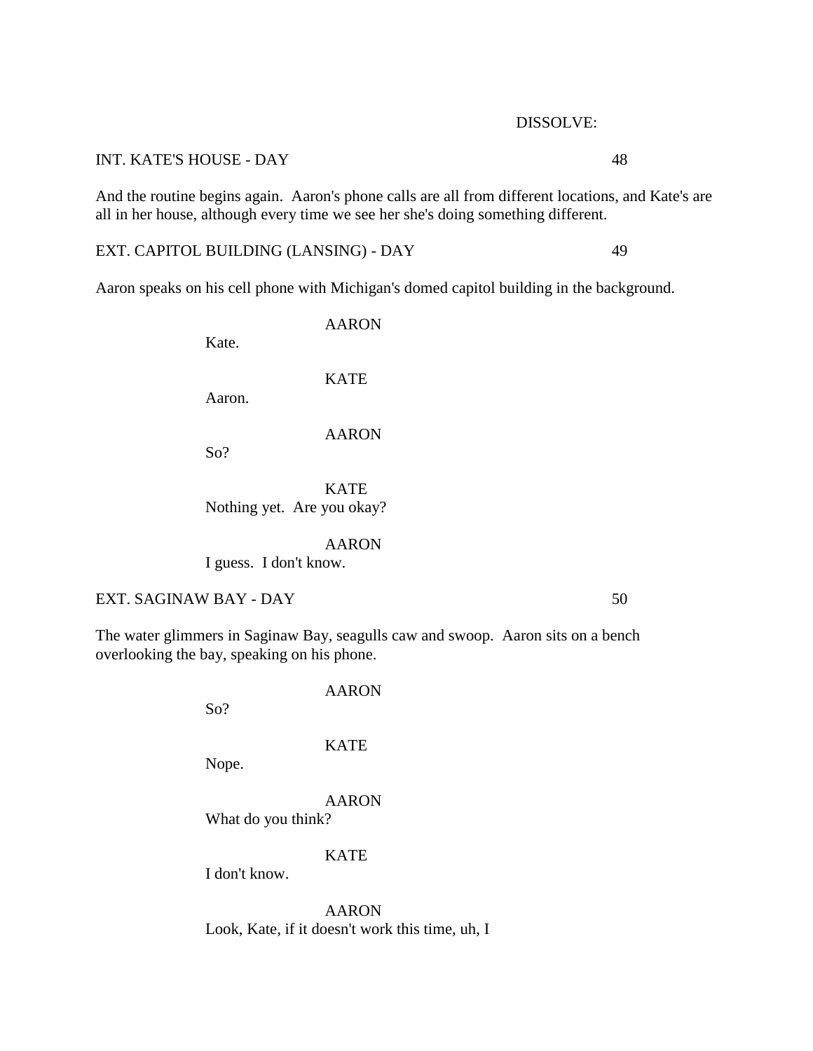DISSOLVE:

INT. KATE'S HOUSE - DAY 48

And the routine begins again. Aaron's phone calls are all from different locations, and Kate's are all in her house, although every time we see her she's doing something different.

EXT. CAPITOL BUILDING (LANSING) - DAY 49

Aaron speaks on his cell phone with Michigan's domed capitol building in the background.

AARON
Kate.

KATE
Aaron.

AARON
So?

KATE
Nothing yet. Are you okay?

AARON
I guess. I don't know.

EXT. SAGINAW BAY - DAY 50

The water glimmers in Saginaw Bay, seagulls caw and swoop. Aaron sits on a bench overlooking the bay, speaking on his phone.

AARON
So?

KATE
Nope.

AARON
What do you think?

KATE
I don't know.

AARON
Look, Kate, if it doesn't work this time, uh, I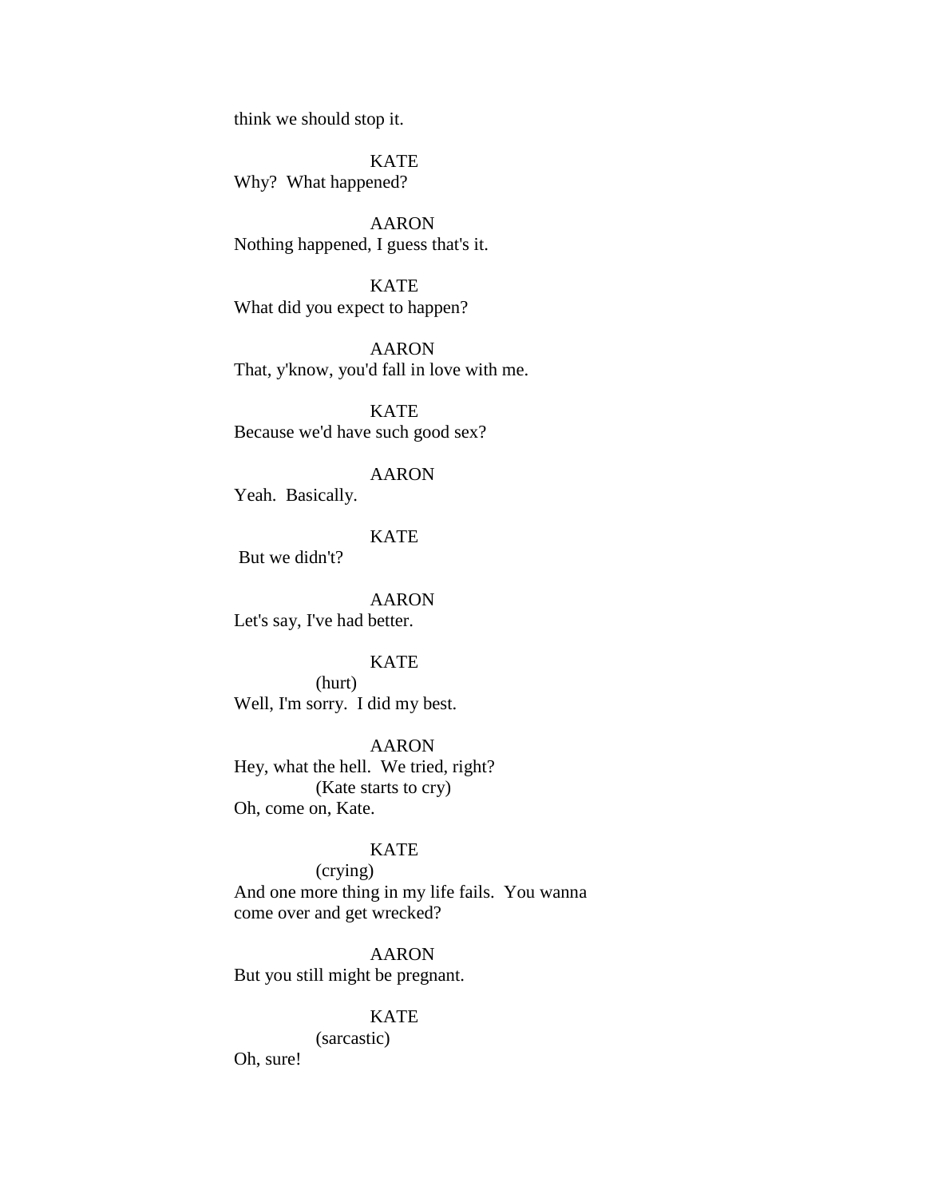think we should stop it.

KATE
Why?  What happened?

AARON
Nothing happened, I guess that's it.

KATE
What did you expect to happen?

AARON
That, y'know, you'd fall in love with me.

KATE
Because we'd have such good sex?

AARON
Yeah.  Basically.

KATE
But we didn't?

AARON
Let's say, I've had better.

KATE
(hurt)
Well, I'm sorry.  I did my best.

AARON
Hey, what the hell.  We tried, right?
(Kate starts to cry)
Oh, come on, Kate.

KATE
(crying)
And one more thing in my life fails.  You wanna come over and get wrecked?

AARON
But you still might be pregnant.

KATE
(sarcastic)
Oh, sure!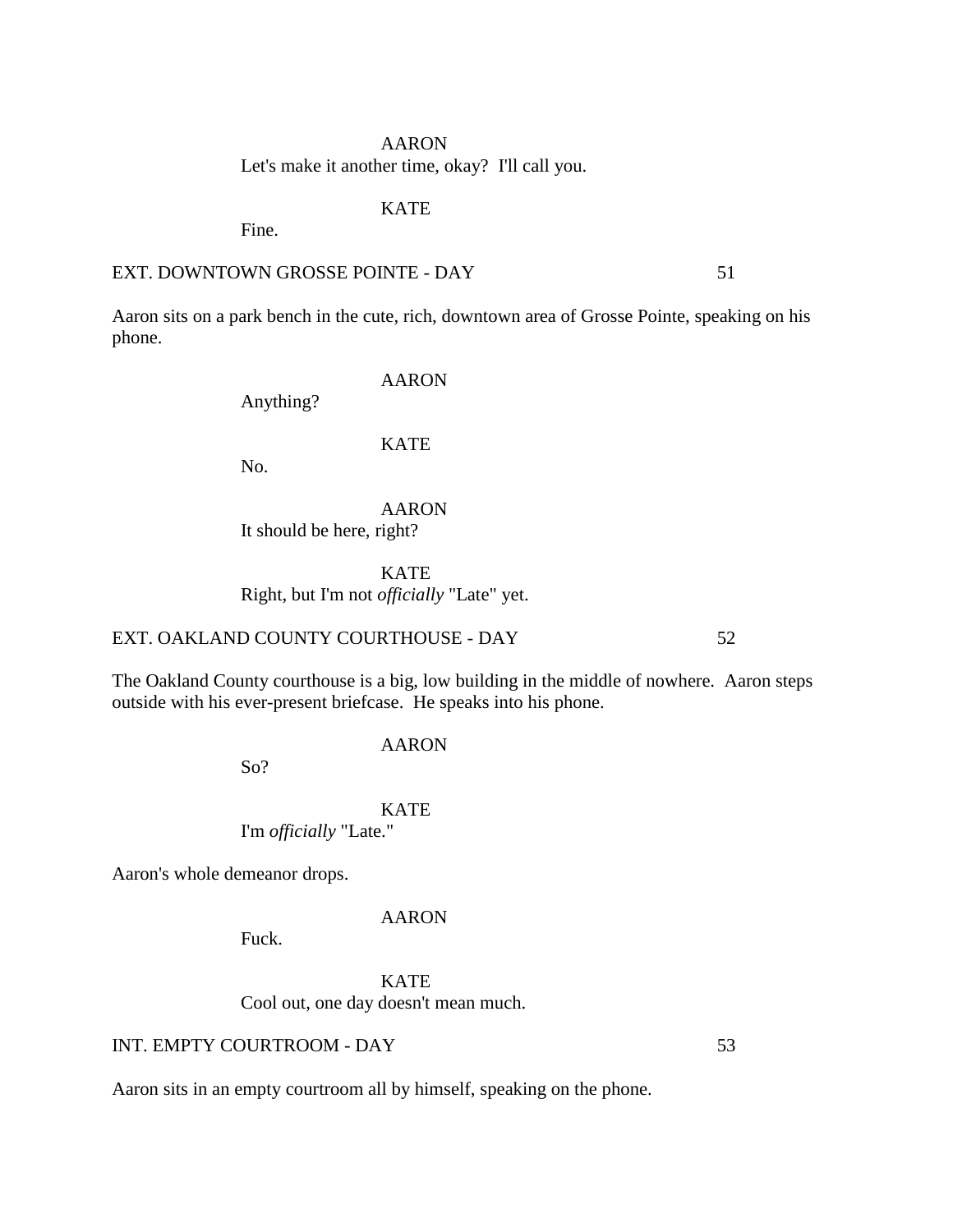AARON

Let's make it another time, okay?  I'll call you.

KATE

Fine.

EXT. DOWNTOWN GROSSE POINTE - DAY 51

Aaron sits on a park bench in the cute, rich, downtown area of Grosse Pointe, speaking on his phone.

AARON

Anything?

KATE

No.

AARON

It should be here, right?

KATE

Right, but I'm not *officially* "Late" yet.

EXT. OAKLAND COUNTY COURTHOUSE - DAY 52

The Oakland County courthouse is a big, low building in the middle of nowhere.  Aaron steps outside with his ever-present briefcase.  He speaks into his phone.

AARON

So?

KATE

I'm *officially* "Late."

Aaron's whole demeanor drops.

AARON

Fuck.

KATE

Cool out, one day doesn't mean much.

INT. EMPTY COURTROOM - DAY 53

Aaron sits in an empty courtroom all by himself, speaking on the phone.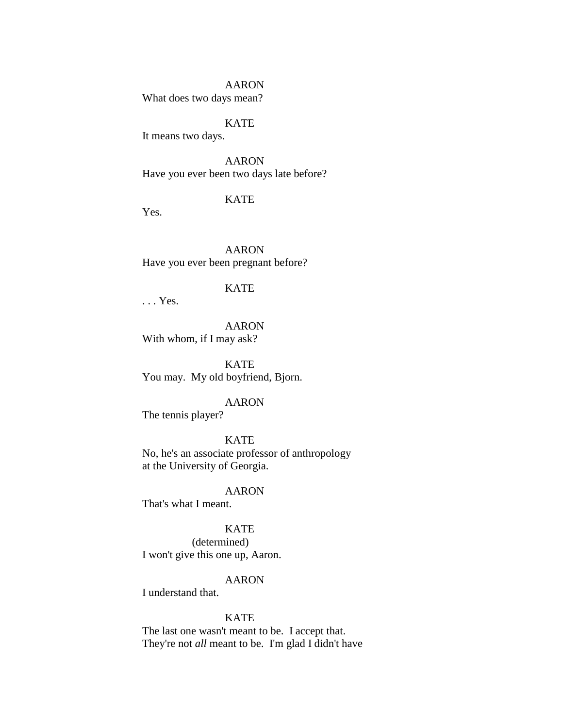AARON
What does two days mean?

KATE
It means two days.

AARON
Have you ever been two days late before?

KATE
Yes.

AARON
Have you ever been pregnant before?

KATE
. . . Yes.

AARON
With whom, if I may ask?

KATE
You may. My old boyfriend, Bjorn.

AARON
The tennis player?

KATE
No, he's an associate professor of anthropology
at the University of Georgia.

AARON
That's what I meant.

KATE
(determined)
I won't give this one up, Aaron.

AARON
I understand that.

KATE
The last one wasn't meant to be. I accept that.
They're not *all* meant to be. I'm glad I didn't have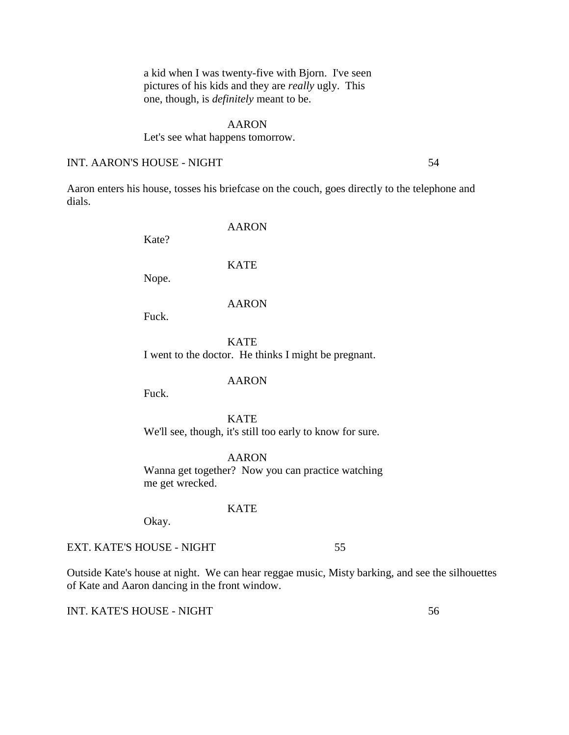a kid when I was twenty-five with Bjorn. I've seen pictures of his kids and they are *really* ugly. This one, though, is *definitely* meant to be.

AARON
Let's see what happens tomorrow.

INT. AARON'S HOUSE - NIGHT 54

Aaron enters his house, tosses his briefcase on the couch, goes directly to the telephone and dials.

AARON
Kate?

KATE
Nope.

AARON
Fuck.

KATE
I went to the doctor. He thinks I might be pregnant.

AARON
Fuck.

KATE
We'll see, though, it's still too early to know for sure.

AARON
Wanna get together? Now you can practice watching me get wrecked.

KATE
Okay.

EXT. KATE'S HOUSE - NIGHT 55

Outside Kate's house at night. We can hear reggae music, Misty barking, and see the silhouettes of Kate and Aaron dancing in the front window.

INT. KATE'S HOUSE - NIGHT 56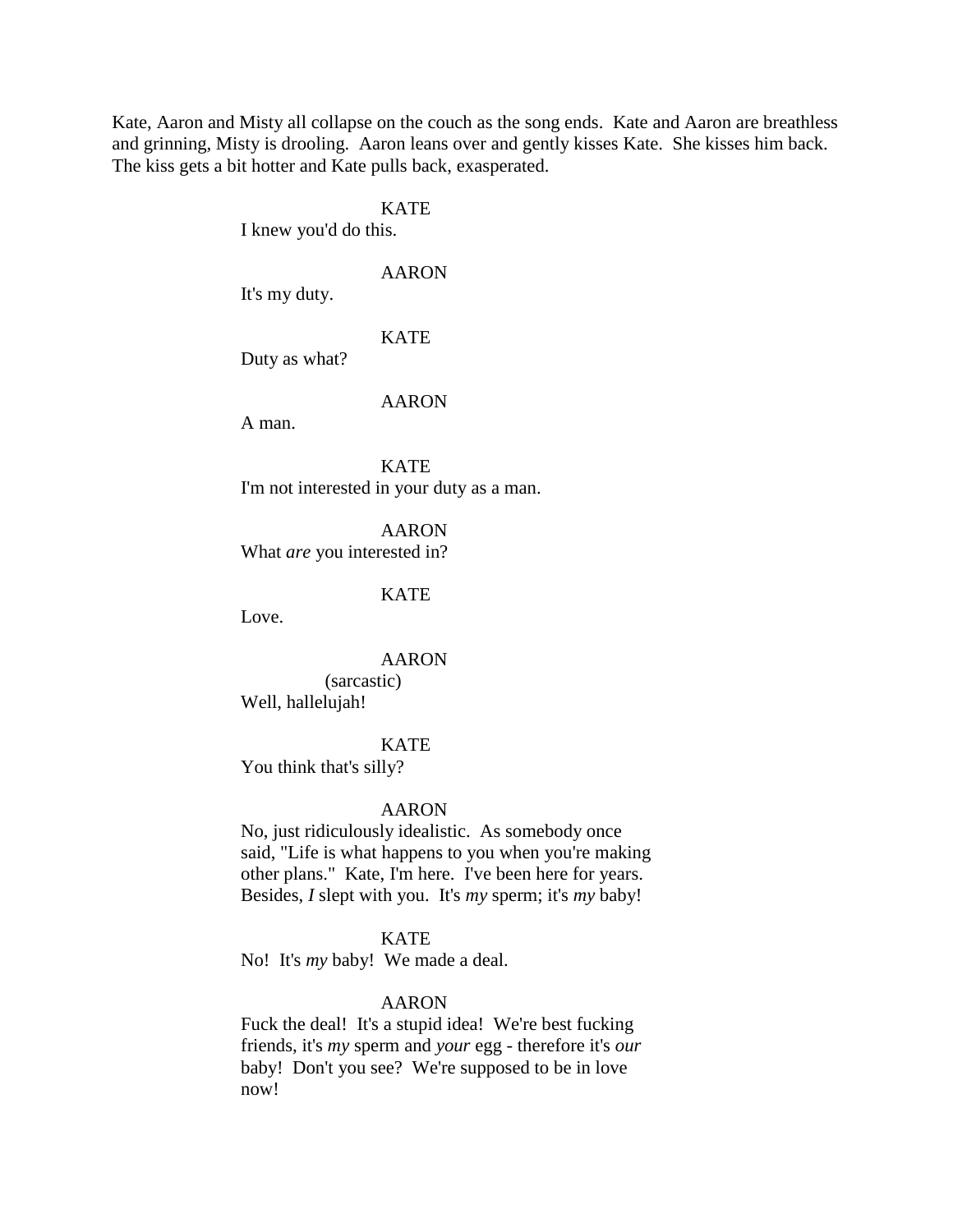Kate, Aaron and Misty all collapse on the couch as the song ends. Kate and Aaron are breathless and grinning, Misty is drooling. Aaron leans over and gently kisses Kate. She kisses him back. The kiss gets a bit hotter and Kate pulls back, exasperated.

KATE
I knew you'd do this.

AARON
It's my duty.

KATE
Duty as what?

AARON
A man.

KATE
I'm not interested in your duty as a man.

AARON
What *are* you interested in?

KATE
Love.

AARON
(sarcastic)
Well, hallelujah!

KATE
You think that's silly?

AARON
No, just ridiculously idealistic. As somebody once said, "Life is what happens to you when you're making other plans." Kate, I'm here. I've been here for years. Besides, *I* slept with you. It's *my* sperm; it's *my* baby!

KATE
No! It's *my* baby! We made a deal.

AARON
Fuck the deal! It's a stupid idea! We're best fucking friends, it's *my* sperm and *your* egg - therefore it's *our* baby! Don't you see? We're supposed to be in love now!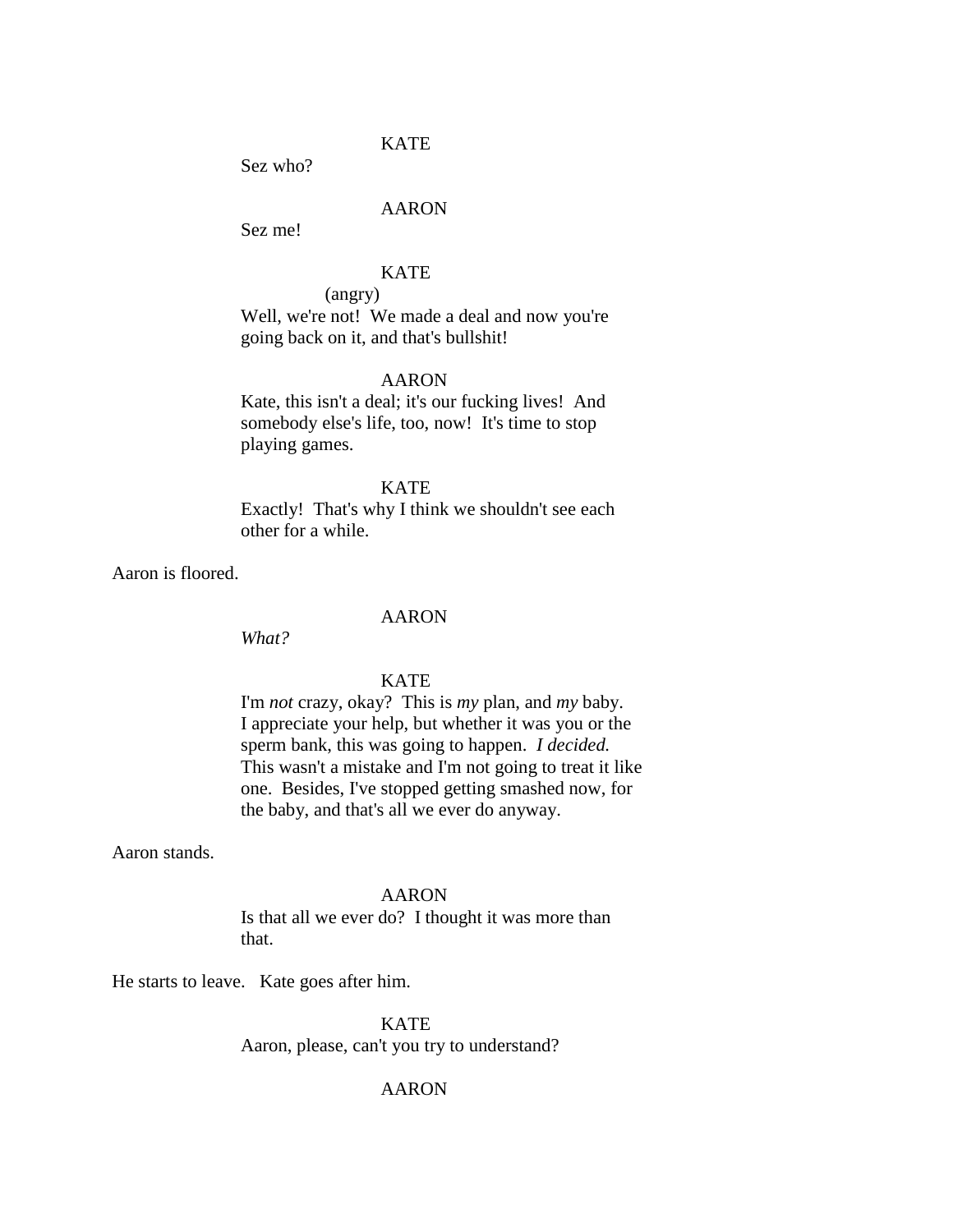KATE

Sez who?

AARON

Sez me!

KATE

(angry)

Well, we're not! We made a deal and now you're going back on it, and that's bullshit!

AARON

Kate, this isn't a deal; it's our fucking lives! And somebody else's life, too, now! It's time to stop playing games.

KATE

Exactly! That's why I think we shouldn't see each other for a while.

Aaron is floored.

AARON

*What?*

KATE

I'm *not* crazy, okay? This is *my* plan, and *my* baby. I appreciate your help, but whether it was you or the sperm bank, this was going to happen. *I decided.* This wasn't a mistake and I'm not going to treat it like one. Besides, I've stopped getting smashed now, for the baby, and that's all we ever do anyway.

Aaron stands.

AARON

Is that all we ever do? I thought it was more than that.

He starts to leave. Kate goes after him.

KATE

Aaron, please, can't you try to understand?

AARON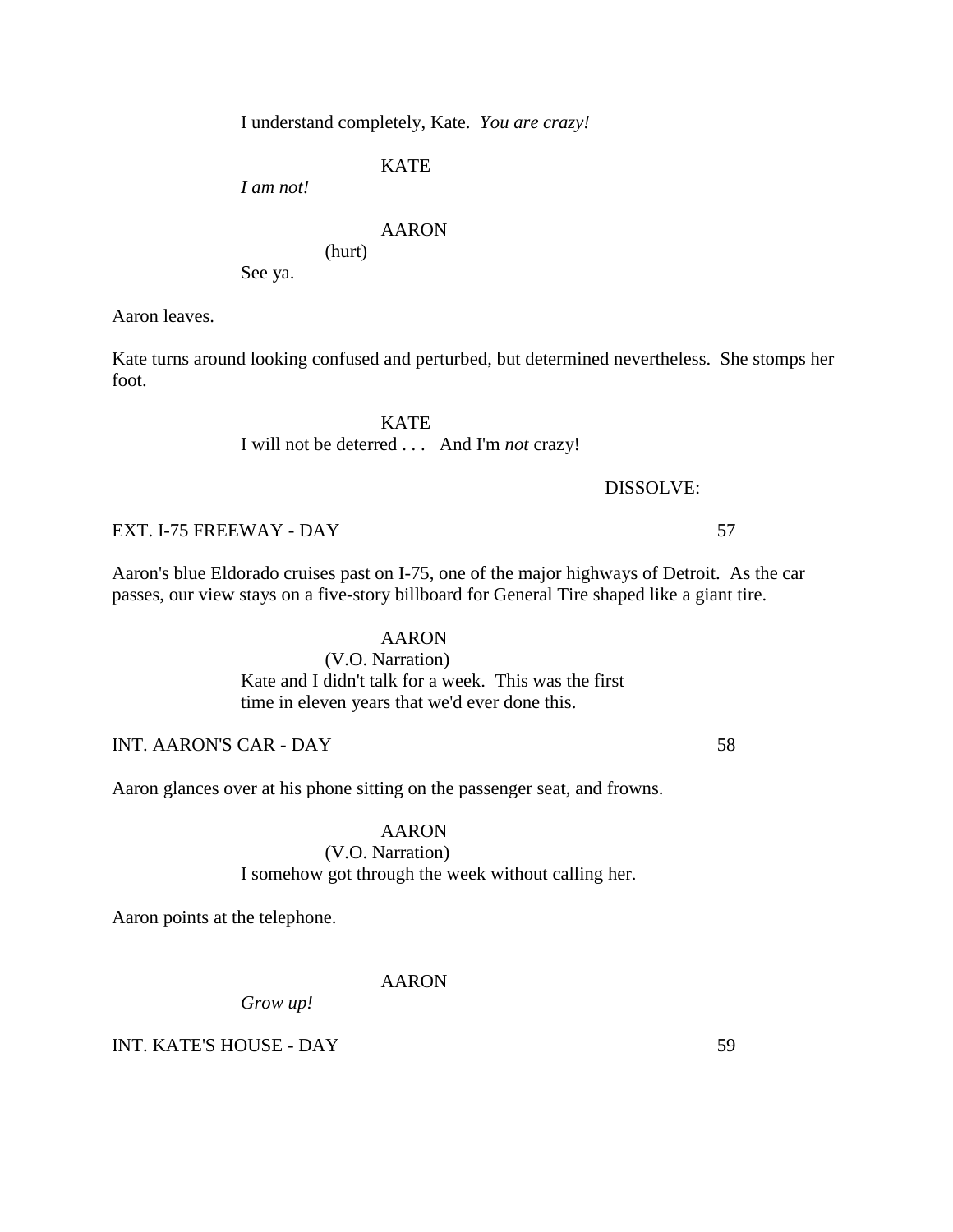I understand completely, Kate. *You are crazy!*

KATE

*I am not!*

AARON

(hurt)

See ya.

Aaron leaves.

Kate turns around looking confused and perturbed, but determined nevertheless. She stomps her foot.

KATE

I will not be deterred . . . And I'm *not* crazy!

DISSOLVE:

EXT. I-75 FREEWAY - DAY 57

Aaron's blue Eldorado cruises past on I-75, one of the major highways of Detroit. As the car passes, our view stays on a five-story billboard for General Tire shaped like a giant tire.

AARON

(V.O. Narration)

Kate and I didn't talk for a week. This was the first time in eleven years that we'd ever done this.

INT. AARON'S CAR - DAY 58

Aaron glances over at his phone sitting on the passenger seat, and frowns.

AARON

(V.O. Narration)

I somehow got through the week without calling her.

Aaron points at the telephone.

AARON

*Grow up!*

INT. KATE'S HOUSE - DAY 59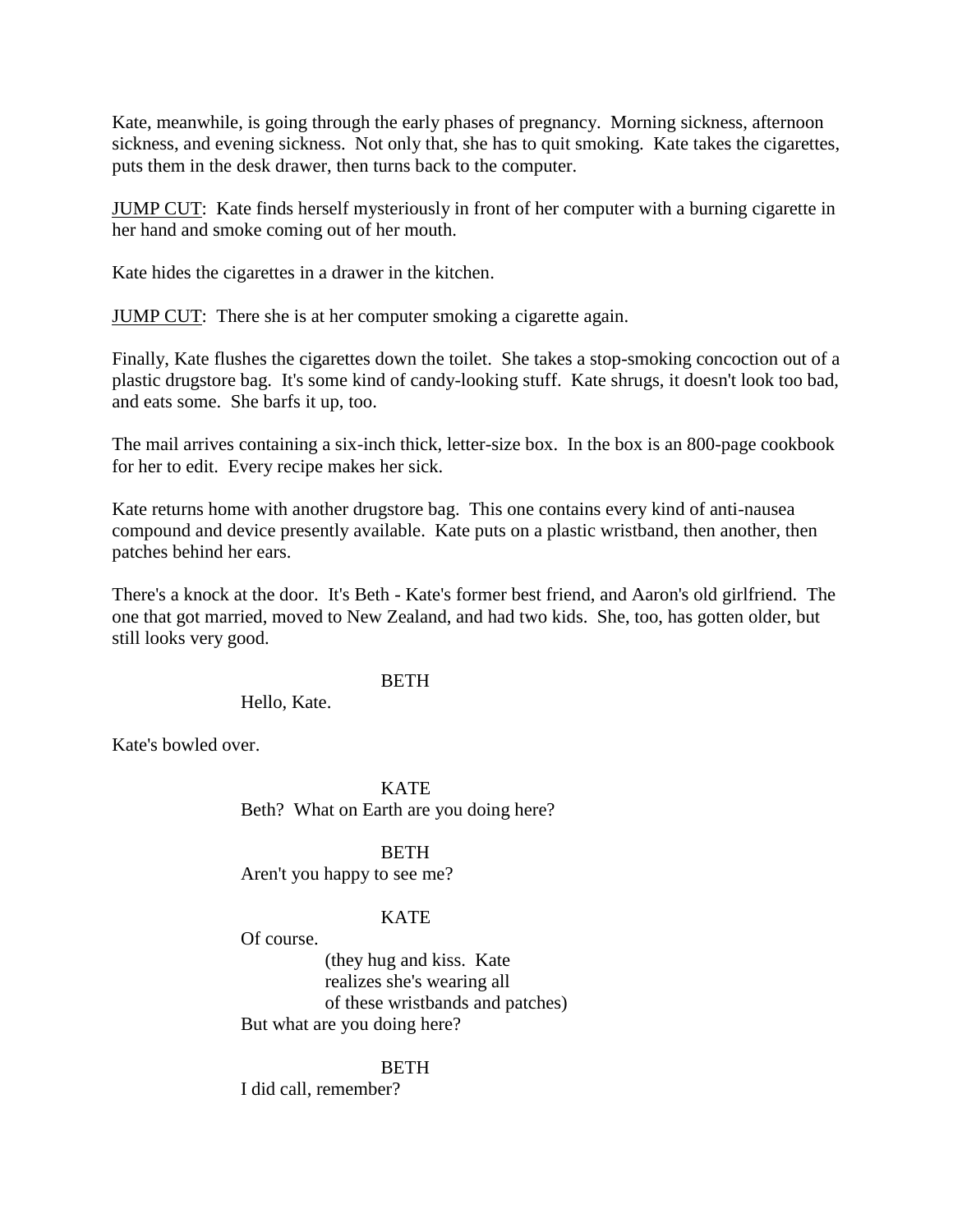Kate, meanwhile, is going through the early phases of pregnancy. Morning sickness, afternoon sickness, and evening sickness. Not only that, she has to quit smoking. Kate takes the cigarettes, puts them in the desk drawer, then turns back to the computer.

<u>JUMP CUT</u>: Kate finds herself mysteriously in front of her computer with a burning cigarette in her hand and smoke coming out of her mouth.

Kate hides the cigarettes in a drawer in the kitchen.

<u>JUMP CUT</u>: There she is at her computer smoking a cigarette again.

Finally, Kate flushes the cigarettes down the toilet. She takes a stop-smoking concoction out of a plastic drugstore bag. It's some kind of candy-looking stuff. Kate shrugs, it doesn't look too bad, and eats some. She barfs it up, too.

The mail arrives containing a six-inch thick, letter-size box. In the box is an 800-page cookbook for her to edit. Every recipe makes her sick.

Kate returns home with another drugstore bag. This one contains every kind of anti-nausea compound and device presently available. Kate puts on a plastic wristband, then another, then patches behind her ears.

There's a knock at the door. It's Beth - Kate's former best friend, and Aaron's old girlfriend. The one that got married, moved to New Zealand, and had two kids. She, too, has gotten older, but still looks very good.

BETH

Hello, Kate.

Kate's bowled over.

KATE

Beth? What on Earth are you doing here?

BETH

Aren't you happy to see me?

KATE

Of course.

(they hug and kiss. Kate realizes she's wearing all of these wristbands and patches)

But what are you doing here?

BETH

I did call, remember?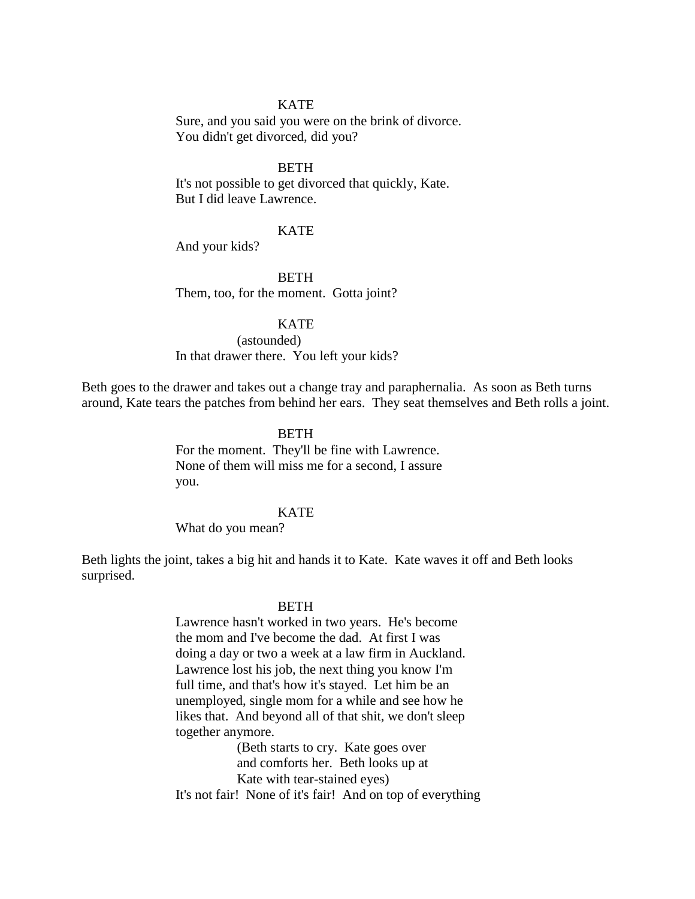KATE

Sure, and you said you were on the brink of divorce. You didn't get divorced, did you?

BETH

It's not possible to get divorced that quickly, Kate. But I did leave Lawrence.

KATE

And your kids?

BETH

Them, too, for the moment. Gotta joint?

KATE

(astounded)

In that drawer there. You left your kids?

Beth goes to the drawer and takes out a change tray and paraphernalia. As soon as Beth turns around, Kate tears the patches from behind her ears. They seat themselves and Beth rolls a joint.

BETH

For the moment. They'll be fine with Lawrence. None of them will miss me for a second, I assure you.

KATE

What do you mean?

Beth lights the joint, takes a big hit and hands it to Kate. Kate waves it off and Beth looks surprised.

BETH

Lawrence hasn't worked in two years. He's become the mom and I've become the dad. At first I was doing a day or two a week at a law firm in Auckland. Lawrence lost his job, the next thing you know I'm full time, and that's how it's stayed. Let him be an unemployed, single mom for a while and see how he likes that. And beyond all of that shit, we don't sleep together anymore.

(Beth starts to cry. Kate goes over and comforts her. Beth looks up at Kate with tear-stained eyes)

It's not fair! None of it's fair! And on top of everything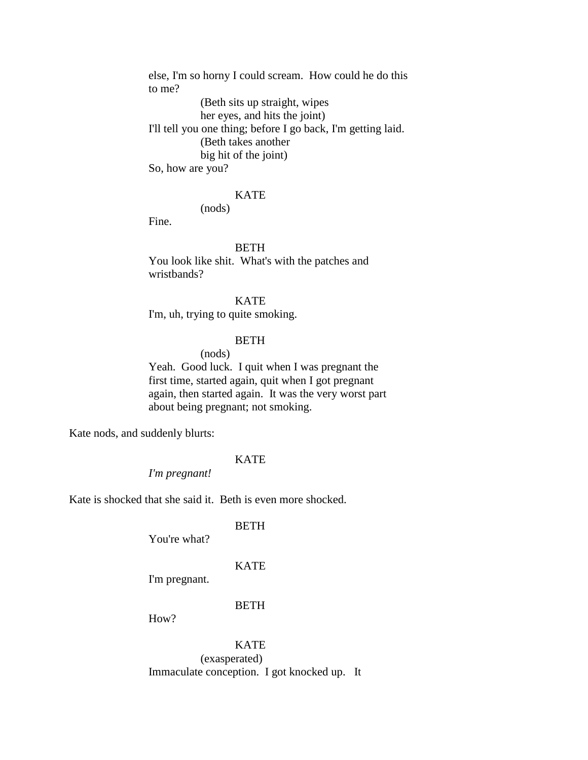else, I'm so horny I could scream. How could he do this to me?

(Beth sits up straight, wipes her eyes, and hits the joint)

I'll tell you one thing; before I go back, I'm getting laid.

(Beth takes another big hit of the joint)

So, how are you?

KATE

(nods)

Fine.

BETH

You look like shit. What's with the patches and wristbands?

KATE

I'm, uh, trying to quite smoking.

BETH

(nods)

Yeah. Good luck. I quit when I was pregnant the first time, started again, quit when I got pregnant again, then started again. It was the very worst part about being pregnant; not smoking.

Kate nods, and suddenly blurts:

KATE

*I'm pregnant!*

Kate is shocked that she said it. Beth is even more shocked.

BETH

You're what?

KATE

I'm pregnant.

BETH

How?

KATE

(exasperated)

Immaculate conception. I got knocked up. It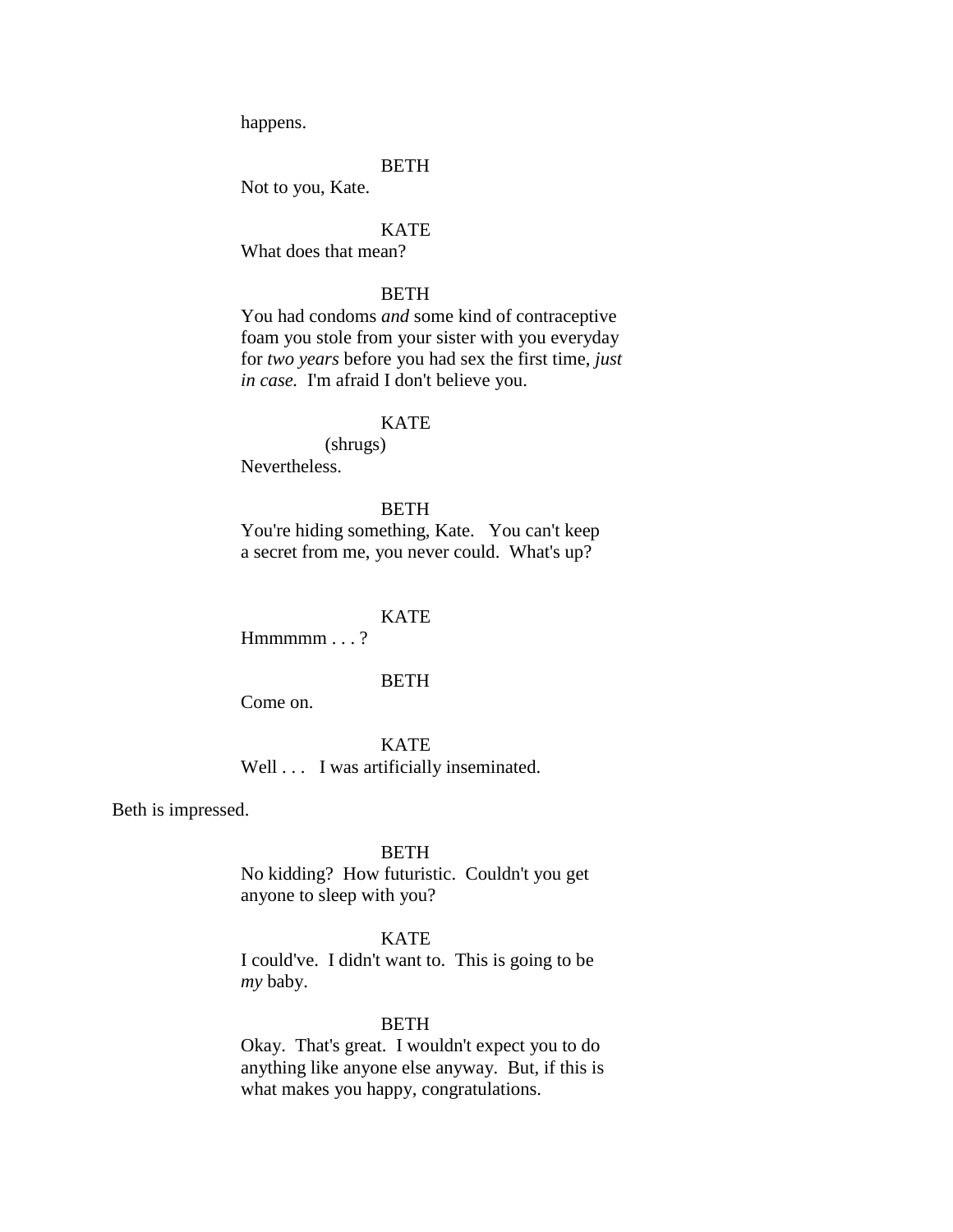happens.

BETH

Not to you, Kate.

KATE

What does that mean?

BETH

You had condoms *and* some kind of contraceptive foam you stole from your sister with you everyday for *two years* before you had sex the first time, *just in case.* I'm afraid I don't believe you.

KATE

(shrugs)

Nevertheless.

BETH

You're hiding something, Kate. You can't keep a secret from me, you never could. What's up?

KATE

Hmmmmm . . . ?

BETH

Come on.

KATE

Well . . . I was artificially inseminated.

Beth is impressed.

BETH

No kidding? How futuristic. Couldn't you get anyone to sleep with you?

KATE

I could've. I didn't want to. This is going to be *my* baby.

BETH

Okay. That's great. I wouldn't expect you to do anything like anyone else anyway. But, if this is what makes you happy, congratulations.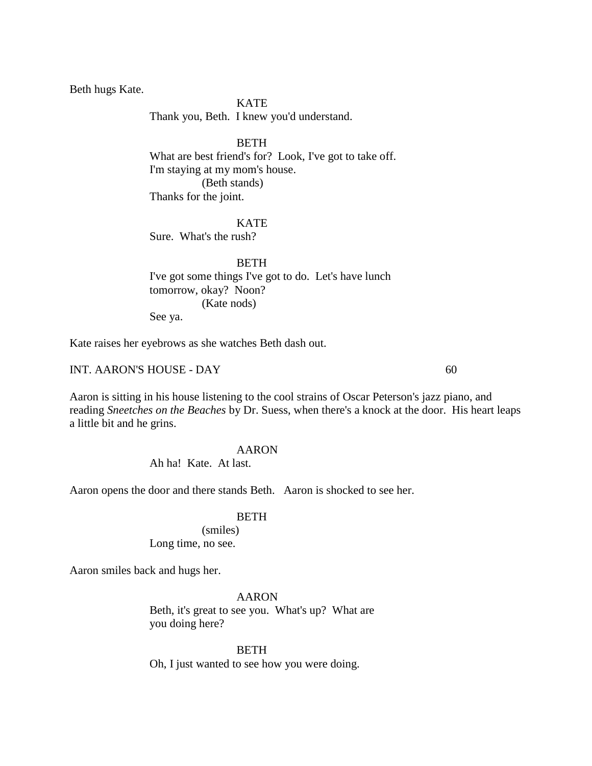Beth hugs Kate.

KATE

Thank you, Beth. I knew you'd understand.

BETH

What are best friend's for? Look, I've got to take off. I'm staying at my mom's house.

(Beth stands)

Thanks for the joint.

KATE

Sure. What's the rush?

BETH

I've got some things I've got to do. Let's have lunch tomorrow, okay? Noon?

(Kate nods)

See ya.

Kate raises her eyebrows as she watches Beth dash out.

INT. AARON'S HOUSE - DAY 60

Aaron is sitting in his house listening to the cool strains of Oscar Peterson's jazz piano, and reading *Sneetches on the Beaches* by Dr. Suess, when there's a knock at the door. His heart leaps a little bit and he grins.

AARON

Ah ha! Kate. At last.

Aaron opens the door and there stands Beth. Aaron is shocked to see her.

BETH

(smiles)

Long time, no see.

Aaron smiles back and hugs her.

AARON

Beth, it's great to see you. What's up? What are you doing here?

BETH

Oh, I just wanted to see how you were doing.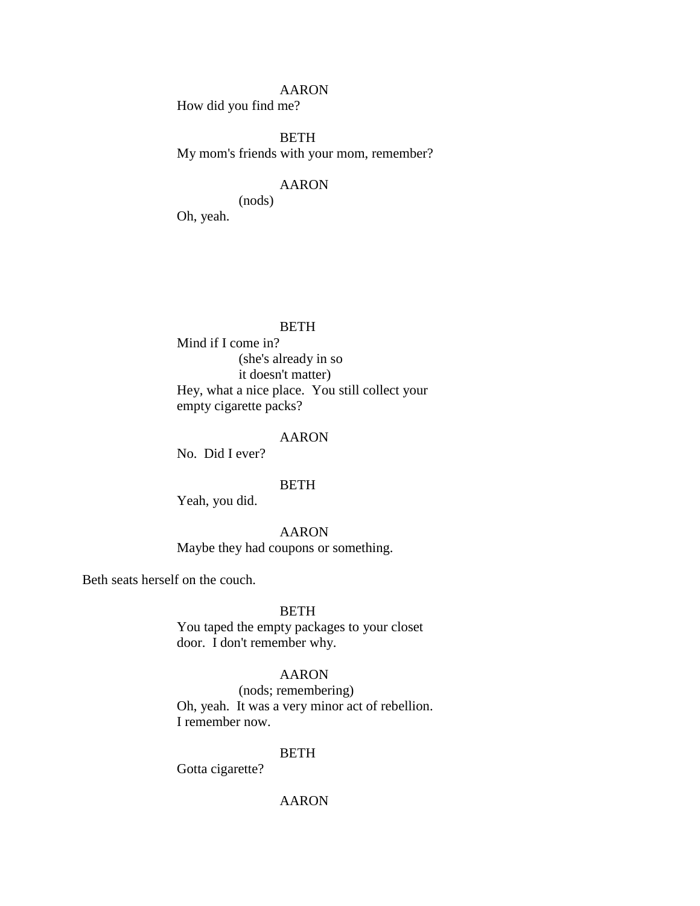AARON
How did you find me?

BETH
My mom's friends with your mom, remember?

AARON
(nods)
Oh, yeah.

BETH
Mind if I come in?
(she's already in so
it doesn't matter)
Hey, what a nice place. You still collect your
empty cigarette packs?

AARON
No. Did I ever?

BETH
Yeah, you did.

AARON
Maybe they had coupons or something.

Beth seats herself on the couch.

BETH
You taped the empty packages to your closet
door. I don't remember why.

AARON
(nods; remembering)
Oh, yeah. It was a very minor act of rebellion.
I remember now.

BETH
Gotta cigarette?

AARON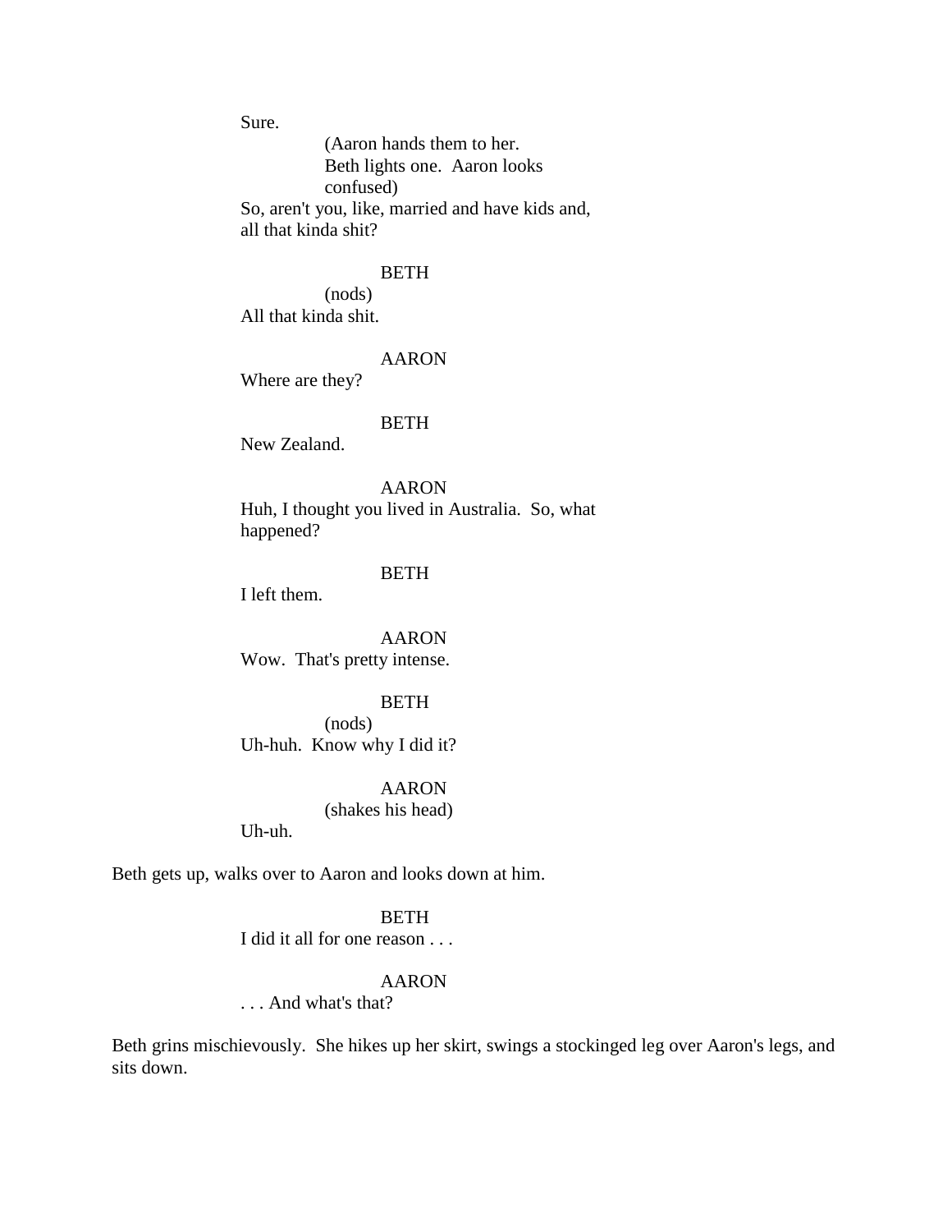Sure.

(Aaron hands them to her. Beth lights one. Aaron looks confused)

So, aren't you, like, married and have kids and, all that kinda shit?

BETH

(nods)

All that kinda shit.

AARON

Where are they?

BETH

New Zealand.

AARON

Huh, I thought you lived in Australia. So, what happened?

BETH

I left them.

AARON

Wow. That's pretty intense.

BETH

(nods)

Uh-huh. Know why I did it?

AARON

(shakes his head)

Uh-uh.

Beth gets up, walks over to Aaron and looks down at him.

BETH

I did it all for one reason . . .

AARON

. . . And what's that?

Beth grins mischievously. She hikes up her skirt, swings a stockinged leg over Aaron's legs, and sits down.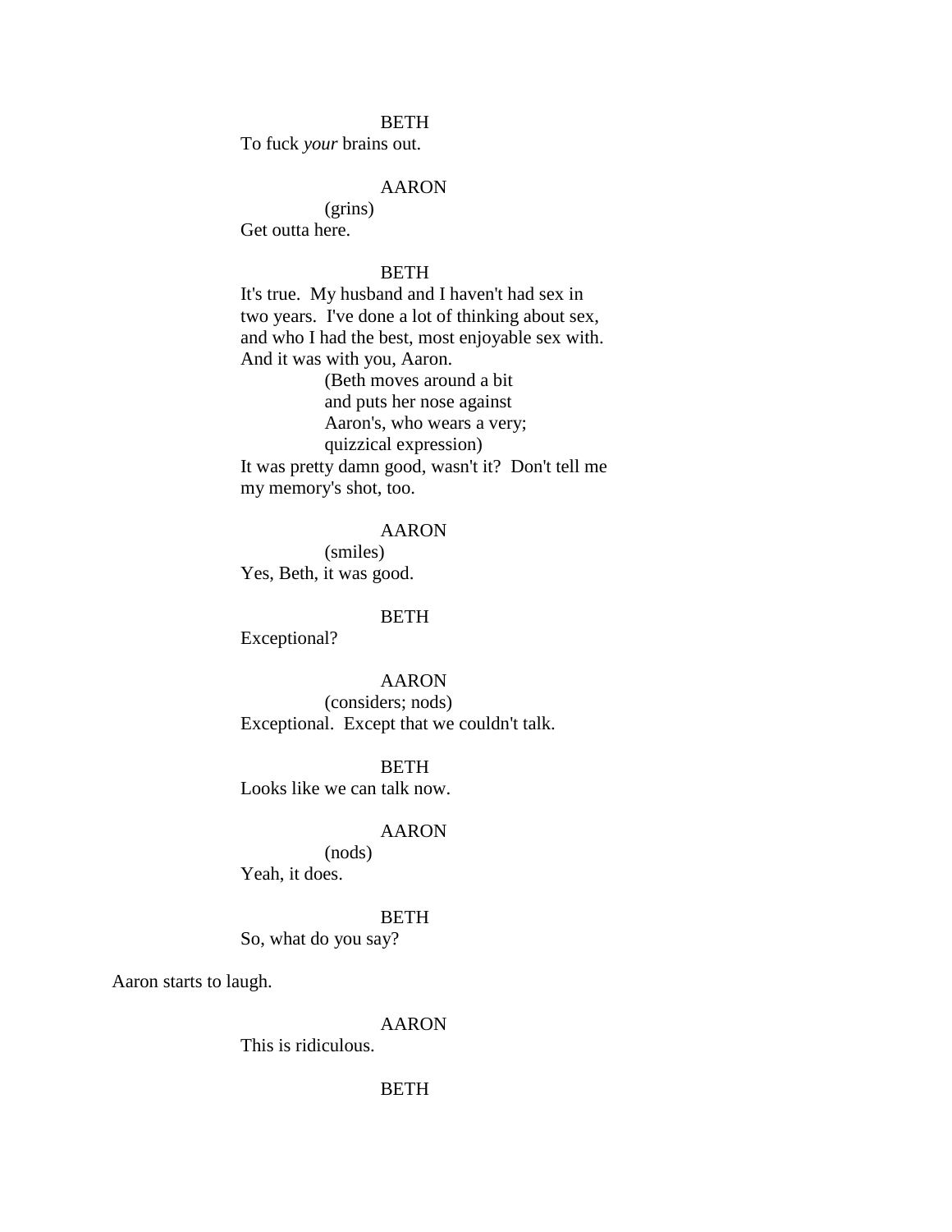BETH

To fuck *your* brains out.

AARON

(grins)

Get outta here.

BETH

It's true.  My husband and I haven't had sex in two years.  I've done a lot of thinking about sex, and who I had the best, most enjoyable sex with. And it was with you, Aaron.

(Beth moves around a bit and puts her nose against Aaron's, who wears a very; quizzical expression)

It was pretty damn good, wasn't it?  Don't tell me my memory's shot, too.

AARON

(smiles)

Yes, Beth, it was good.

BETH

Exceptional?

AARON

(considers; nods)

Exceptional.  Except that we couldn't talk.

BETH

Looks like we can talk now.

AARON

(nods)

Yeah, it does.

BETH

So, what do you say?

Aaron starts to laugh.

AARON

This is ridiculous.

BETH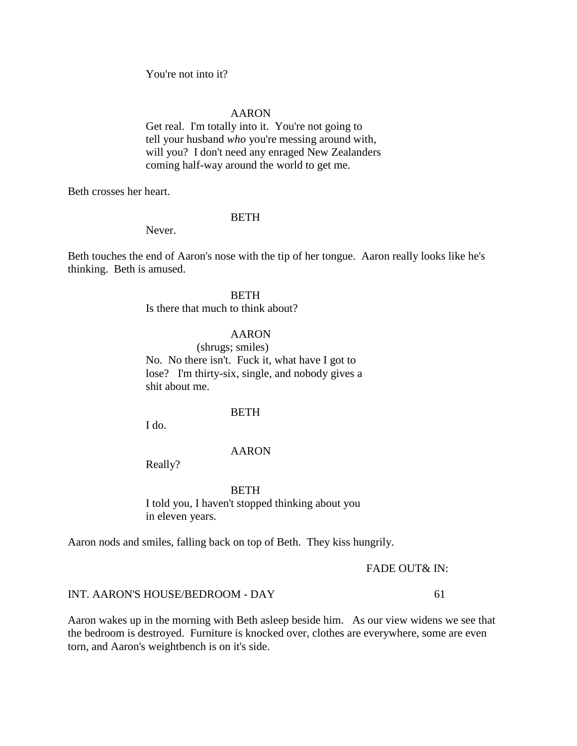You're not into it?

AARON
Get real. I'm totally into it. You're not going to tell your husband *who* you're messing around with, will you? I don't need any enraged New Zealanders coming half-way around the world to get me.

Beth crosses her heart.

BETH
Never.

Beth touches the end of Aaron's nose with the tip of her tongue. Aaron really looks like he's thinking. Beth is amused.

BETH
Is there that much to think about?

AARON
(shrugs; smiles)
No. No there isn't. Fuck it, what have I got to lose? I'm thirty-six, single, and nobody gives a shit about me.

BETH
I do.

AARON
Really?

BETH
I told you, I haven't stopped thinking about you in eleven years.

Aaron nods and smiles, falling back on top of Beth. They kiss hungrily.

FADE OUT& IN:

INT. AARON'S HOUSE/BEDROOM - DAY 61

Aaron wakes up in the morning with Beth asleep beside him. As our view widens we see that the bedroom is destroyed. Furniture is knocked over, clothes are everywhere, some are even torn, and Aaron's weightbench is on it's side.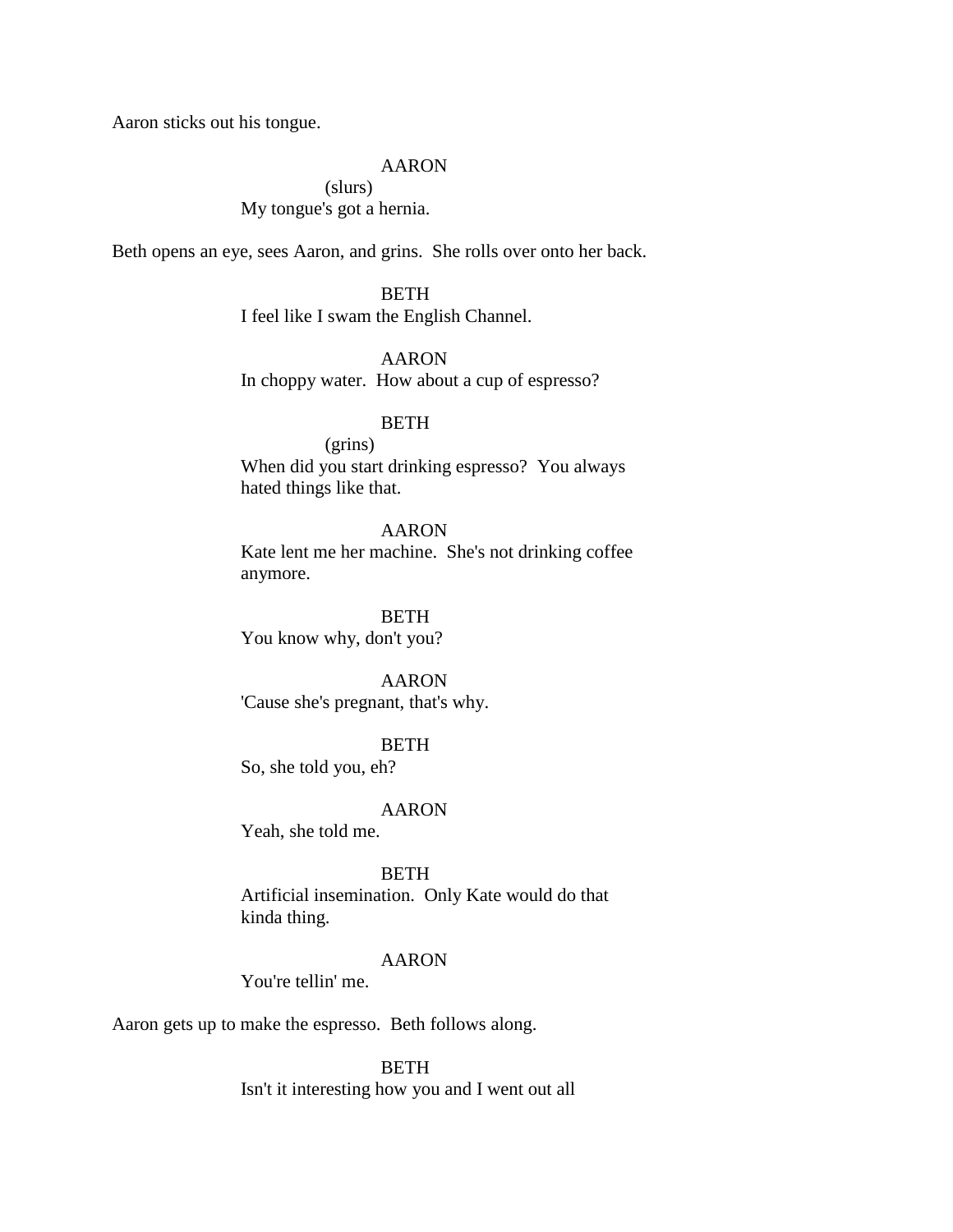Aaron sticks out his tongue.

AARON
(slurs)
My tongue's got a hernia.

Beth opens an eye, sees Aaron, and grins. She rolls over onto her back.

BETH
I feel like I swam the English Channel.

AARON
In choppy water. How about a cup of espresso?

BETH
(grins)
When did you start drinking espresso? You always hated things like that.

AARON
Kate lent me her machine. She's not drinking coffee anymore.

BETH
You know why, don't you?

AARON
'Cause she's pregnant, that's why.

BETH
So, she told you, eh?

AARON
Yeah, she told me.

BETH
Artificial insemination. Only Kate would do that kinda thing.

AARON
You're tellin' me.

Aaron gets up to make the espresso. Beth follows along.

BETH
Isn't it interesting how you and I went out all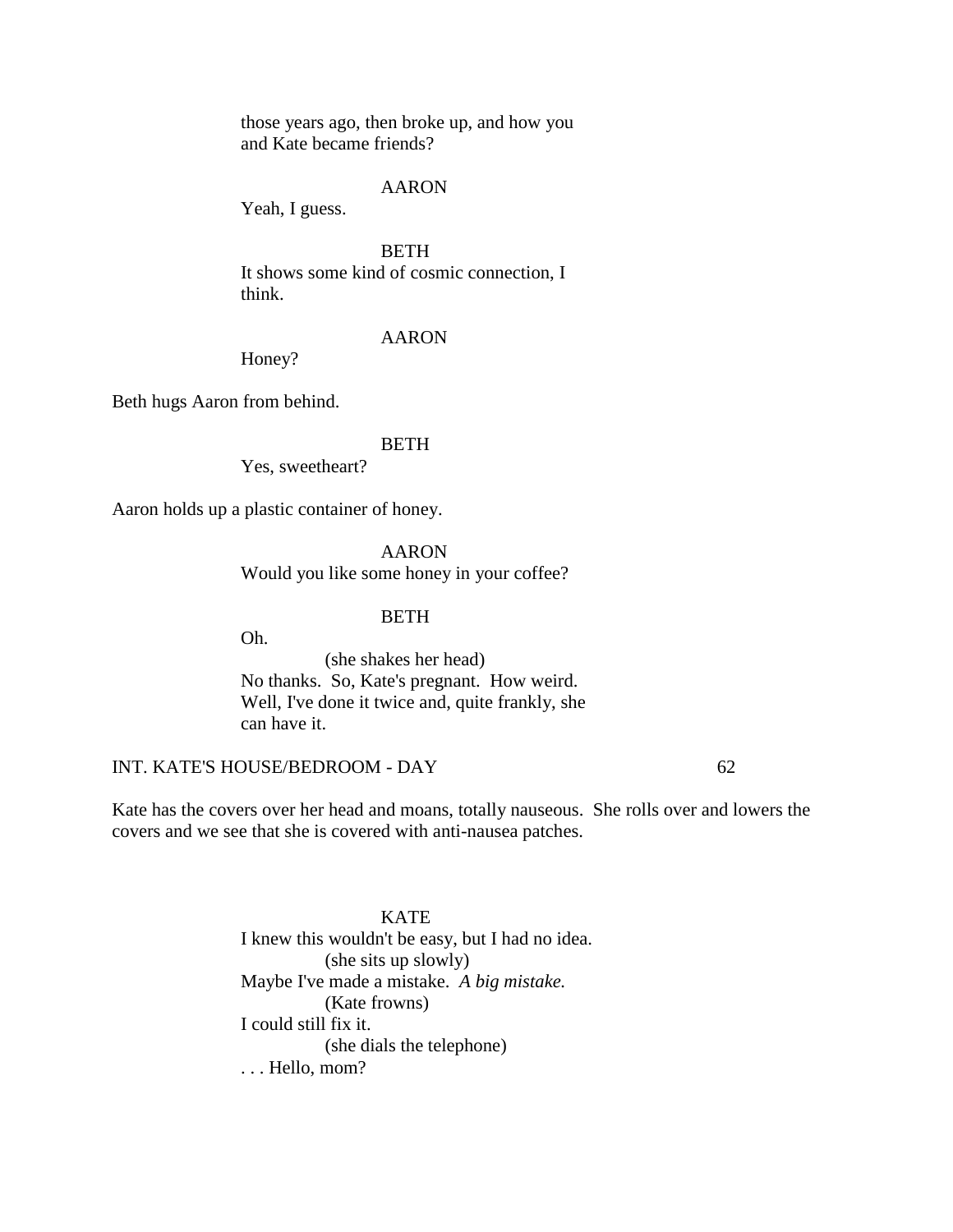those years ago, then broke up, and how you and Kate became friends?

AARON

Yeah, I guess.

BETH

It shows some kind of cosmic connection, I think.

AARON

Honey?

Beth hugs Aaron from behind.

BETH

Yes, sweetheart?

Aaron holds up a plastic container of honey.

AARON

Would you like some honey in your coffee?

BETH

Oh.

(she shakes her head)

No thanks. So, Kate's pregnant. How weird. Well, I've done it twice and, quite frankly, she can have it.

INT. KATE'S HOUSE/BEDROOM - DAY 62

Kate has the covers over her head and moans, totally nauseous. She rolls over and lowers the covers and we see that she is covered with anti-nausea patches.

KATE

I knew this wouldn't be easy, but I had no idea.

(she sits up slowly)

Maybe I've made a mistake. *A big mistake.*

(Kate frowns)

I could still fix it.

(she dials the telephone)

. . . Hello, mom?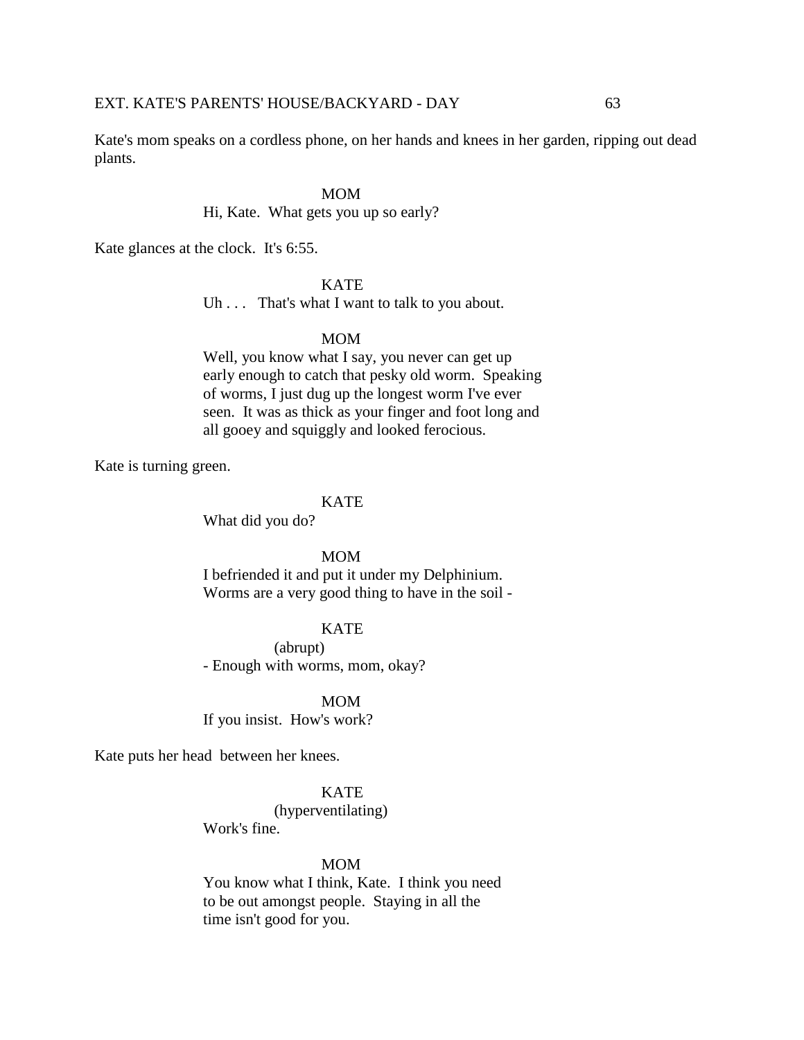EXT. KATE'S PARENTS' HOUSE/BACKYARD - DAY 63

Kate's mom speaks on a cordless phone, on her hands and knees in her garden, ripping out dead plants.

MOM
Hi, Kate. What gets you up so early?

Kate glances at the clock. It's 6:55.

KATE
Uh . . . That's what I want to talk to you about.

MOM
Well, you know what I say, you never can get up early enough to catch that pesky old worm. Speaking of worms, I just dug up the longest worm I've ever seen. It was as thick as your finger and foot long and all gooey and squiggly and looked ferocious.

Kate is turning green.

KATE
What did you do?

MOM
I befriended it and put it under my Delphinium. Worms are a very good thing to have in the soil -

KATE
(abrupt)
- Enough with worms, mom, okay?

MOM
If you insist. How's work?

Kate puts her head between her knees.

KATE
(hyperventilating)
Work's fine.

MOM
You know what I think, Kate. I think you need to be out amongst people. Staying in all the time isn't good for you.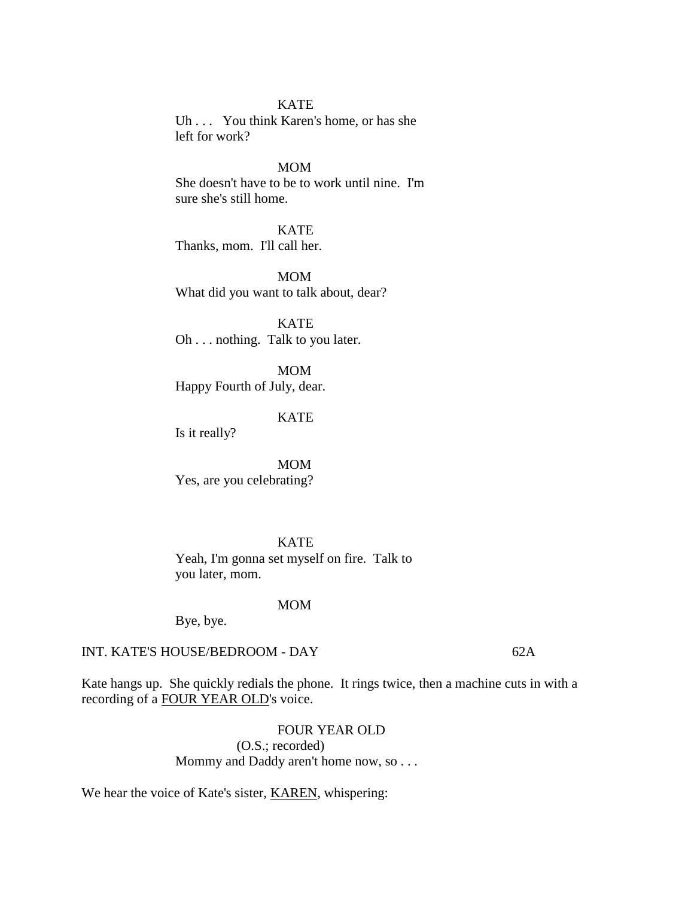KATE
Uh . . .  You think Karen's home, or has she left for work?

MOM
She doesn't have to be to work until nine.  I'm sure she's still home.

KATE
Thanks, mom.  I'll call her.

MOM
What did you want to talk about, dear?

KATE
Oh . . . nothing.  Talk to you later.

MOM
Happy Fourth of July, dear.

KATE
Is it really?

MOM
Yes, are you celebrating?

KATE
Yeah, I'm gonna set myself on fire.  Talk to you later, mom.

MOM
Bye, bye.

INT. KATE'S HOUSE/BEDROOM - DAY 62A

Kate hangs up.  She quickly redials the phone.  It rings twice, then a machine cuts in with a recording of a FOUR YEAR OLD's voice.

FOUR YEAR OLD
(O.S.; recorded)
Mommy and Daddy aren't home now, so . . .

We hear the voice of Kate's sister, KAREN, whispering: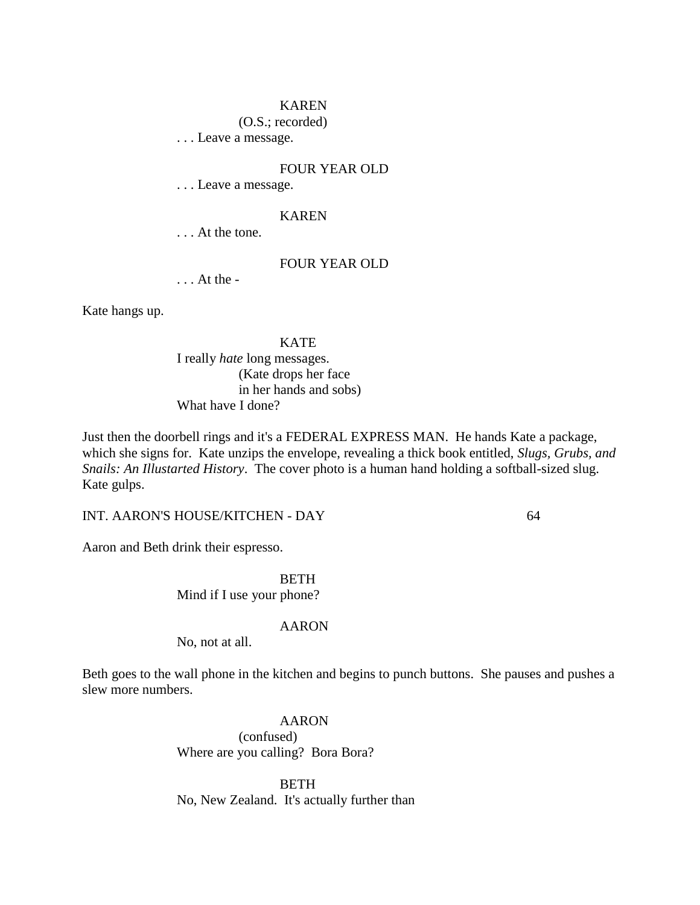KAREN
(O.S.; recorded)
. . . Leave a message.

FOUR YEAR OLD
. . . Leave a message.

KAREN
. . . At the tone.

FOUR YEAR OLD
. . . At the -

Kate hangs up.

KATE
I really *hate* long messages.
(Kate drops her face
in her hands and sobs)
What have I done?

Just then the doorbell rings and it's a FEDERAL EXPRESS MAN. He hands Kate a package, which she signs for. Kate unzips the envelope, revealing a thick book entitled, *Slugs, Grubs, and Snails: An Illustarted History*. The cover photo is a human hand holding a softball-sized slug. Kate gulps.

INT. AARON'S HOUSE/KITCHEN - DAY 64

Aaron and Beth drink their espresso.

BETH
Mind if I use your phone?

AARON
No, not at all.

Beth goes to the wall phone in the kitchen and begins to punch buttons. She pauses and pushes a slew more numbers.

AARON
(confused)
Where are you calling? Bora Bora?

BETH
No, New Zealand. It's actually further than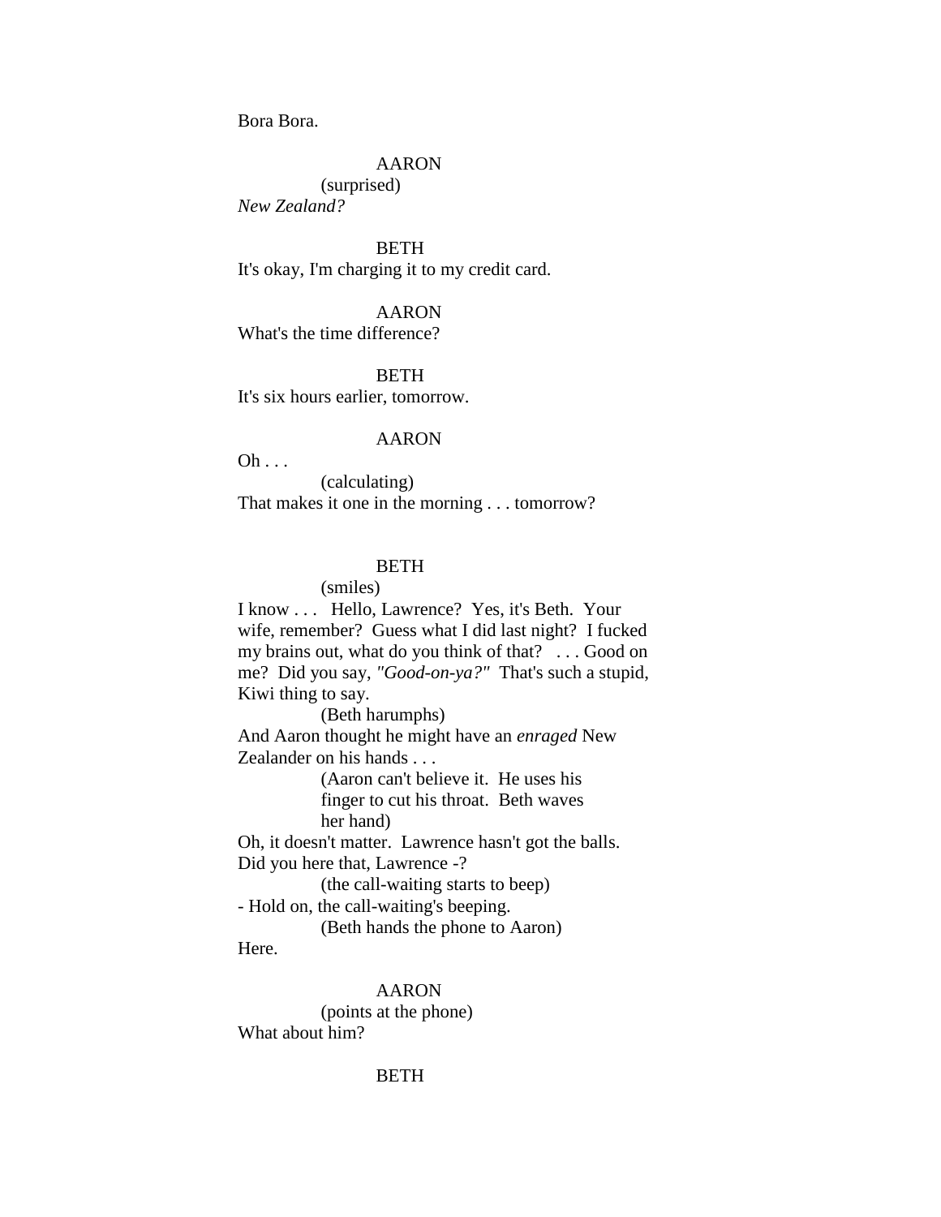Bora Bora.

AARON
(surprised)
*New Zealand?*

BETH
It's okay, I'm charging it to my credit card.

AARON
What's the time difference?

BETH
It's six hours earlier, tomorrow.

AARON
Oh . . .
(calculating)
That makes it one in the morning . . . tomorrow?

BETH
(smiles)
I know . . . Hello, Lawrence? Yes, it's Beth. Your wife, remember? Guess what I did last night? I fucked my brains out, what do you think of that? . . . Good on me? Did you say, *"Good-on-ya?"* That's such a stupid, Kiwi thing to say.
(Beth harumphs)
And Aaron thought he might have an *enraged* New Zealander on his hands . . .
(Aaron can't believe it. He uses his finger to cut his throat. Beth waves her hand)
Oh, it doesn't matter. Lawrence hasn't got the balls. Did you here that, Lawrence -?
(the call-waiting starts to beep)
- Hold on, the call-waiting's beeping.
(Beth hands the phone to Aaron)
Here.

AARON
(points at the phone)
What about him?

BETH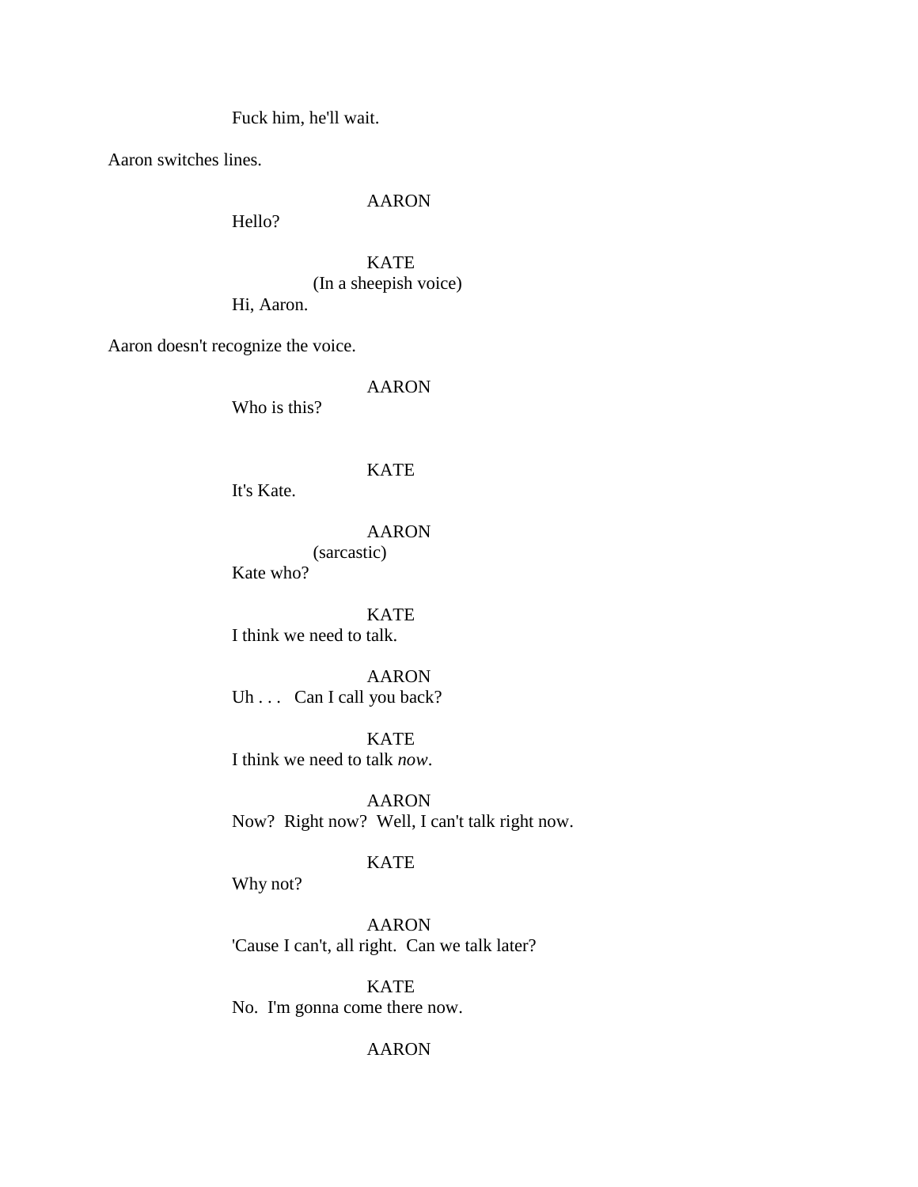Fuck him, he'll wait.

Aaron switches lines.

AARON

Hello?

KATE

(In a sheepish voice)

Hi, Aaron.

Aaron doesn't recognize the voice.

AARON

Who is this?

KATE

It's Kate.

AARON

(sarcastic)

Kate who?

KATE

I think we need to talk.

AARON

Uh . . .  Can I call you back?

KATE

I think we need to talk *now*.

AARON

Now?  Right now?  Well, I can't talk right now.

KATE

Why not?

AARON

'Cause I can't, all right.  Can we talk later?

KATE

No.  I'm gonna come there now.

AARON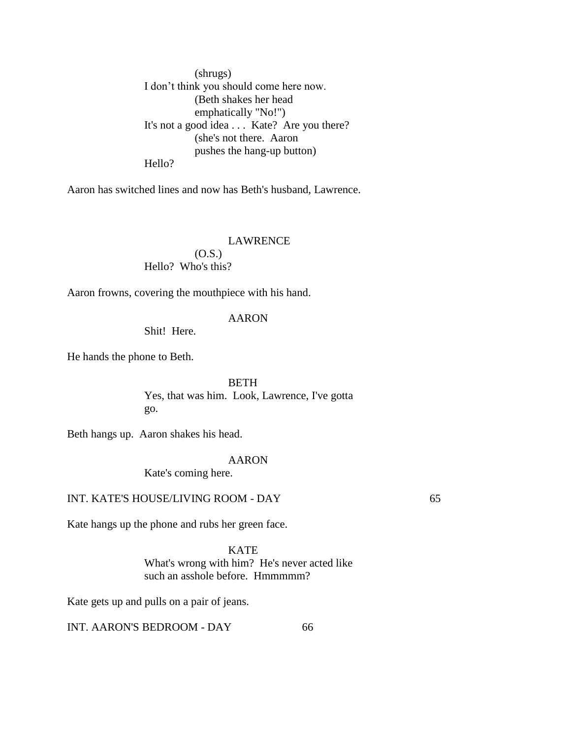(shrugs)
I don't think you should come here now.
(Beth shakes her head emphatically "No!")
It's not a good idea . . .  Kate?  Are you there?
(she's not there.  Aaron pushes the hang-up button)
Hello?

Aaron has switched lines and now has Beth's husband, Lawrence.

LAWRENCE
(O.S.)
Hello?  Who's this?

Aaron frowns, covering the mouthpiece with his hand.

AARON
Shit!  Here.

He hands the phone to Beth.

BETH
Yes, that was him.  Look, Lawrence, I've gotta go.

Beth hangs up.  Aaron shakes his head.

AARON
Kate's coming here.

INT. KATE'S HOUSE/LIVING ROOM - DAY 65

Kate hangs up the phone and rubs her green face.

KATE
What's wrong with him?  He's never acted like such an asshole before.  Hmmmmm?

Kate gets up and pulls on a pair of jeans.

INT. AARON'S BEDROOM - DAY 66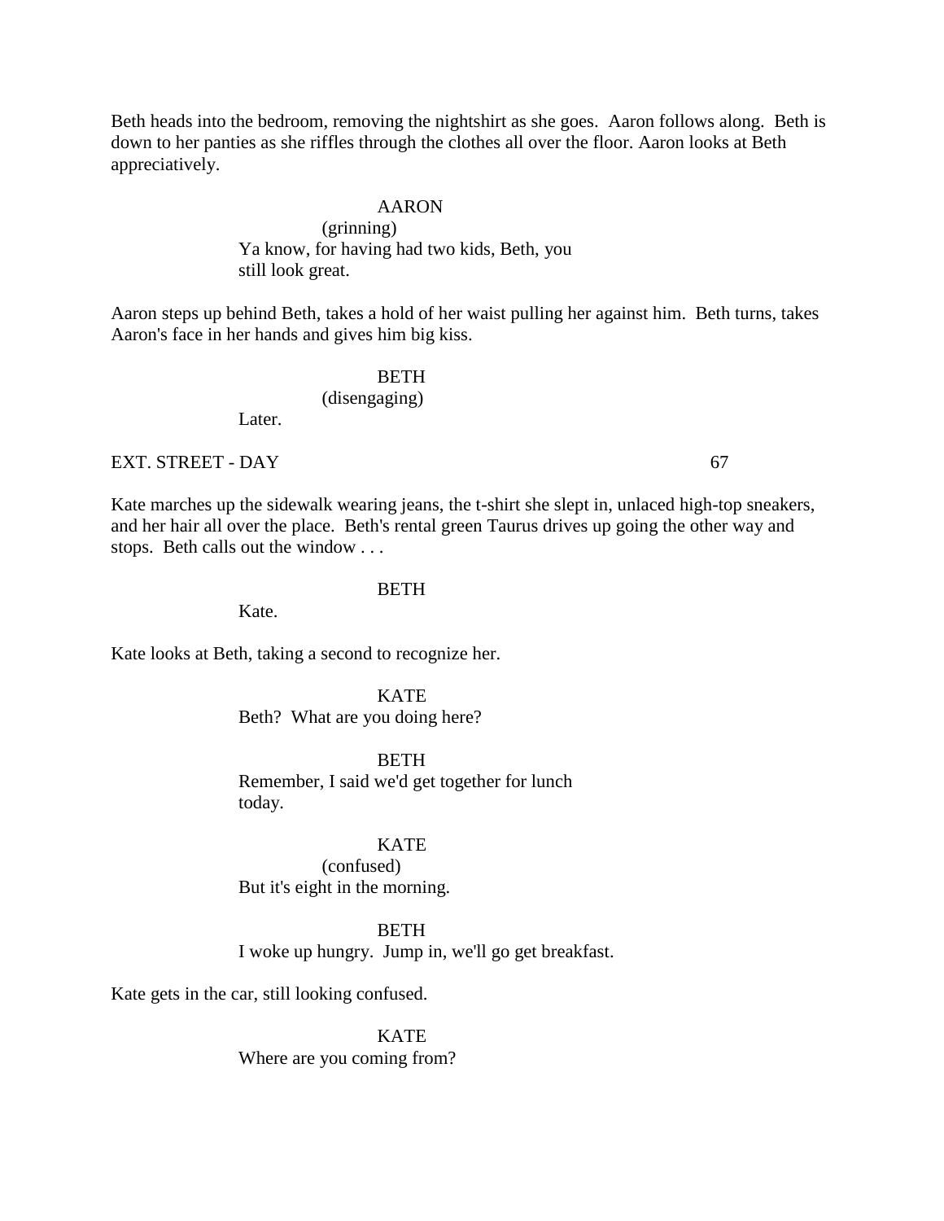Beth heads into the bedroom, removing the nightshirt as she goes. Aaron follows along. Beth is down to her panties as she riffles through the clothes all over the floor. Aaron looks at Beth appreciatively.

AARON
(grinning)
Ya know, for having had two kids, Beth, you still look great.

Aaron steps up behind Beth, takes a hold of her waist pulling her against him. Beth turns, takes Aaron's face in her hands and gives him big kiss.

BETH
(disengaging)
Later.

EXT. STREET - DAY 67

Kate marches up the sidewalk wearing jeans, the t-shirt she slept in, unlaced high-top sneakers, and her hair all over the place. Beth's rental green Taurus drives up going the other way and stops. Beth calls out the window . . .

BETH
Kate.

Kate looks at Beth, taking a second to recognize her.

KATE
Beth? What are you doing here?

BETH
Remember, I said we'd get together for lunch today.

KATE
(confused)
But it's eight in the morning.

BETH
I woke up hungry. Jump in, we'll go get breakfast.

Kate gets in the car, still looking confused.

KATE
Where are you coming from?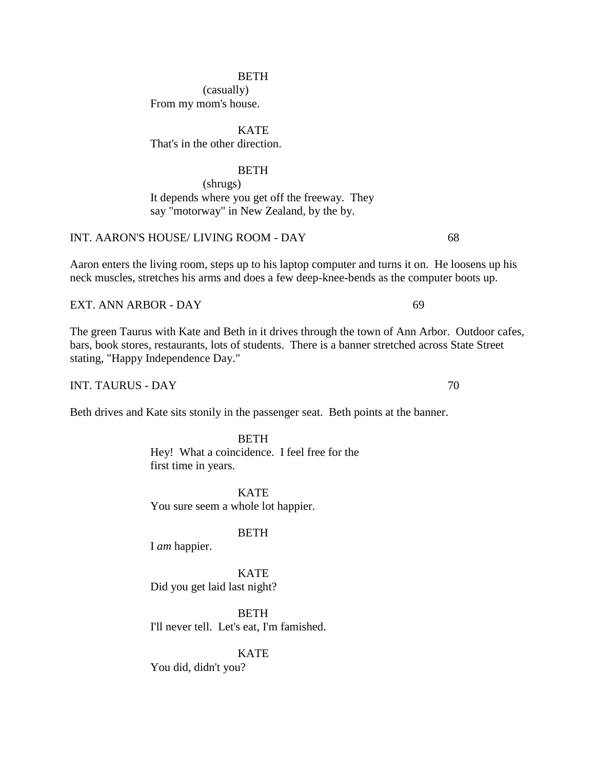BETH
(casually)
From my mom's house.

KATE
That's in the other direction.

BETH
(shrugs)
It depends where you get off the freeway. They say "motorway" in New Zealand, by the by.

INT. AARON'S HOUSE/ LIVING ROOM - DAY 68

Aaron enters the living room, steps up to his laptop computer and turns it on. He loosens up his neck muscles, stretches his arms and does a few deep-knee-bends as the computer boots up.

EXT. ANN ARBOR - DAY 69

The green Taurus with Kate and Beth in it drives through the town of Ann Arbor. Outdoor cafes, bars, book stores, restaurants, lots of students. There is a banner stretched across State Street stating, "Happy Independence Day."

INT. TAURUS - DAY 70

Beth drives and Kate sits stonily in the passenger seat. Beth points at the banner.

BETH
Hey! What a coincidence. I feel free for the first time in years.

KATE
You sure seem a whole lot happier.

BETH
I *am* happier.

KATE
Did you get laid last night?

BETH
I'll never tell. Let's eat, I'm famished.

KATE
You did, didn't you?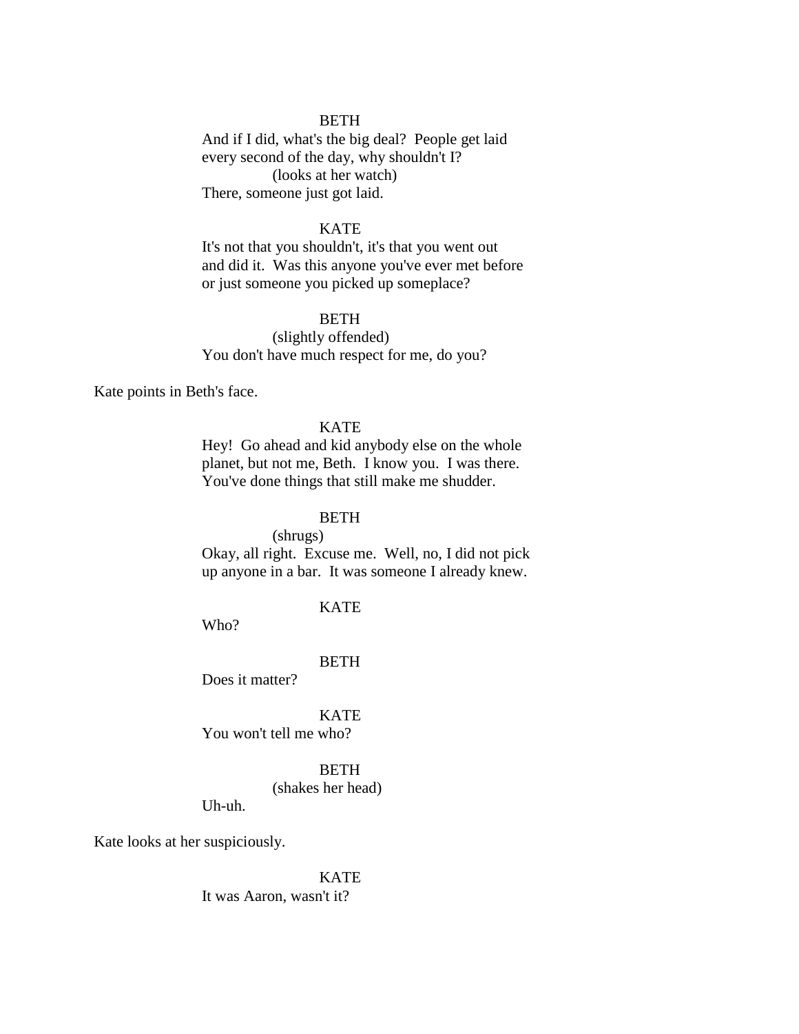BETH

And if I did, what's the big deal? People get laid every second of the day, why shouldn't I?

(looks at her watch)

There, someone just got laid.

KATE

It's not that you shouldn't, it's that you went out and did it. Was this anyone you've ever met before or just someone you picked up someplace?

BETH

(slightly offended)

You don't have much respect for me, do you?

Kate points in Beth's face.

KATE

Hey! Go ahead and kid anybody else on the whole planet, but not me, Beth. I know you. I was there. You've done things that still make me shudder.

BETH

(shrugs)

Okay, all right. Excuse me. Well, no, I did not pick up anyone in a bar. It was someone I already knew.

KATE

Who?

BETH

Does it matter?

KATE

You won't tell me who?

BETH

(shakes her head)

Uh-uh.

Kate looks at her suspiciously.

KATE

It was Aaron, wasn't it?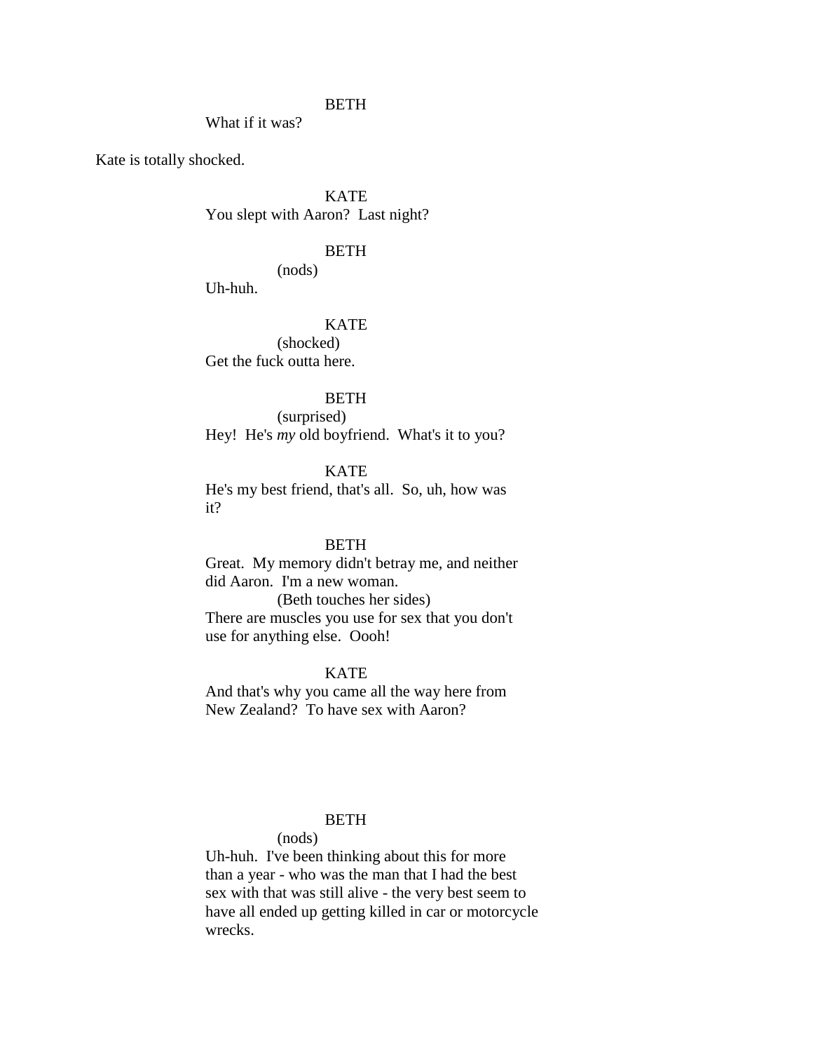BETH

What if it was?

Kate is totally shocked.

KATE

You slept with Aaron? Last night?

BETH

(nods)

Uh-huh.

KATE

(shocked)

Get the fuck outta here.

BETH

(surprised)

Hey! He's *my* old boyfriend. What's it to you?

KATE

He's my best friend, that's all. So, uh, how was it?

BETH

Great. My memory didn't betray me, and neither did Aaron. I'm a new woman.

(Beth touches her sides)

There are muscles you use for sex that you don't use for anything else. Oooh!

KATE

And that's why you came all the way here from New Zealand? To have sex with Aaron?

BETH

(nods)

Uh-huh. I've been thinking about this for more than a year - who was the man that I had the best sex with that was still alive - the very best seem to have all ended up getting killed in car or motorcycle wrecks.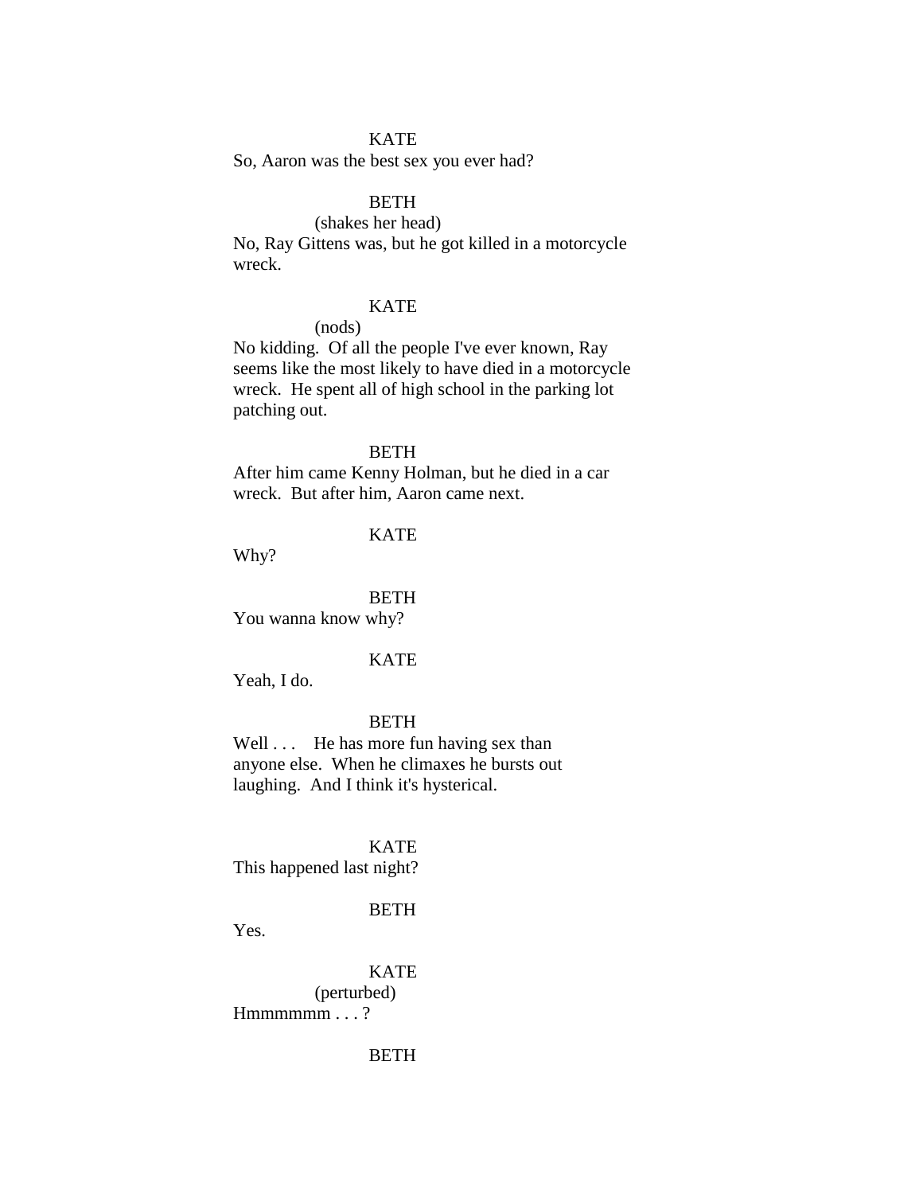KATE

So, Aaron was the best sex you ever had?

BETH

(shakes her head)

No, Ray Gittens was, but he got killed in a motorcycle wreck.

KATE

(nods)

No kidding. Of all the people I've ever known, Ray seems like the most likely to have died in a motorcycle wreck. He spent all of high school in the parking lot patching out.

BETH

After him came Kenny Holman, but he died in a car wreck. But after him, Aaron came next.

KATE

Why?

BETH

You wanna know why?

KATE

Yeah, I do.

BETH

Well . . . He has more fun having sex than anyone else. When he climaxes he bursts out laughing. And I think it's hysterical.

KATE

This happened last night?

BETH

Yes.

KATE

(perturbed)

Hmmmmmm . . . ?

BETH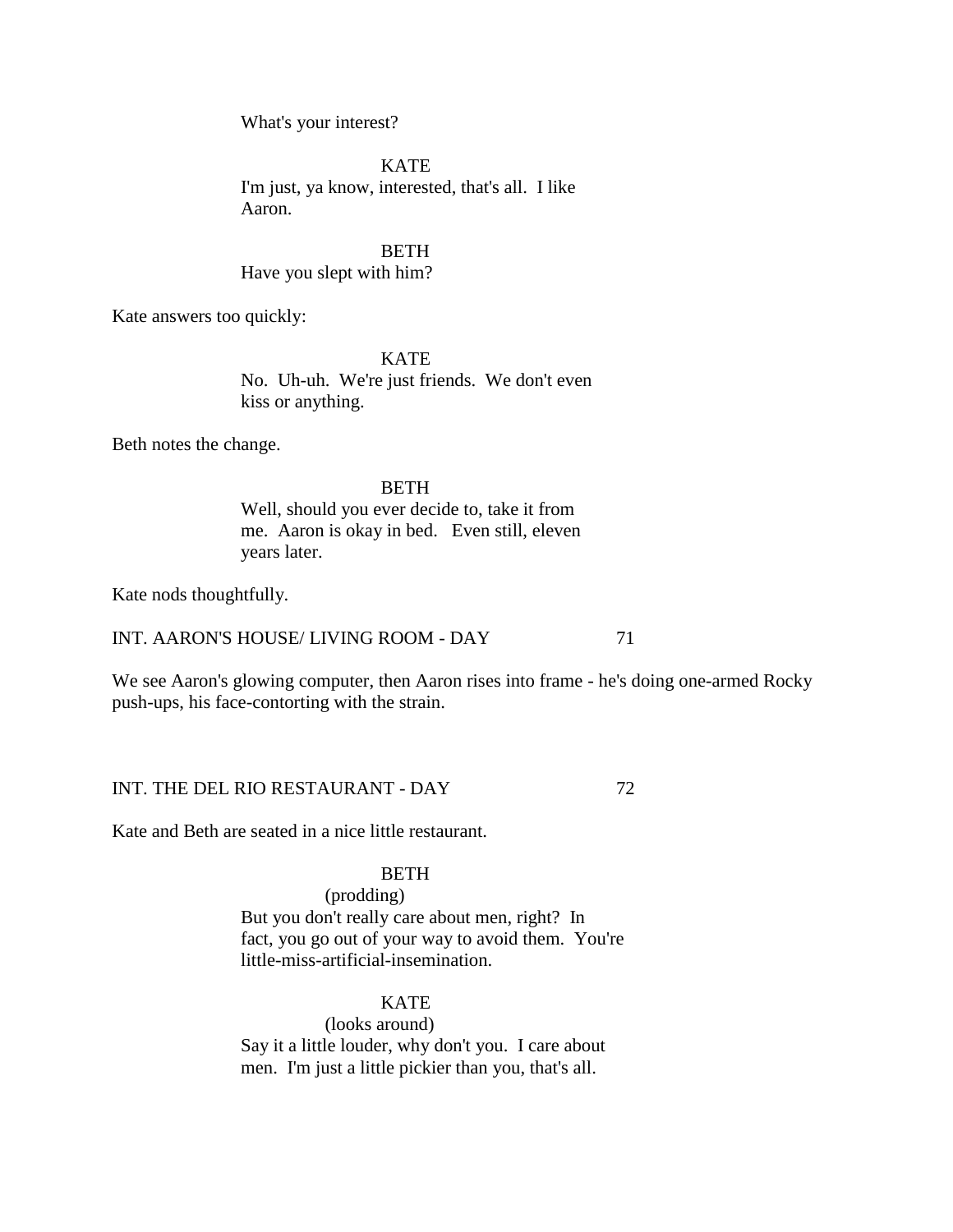What's your interest?

KATE
I'm just, ya know, interested, that's all. I like Aaron.

BETH
Have you slept with him?

Kate answers too quickly:

KATE
No. Uh-uh. We're just friends. We don't even kiss or anything.

Beth notes the change.

BETH
Well, should you ever decide to, take it from me. Aaron is okay in bed. Even still, eleven years later.

Kate nods thoughtfully.

INT. AARON'S HOUSE/ LIVING ROOM - DAY 71

We see Aaron's glowing computer, then Aaron rises into frame - he's doing one-armed Rocky push-ups, his face-contorting with the strain.

INT. THE DEL RIO RESTAURANT - DAY 72

Kate and Beth are seated in a nice little restaurant.

BETH
(prodding)
But you don't really care about men, right? In fact, you go out of your way to avoid them. You're little-miss-artificial-insemination.

KATE
(looks around)
Say it a little louder, why don't you. I care about men. I'm just a little pickier than you, that's all.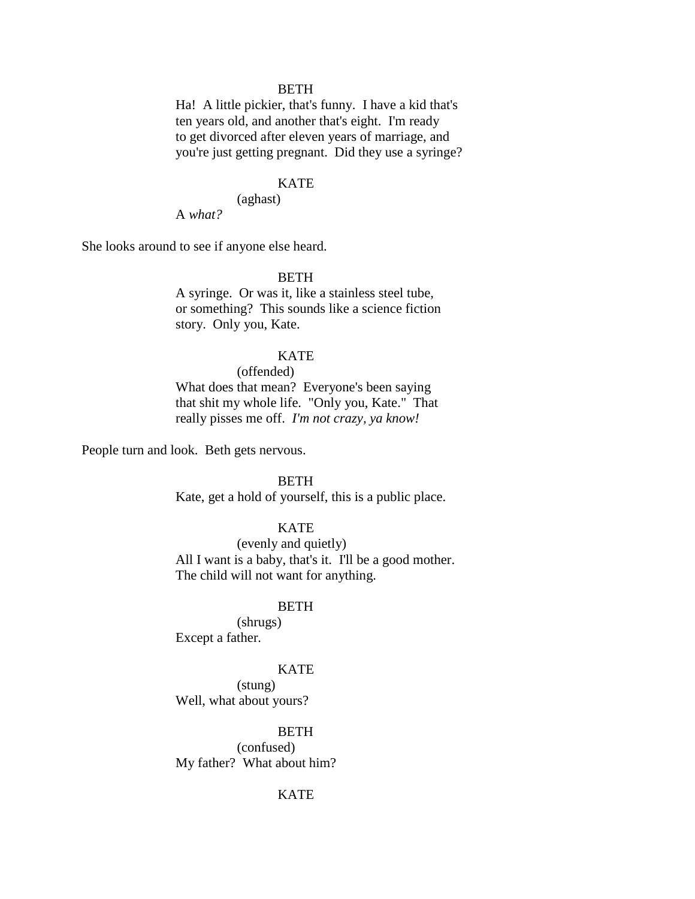BETH

Ha! A little pickier, that's funny. I have a kid that's ten years old, and another that's eight. I'm ready to get divorced after eleven years of marriage, and you're just getting pregnant. Did they use a syringe?

KATE

(aghast)

A *what?*

She looks around to see if anyone else heard.

BETH

A syringe. Or was it, like a stainless steel tube, or something? This sounds like a science fiction story. Only you, Kate.

KATE

(offended)

What does that mean? Everyone's been saying that shit my whole life. "Only you, Kate." That really pisses me off. *I'm not crazy, ya know!*

People turn and look. Beth gets nervous.

BETH

Kate, get a hold of yourself, this is a public place.

KATE

(evenly and quietly)

All I want is a baby, that's it. I'll be a good mother. The child will not want for anything.

BETH

(shrugs)

Except a father.

KATE

(stung)

Well, what about yours?

BETH

(confused)

My father? What about him?

KATE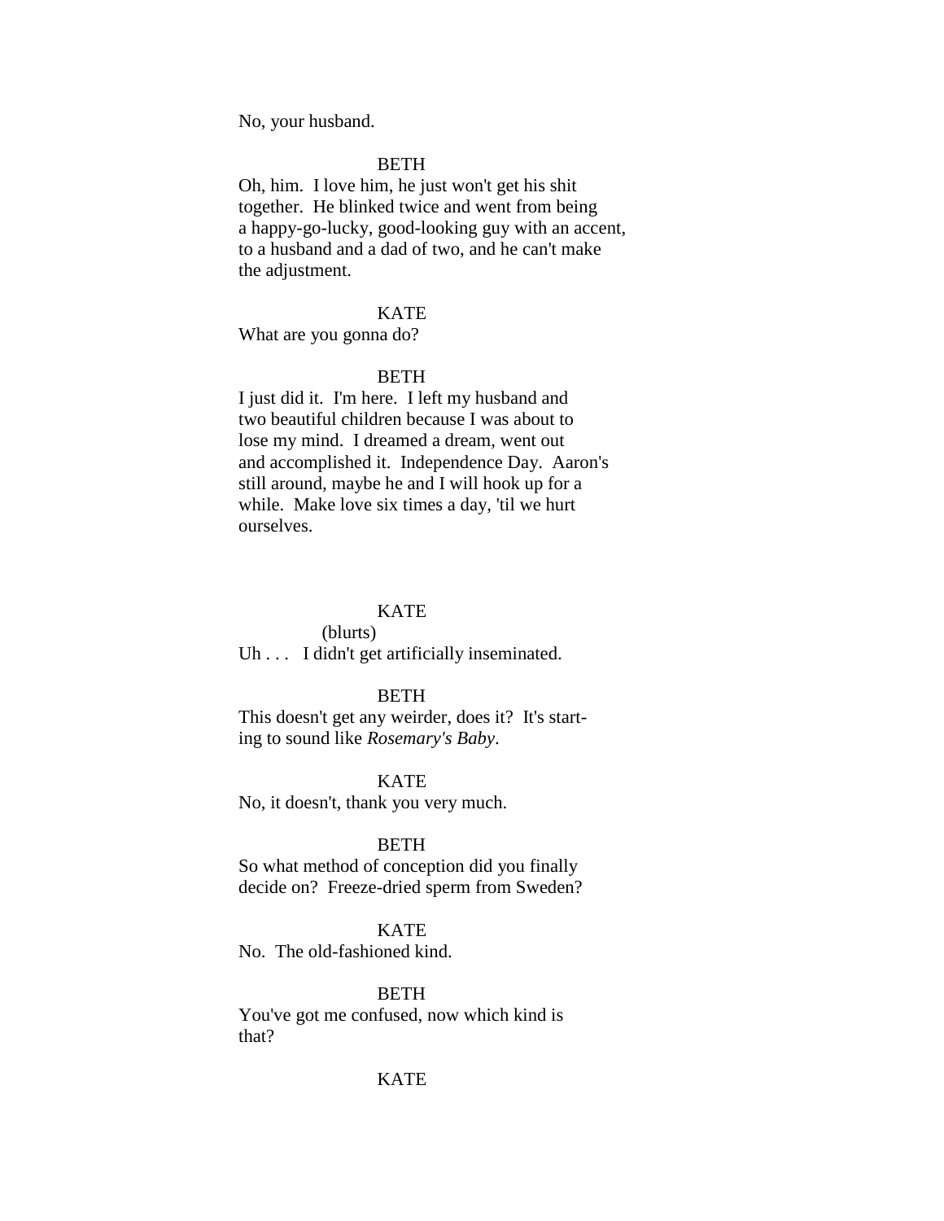No, your husband.

BETH

Oh, him. I love him, he just won't get his shit together. He blinked twice and went from being a happy-go-lucky, good-looking guy with an accent, to a husband and a dad of two, and he can't make the adjustment.

KATE

What are you gonna do?

BETH

I just did it. I'm here. I left my husband and two beautiful children because I was about to lose my mind. I dreamed a dream, went out and accomplished it. Independence Day. Aaron's still around, maybe he and I will hook up for a while. Make love six times a day, 'til we hurt ourselves.

KATE

(blurts)

Uh . . . I didn't get artificially inseminated.

BETH

This doesn't get any weirder, does it? It's start-ing to sound like *Rosemary's Baby*.

KATE

No, it doesn't, thank you very much.

BETH

So what method of conception did you finally decide on? Freeze-dried sperm from Sweden?

KATE

No. The old-fashioned kind.

BETH

You've got me confused, now which kind is that?

KATE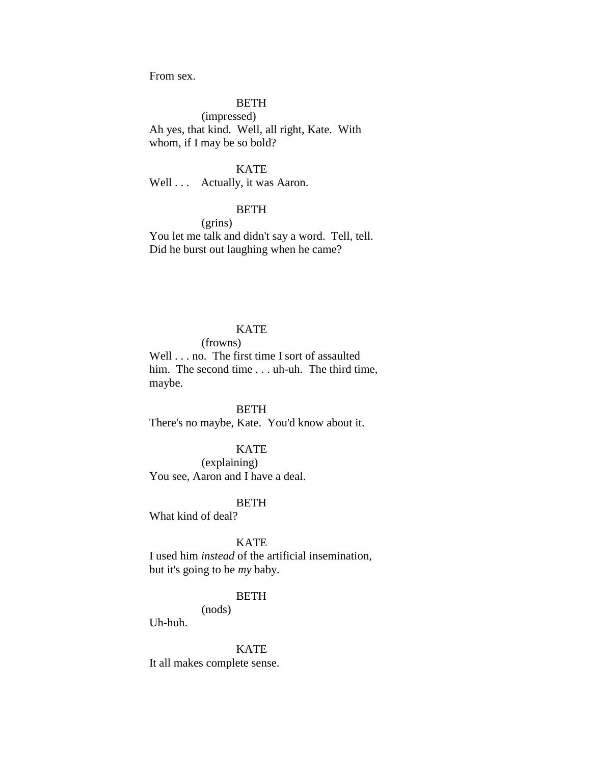From sex.

BETH
(impressed)
Ah yes, that kind. Well, all right, Kate. With whom, if I may be so bold?

KATE
Well . . . Actually, it was Aaron.

BETH
(grins)
You let me talk and didn't say a word. Tell, tell. Did he burst out laughing when he came?

KATE
(frowns)
Well . . . no. The first time I sort of assaulted him. The second time . . . uh-uh. The third time, maybe.

BETH
There's no maybe, Kate. You'd know about it.

KATE
(explaining)
You see, Aaron and I have a deal.

BETH
What kind of deal?

KATE
I used him *instead* of the artificial insemination, but it's going to be *my* baby.

BETH
(nods)
Uh-huh.

KATE
It all makes complete sense.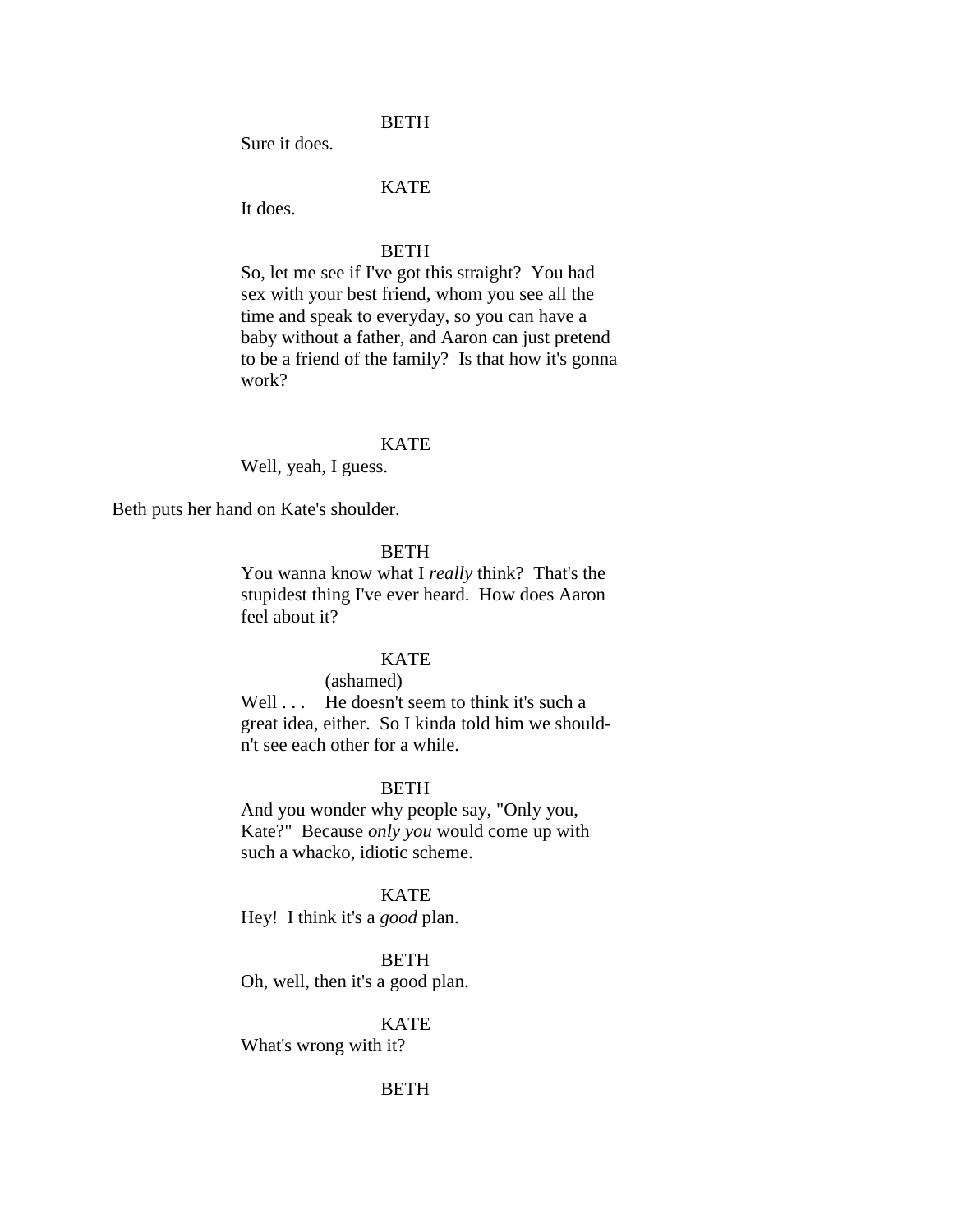BETH

Sure it does.

KATE

It does.

BETH

So, let me see if I've got this straight? You had sex with your best friend, whom you see all the time and speak to everyday, so you can have a baby without a father, and Aaron can just pretend to be a friend of the family? Is that how it's gonna work?

KATE

Well, yeah, I guess.

Beth puts her hand on Kate's shoulder.

BETH

You wanna know what I *really* think? That's the stupidest thing I've ever heard. How does Aaron feel about it?

KATE

(ashamed)

Well . . . He doesn't seem to think it's such a great idea, either. So I kinda told him we should-n't see each other for a while.

BETH

And you wonder why people say, "Only you, Kate?" Because *only you* would come up with such a whacko, idiotic scheme.

KATE

Hey! I think it's a *good* plan.

BETH

Oh, well, then it's a good plan.

KATE

What's wrong with it?

BETH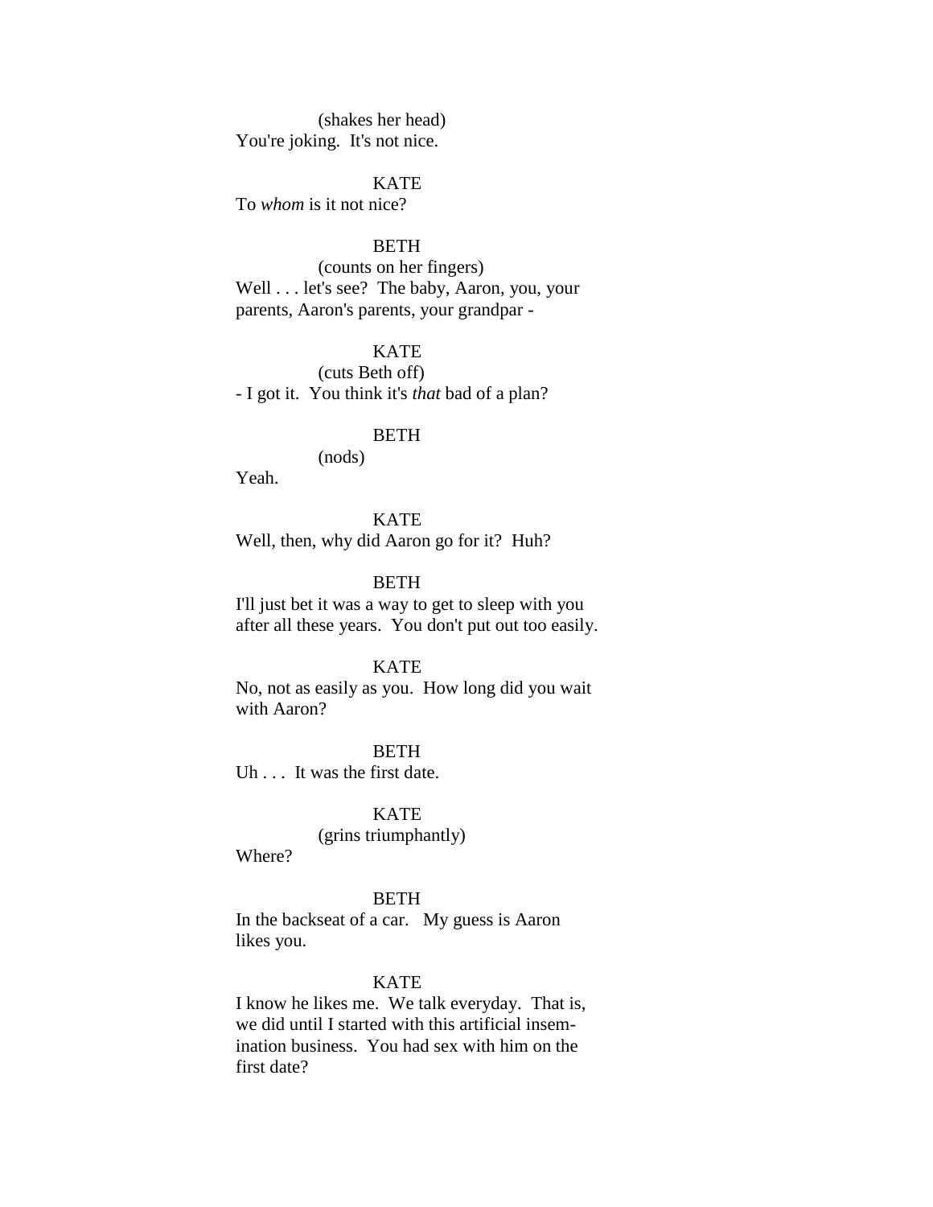(shakes her head)
You're joking. It's not nice.

KATE
To *whom* is it not nice?

BETH
(counts on her fingers)
Well . . . let's see? The baby, Aaron, you, your parents, Aaron's parents, your grandpar -

KATE
(cuts Beth off)
- I got it. You think it's *that* bad of a plan?

BETH
(nods)
Yeah.

KATE
Well, then, why did Aaron go for it? Huh?

BETH
I'll just bet it was a way to get to sleep with you after all these years. You don't put out too easily.

KATE
No, not as easily as you. How long did you wait with Aaron?

BETH
Uh . . . It was the first date.

KATE
(grins triumphantly)
Where?

BETH
In the backseat of a car. My guess is Aaron likes you.

KATE
I know he likes me. We talk everyday. That is, we did until I started with this artificial insemination business. You had sex with him on the first date?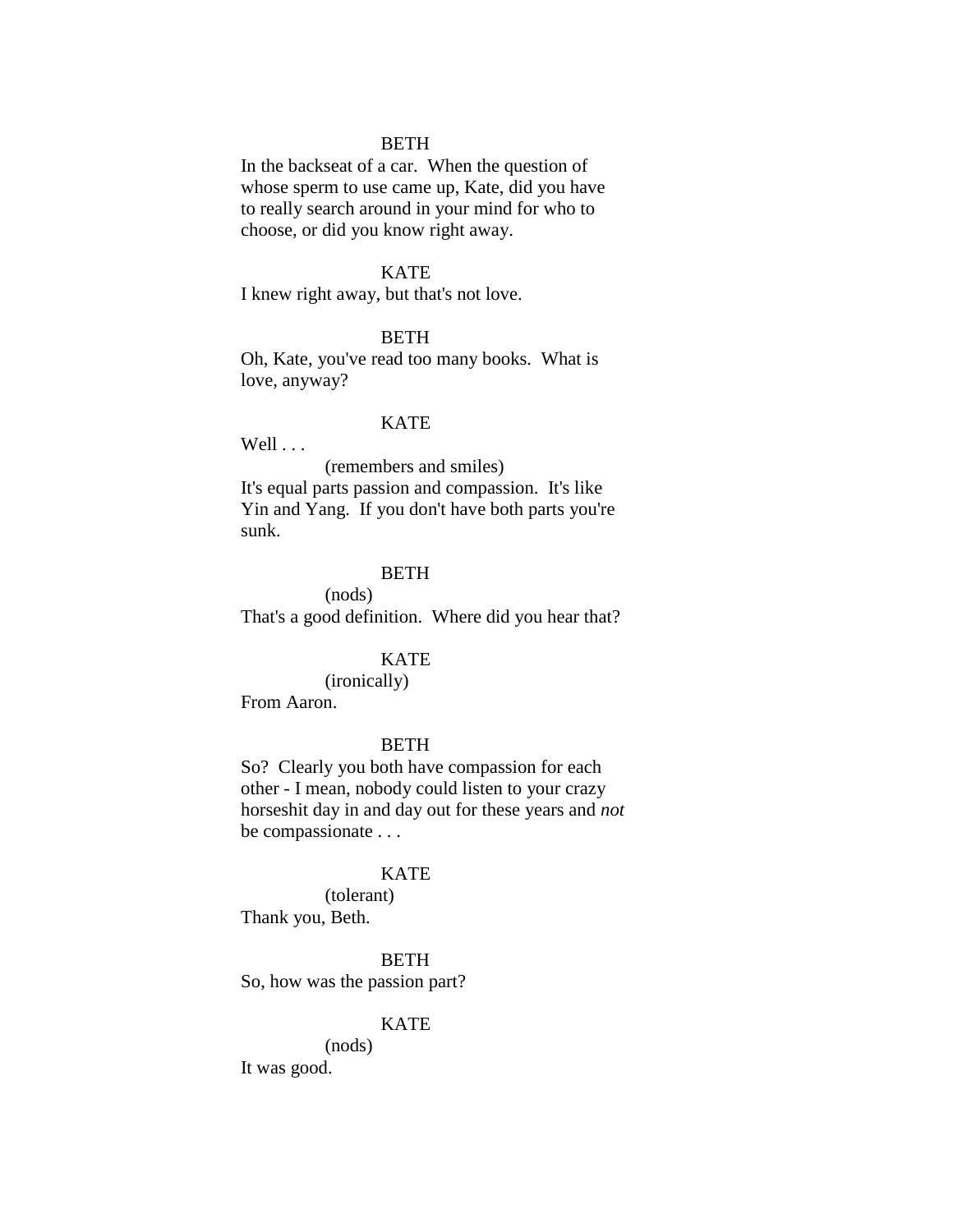BETH

In the backseat of a car. When the question of whose sperm to use came up, Kate, did you have to really search around in your mind for who to choose, or did you know right away.

KATE

I knew right away, but that's not love.

BETH

Oh, Kate, you've read too many books. What is love, anyway?

KATE

Well . . .

(remembers and smiles)

It's equal parts passion and compassion. It's like Yin and Yang. If you don't have both parts you're sunk.

BETH

(nods)

That's a good definition. Where did you hear that?

KATE

(ironically)

From Aaron.

BETH

So? Clearly you both have compassion for each other - I mean, nobody could listen to your crazy horseshit day in and day out for these years and *not* be compassionate . . .

KATE

(tolerant)

Thank you, Beth.

BETH

So, how was the passion part?

KATE

(nods)

It was good.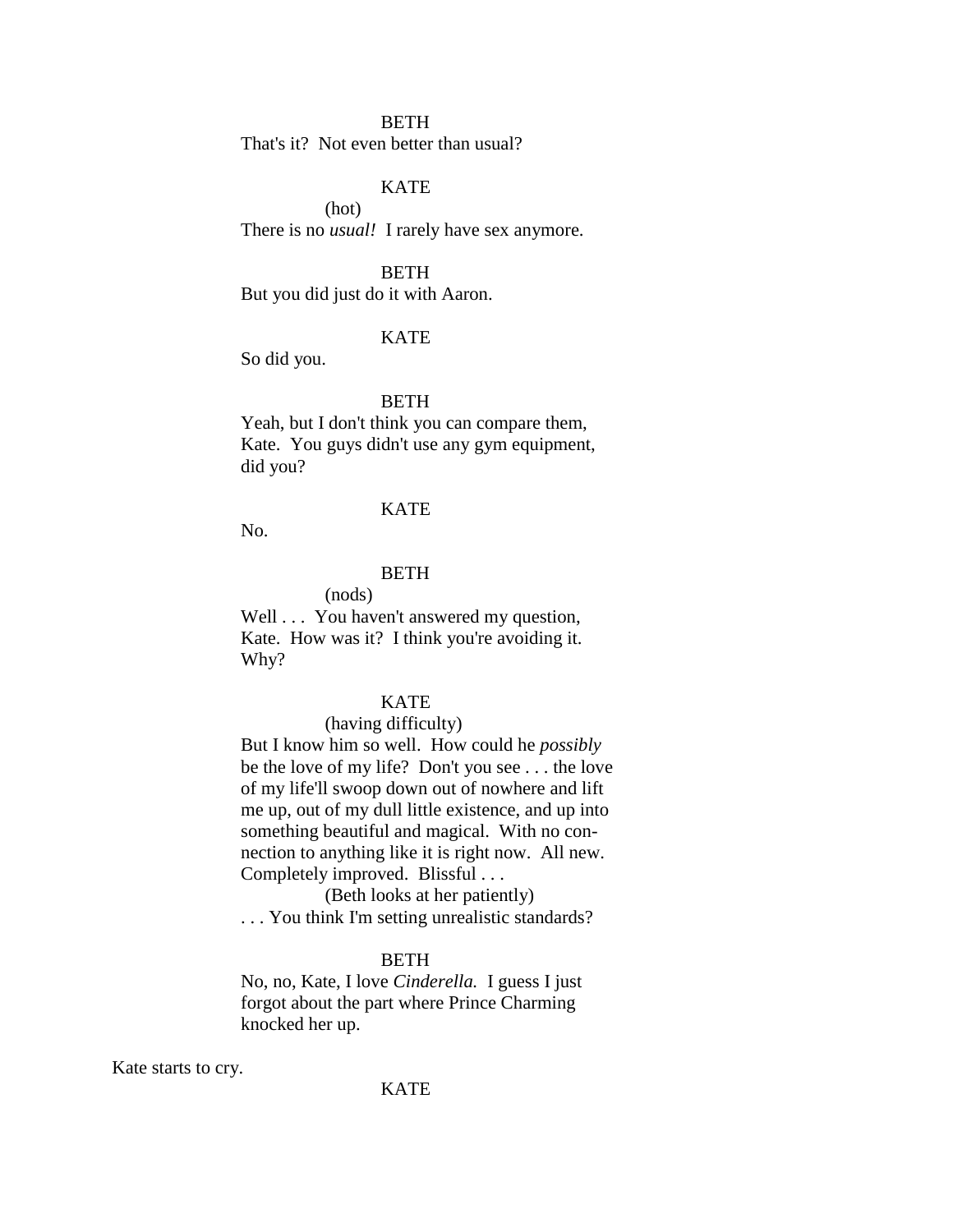BETH

That's it?  Not even better than usual?

KATE

(hot)

There is no *usual!*  I rarely have sex anymore.

BETH

But you did just do it with Aaron.

KATE

So did you.

BETH

Yeah, but I don't think you can compare them, Kate.  You guys didn't use any gym equipment, did you?

KATE

No.

BETH

(nods)

Well . . .  You haven't answered my question, Kate.  How was it?  I think you're avoiding it. Why?

KATE

(having difficulty)

But I know him so well.  How could he *possibly* be the love of my life?  Don't you see . . . the love of my life'll swoop down out of nowhere and lift me up, out of my dull little existence, and up into something beautiful and magical.  With no connection to anything like it is right now.  All new. Completely improved.  Blissful . . .

(Beth looks at her patiently)

. . . You think I'm setting unrealistic standards?

BETH

No, no, Kate, I love *Cinderella.*  I guess I just forgot about the part where Prince Charming knocked her up.

Kate starts to cry.

KATE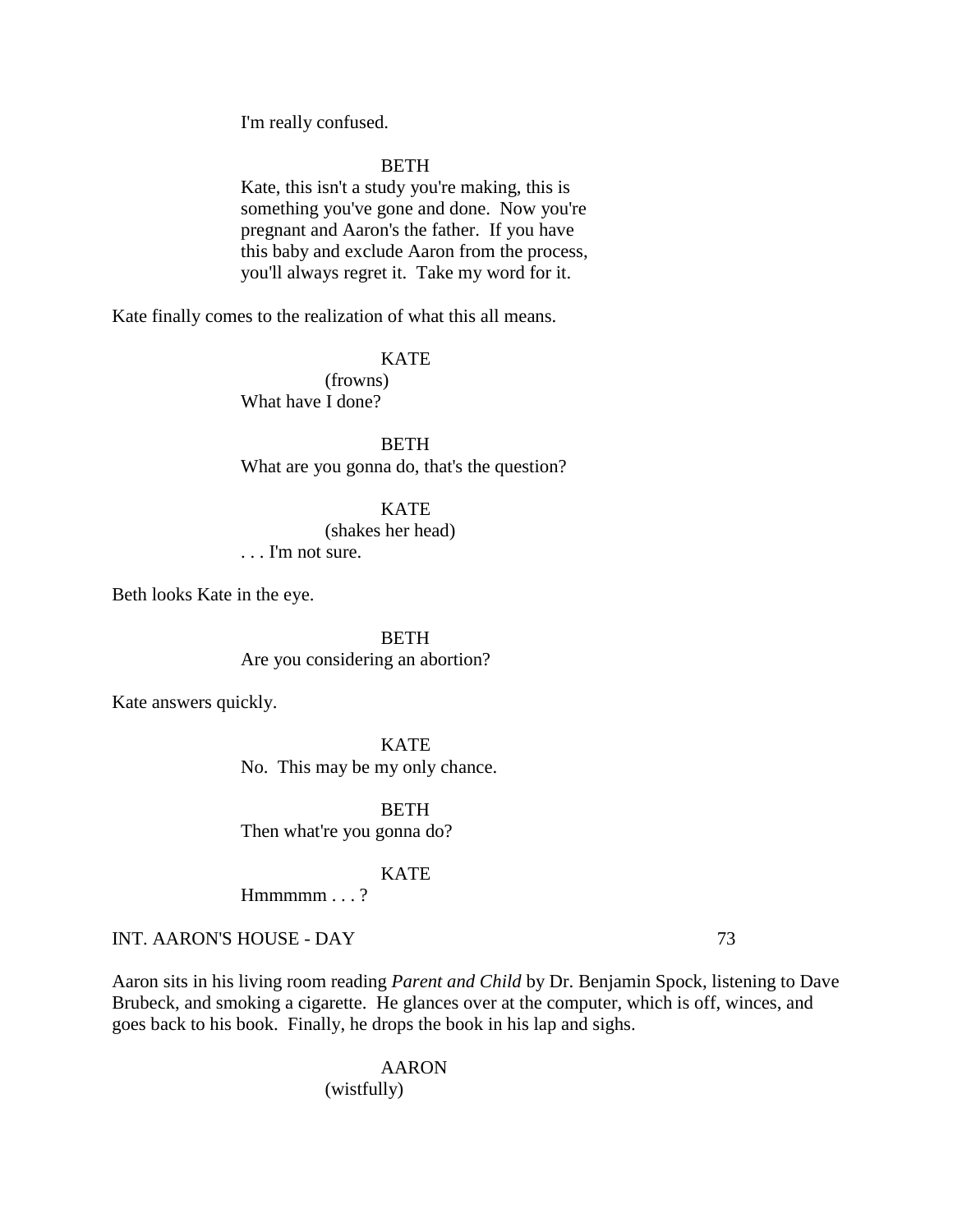I'm really confused.

BETH

Kate, this isn't a study you're making, this is something you've gone and done. Now you're pregnant and Aaron's the father. If you have this baby and exclude Aaron from the process, you'll always regret it. Take my word for it.

Kate finally comes to the realization of what this all means.

KATE

(frowns)

What have I done?

BETH

What are you gonna do, that's the question?

KATE

(shakes her head)

. . . I'm not sure.

Beth looks Kate in the eye.

BETH

Are you considering an abortion?

Kate answers quickly.

KATE

No. This may be my only chance.

BETH

Then what're you gonna do?

KATE

Hmmmmm . . . ?

INT. AARON'S HOUSE - DAY 73

Aaron sits in his living room reading *Parent and Child* by Dr. Benjamin Spock, listening to Dave Brubeck, and smoking a cigarette. He glances over at the computer, which is off, winces, and goes back to his book. Finally, he drops the book in his lap and sighs.

AARON

(wistfully)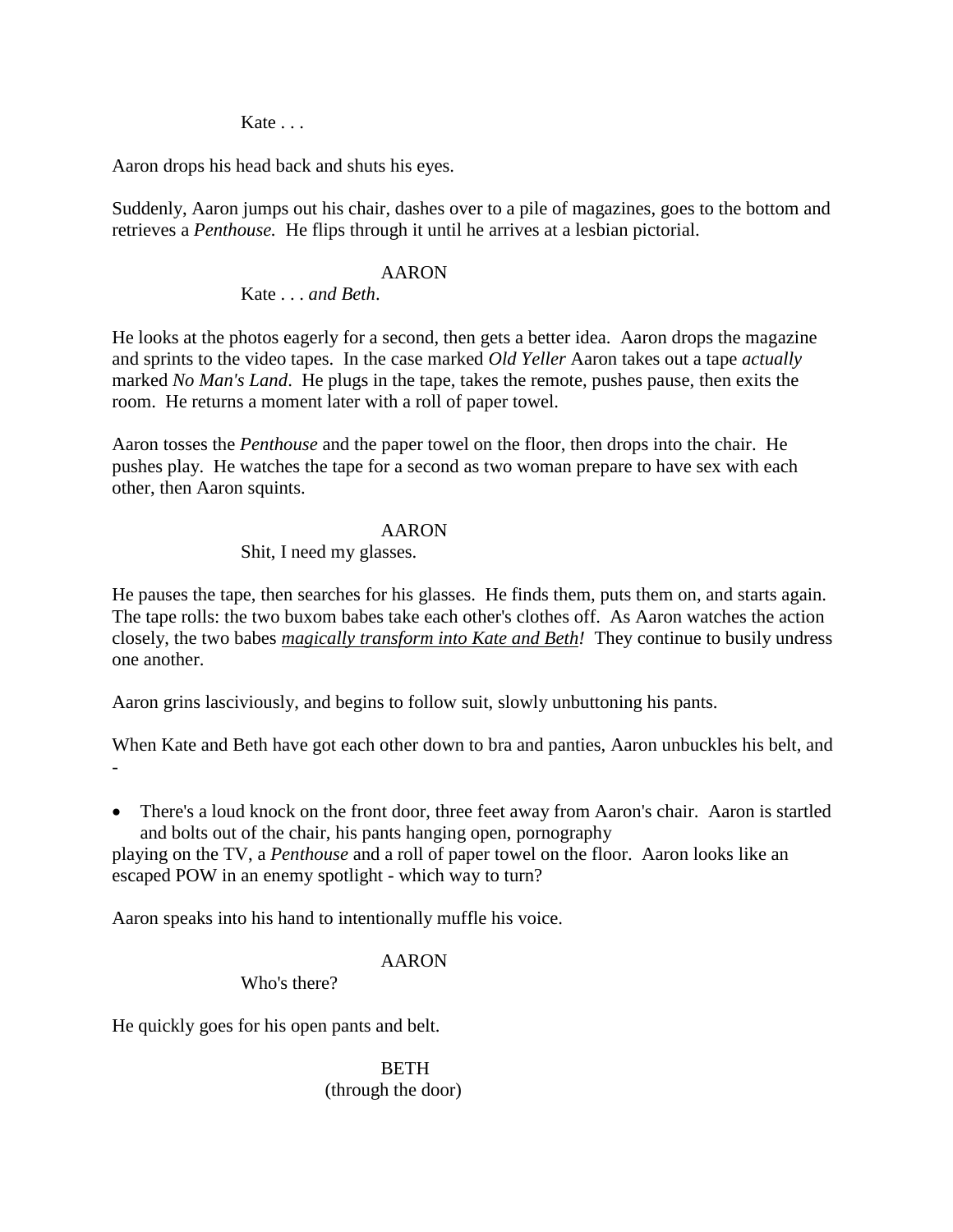Kate . . .

Aaron drops his head back and shuts his eyes.

Suddenly, Aaron jumps out his chair, dashes over to a pile of magazines, goes to the bottom and retrieves a *Penthouse.* He flips through it until he arrives at a lesbian pictorial.

AARON

Kate . . . *and Beth*.

He looks at the photos eagerly for a second, then gets a better idea. Aaron drops the magazine and sprints to the video tapes. In the case marked *Old Yeller* Aaron takes out a tape *actually* marked *No Man's Land*. He plugs in the tape, takes the remote, pushes pause, then exits the room. He returns a moment later with a roll of paper towel.

Aaron tosses the *Penthouse* and the paper towel on the floor, then drops into the chair. He pushes play. He watches the tape for a second as two woman prepare to have sex with each other, then Aaron squints.

AARON

Shit, I need my glasses.

He pauses the tape, then searches for his glasses. He finds them, puts them on, and starts again. The tape rolls: the two buxom babes take each other's clothes off. As Aaron watches the action closely, the two babes *magically transform into Kate and Beth!* They continue to busily undress one another.

Aaron grins lasciviously, and begins to follow suit, slowly unbuttoning his pants.

When Kate and Beth have got each other down to bra and panties, Aaron unbuckles his belt, and -

- There's a loud knock on the front door, three feet away from Aaron's chair. Aaron is startled and bolts out of the chair, his pants hanging open, pornography

playing on the TV, a *Penthouse* and a roll of paper towel on the floor. Aaron looks like an escaped POW in an enemy spotlight - which way to turn?

Aaron speaks into his hand to intentionally muffle his voice.

AARON

Who's there?

He quickly goes for his open pants and belt.

BETH
(through the door)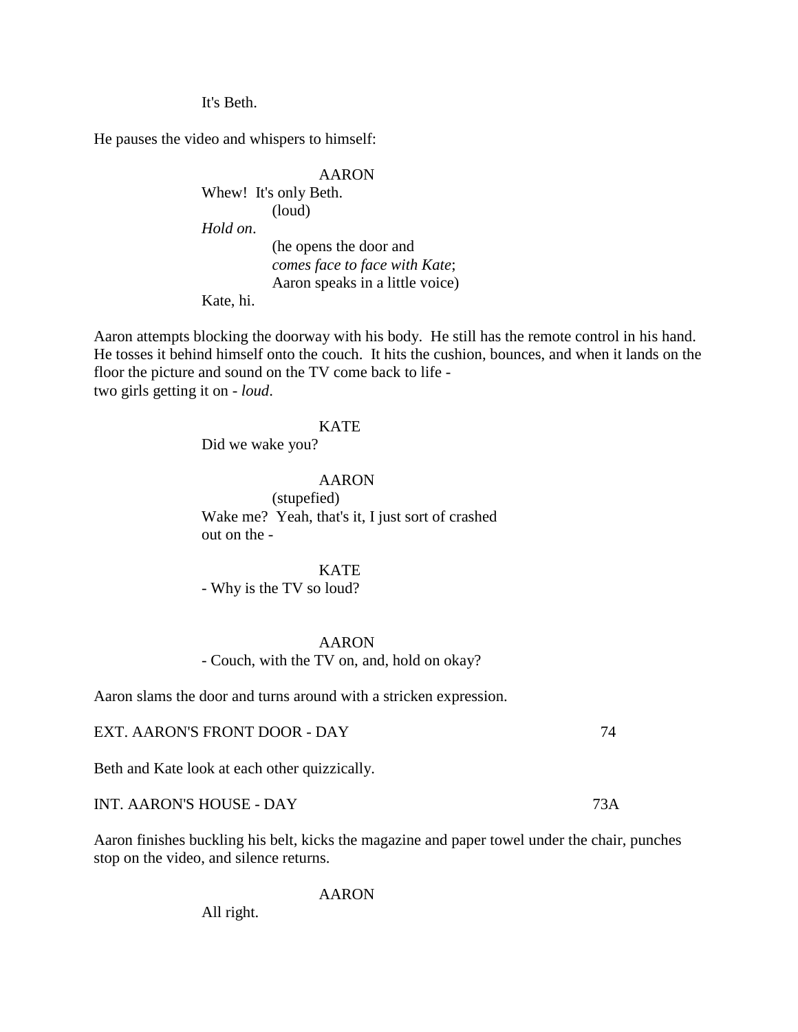It's Beth.

He pauses the video and whispers to himself:

AARON
Whew!  It's only Beth.
(loud)
*Hold on*.
(he opens the door and
*comes face to face with Kate*;
Aaron speaks in a little voice)
Kate, hi.

Aaron attempts blocking the doorway with his body.  He still has the remote control in his hand.  He tosses it behind himself onto the couch.  It hits the cushion, bounces, and when it lands on the floor the picture and sound on the TV come back to life -
two girls getting it on - *loud*.

KATE
Did we wake you?

AARON
(stupefied)
Wake me?  Yeah, that's it, I just sort of crashed out on the -

KATE
- Why is the TV so loud?

AARON
- Couch, with the TV on, and, hold on okay?

Aaron slams the door and turns around with a stricken expression.

EXT. AARON'S FRONT DOOR - DAY                                                                        74

Beth and Kate look at each other quizzically.

INT. AARON'S HOUSE - DAY                                                                               73A

Aaron finishes buckling his belt, kicks the magazine and paper towel under the chair, punches stop on the video, and silence returns.

AARON
All right.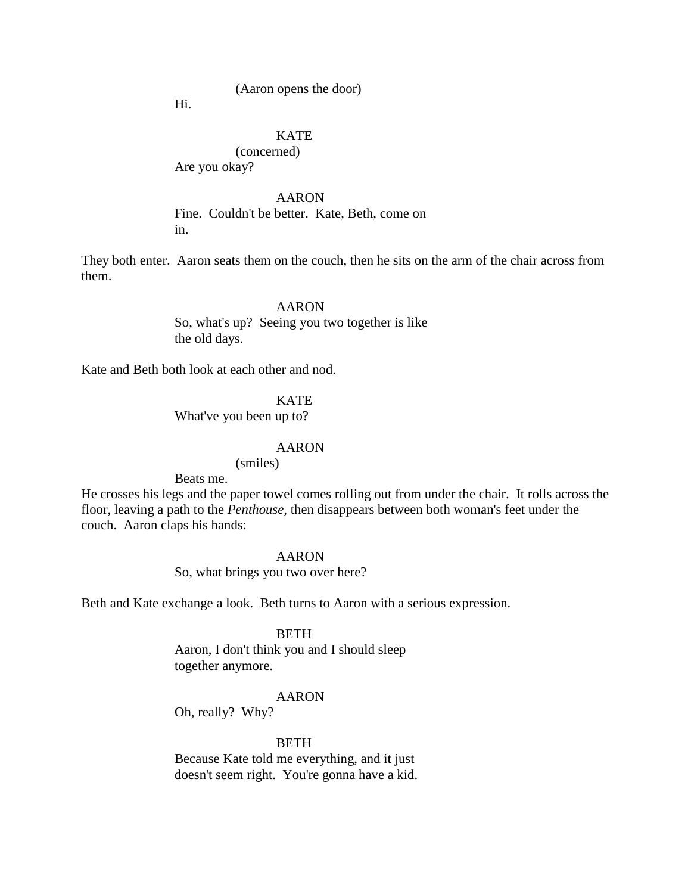(Aaron opens the door)

Hi.

KATE

(concerned)

Are you okay?

AARON

Fine. Couldn't be better. Kate, Beth, come on in.

They both enter. Aaron seats them on the couch, then he sits on the arm of the chair across from them.

AARON

So, what's up? Seeing you two together is like the old days.

Kate and Beth both look at each other and nod.

KATE

What've you been up to?

AARON

(smiles)

Beats me.

He crosses his legs and the paper towel comes rolling out from under the chair. It rolls across the floor, leaving a path to the *Penthouse,* then disappears between both woman's feet under the couch. Aaron claps his hands:

AARON

So, what brings you two over here?

Beth and Kate exchange a look. Beth turns to Aaron with a serious expression.

BETH

Aaron, I don't think you and I should sleep together anymore.

AARON

Oh, really? Why?

BETH

Because Kate told me everything, and it just doesn't seem right. You're gonna have a kid.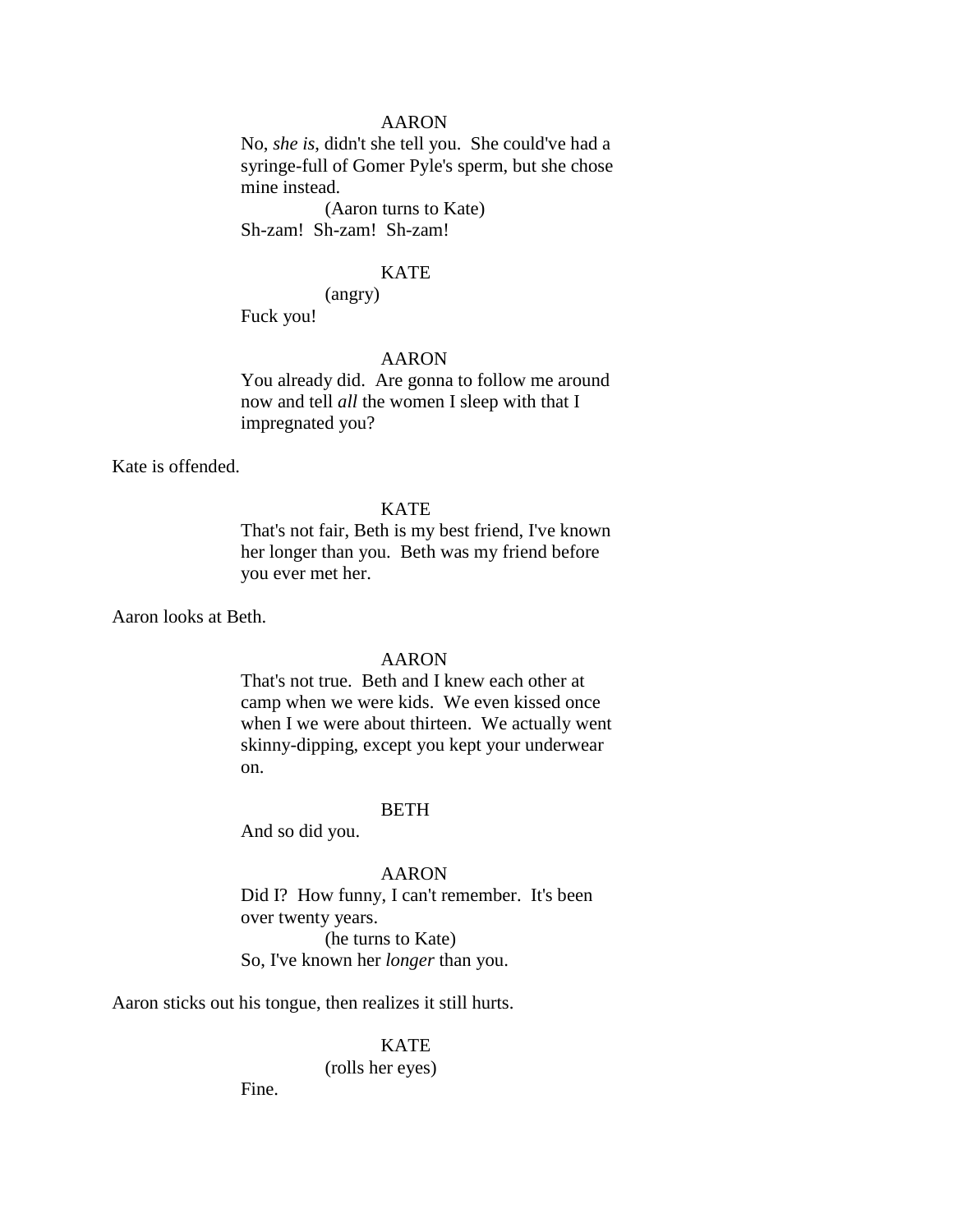AARON

No, *she is*, didn't she tell you. She could've had a syringe-full of Gomer Pyle's sperm, but she chose mine instead.

(Aaron turns to Kate)

Sh-zam! Sh-zam! Sh-zam!

KATE

(angry)

Fuck you!

AARON

You already did. Are gonna to follow me around now and tell *all* the women I sleep with that I impregnated you?

Kate is offended.

KATE

That's not fair, Beth is my best friend, I've known her longer than you. Beth was my friend before you ever met her.

Aaron looks at Beth.

AARON

That's not true. Beth and I knew each other at camp when we were kids. We even kissed once when I we were about thirteen. We actually went skinny-dipping, except you kept your underwear on.

BETH

And so did you.

AARON

Did I? How funny, I can't remember. It's been over twenty years.

(he turns to Kate)

So, I've known her *longer* than you.

Aaron sticks out his tongue, then realizes it still hurts.

KATE

(rolls her eyes)

Fine.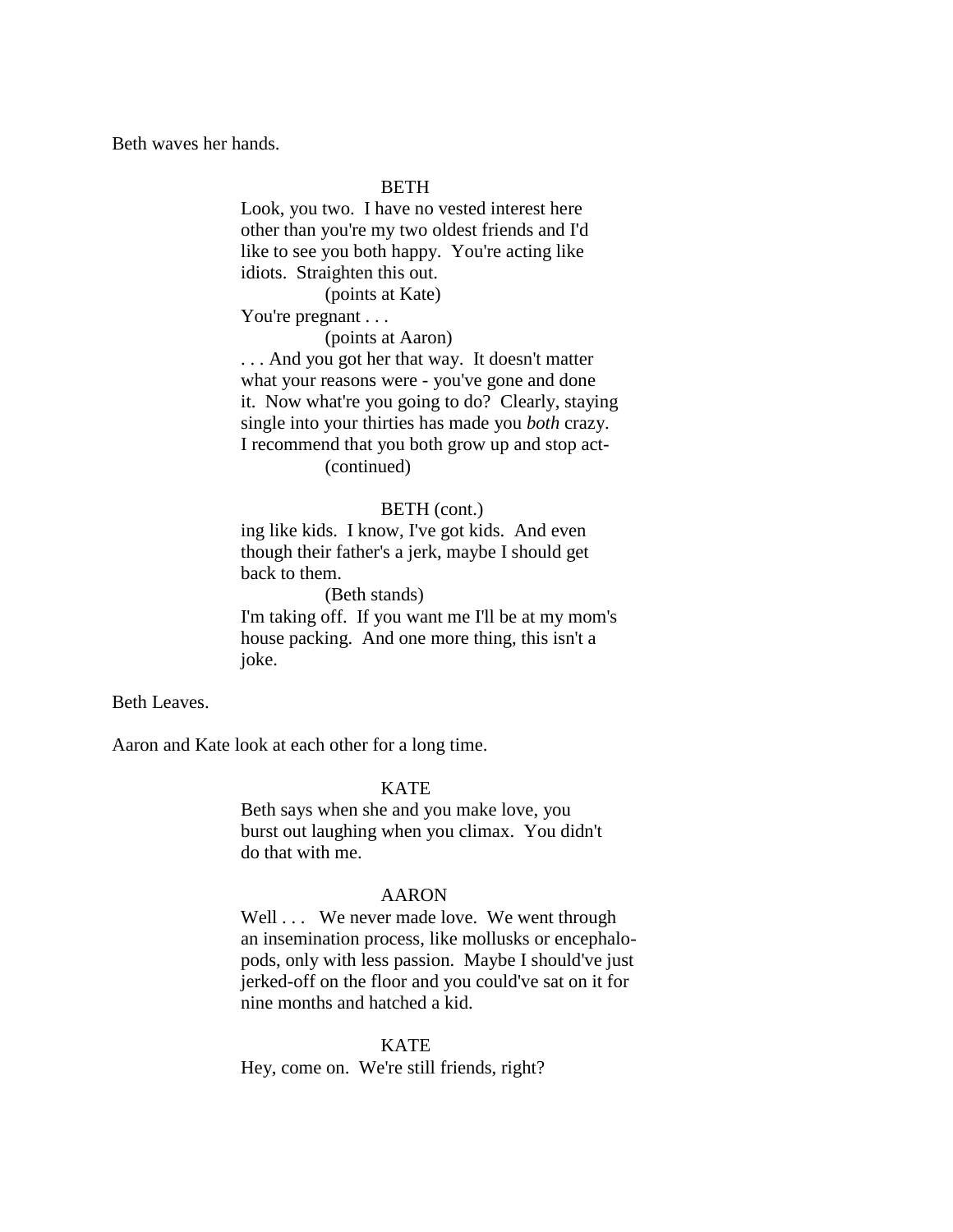Beth waves her hands.

BETH

Look, you two. I have no vested interest here other than you're my two oldest friends and I'd like to see you both happy. You're acting like idiots. Straighten this out.

(points at Kate)

You're pregnant . . .

(points at Aaron)

. . . And you got her that way. It doesn't matter what your reasons were - you've gone and done it. Now what're you going to do? Clearly, staying single into your thirties has made you *both* crazy. I recommend that you both grow up and stop act-

(continued)

BETH (cont.)

ing like kids. I know, I've got kids. And even though their father's a jerk, maybe I should get back to them.

(Beth stands)

I'm taking off. If you want me I'll be at my mom's house packing. And one more thing, this isn't a joke.

Beth Leaves.

Aaron and Kate look at each other for a long time.

KATE

Beth says when she and you make love, you burst out laughing when you climax. You didn't do that with me.

AARON

Well . . . We never made love. We went through an insemination process, like mollusks or encephalo-pods, only with less passion. Maybe I should've just jerked-off on the floor and you could've sat on it for nine months and hatched a kid.

KATE

Hey, come on. We're still friends, right?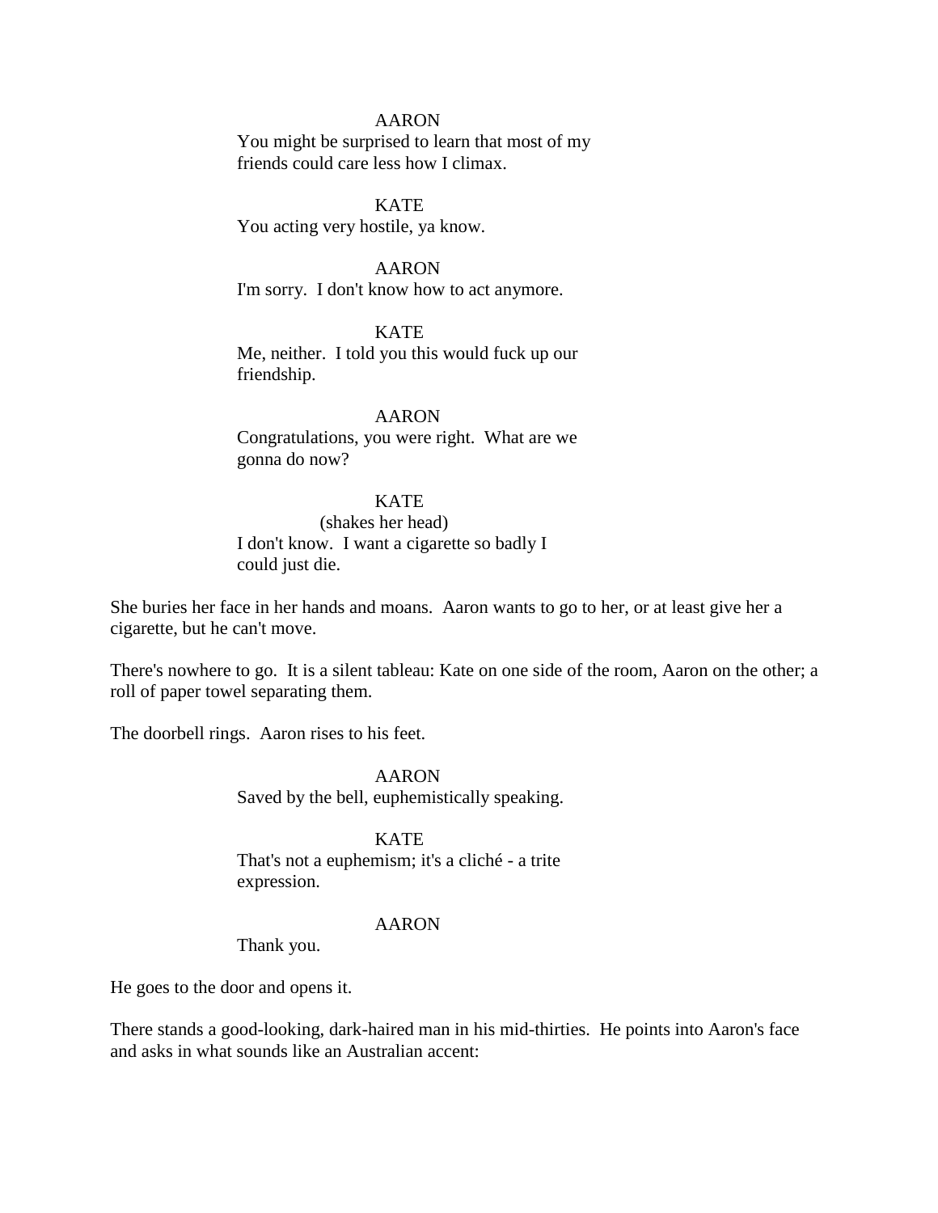AARON

You might be surprised to learn that most of my friends could care less how I climax.

KATE

You acting very hostile, ya know.

AARON

I'm sorry. I don't know how to act anymore.

KATE

Me, neither. I told you this would fuck up our friendship.

AARON

Congratulations, you were right. What are we gonna do now?

KATE

(shakes her head)

I don't know. I want a cigarette so badly I could just die.

She buries her face in her hands and moans. Aaron wants to go to her, or at least give her a cigarette, but he can't move.

There's nowhere to go. It is a silent tableau: Kate on one side of the room, Aaron on the other; a roll of paper towel separating them.

The doorbell rings. Aaron rises to his feet.

AARON

Saved by the bell, euphemistically speaking.

KATE

That's not a euphemism; it's a cliché - a trite expression.

AARON

Thank you.

He goes to the door and opens it.

There stands a good-looking, dark-haired man in his mid-thirties. He points into Aaron's face and asks in what sounds like an Australian accent: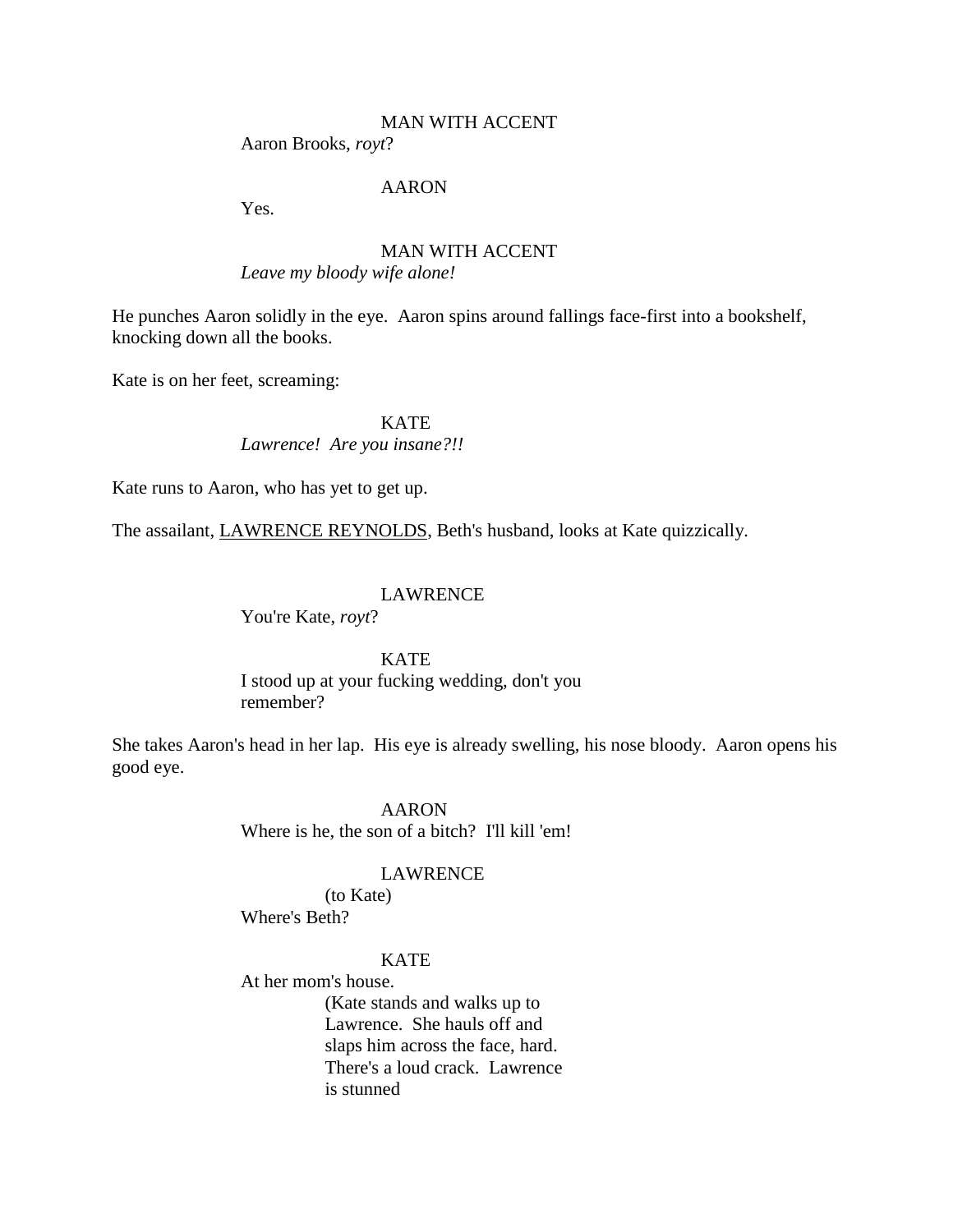MAN WITH ACCENT

Aaron Brooks, *royt*?

AARON

Yes.

MAN WITH ACCENT

*Leave my bloody wife alone!*

He punches Aaron solidly in the eye. Aaron spins around fallings face-first into a bookshelf, knocking down all the books.

Kate is on her feet, screaming:

KATE

*Lawrence! Are you insane?!!*

Kate runs to Aaron, who has yet to get up.

The assailant, <u>LAWRENCE REYNOLDS</u>, Beth's husband, looks at Kate quizzically.

LAWRENCE

You're Kate, *royt*?

KATE

I stood up at your fucking wedding, don't you remember?

She takes Aaron's head in her lap. His eye is already swelling, his nose bloody. Aaron opens his good eye.

AARON

Where is he, the son of a bitch? I'll kill 'em!

LAWRENCE

(to Kate)

Where's Beth?

KATE

At her mom's house.

(Kate stands and walks up to Lawrence. She hauls off and slaps him across the face, hard. There's a loud crack. Lawrence is stunned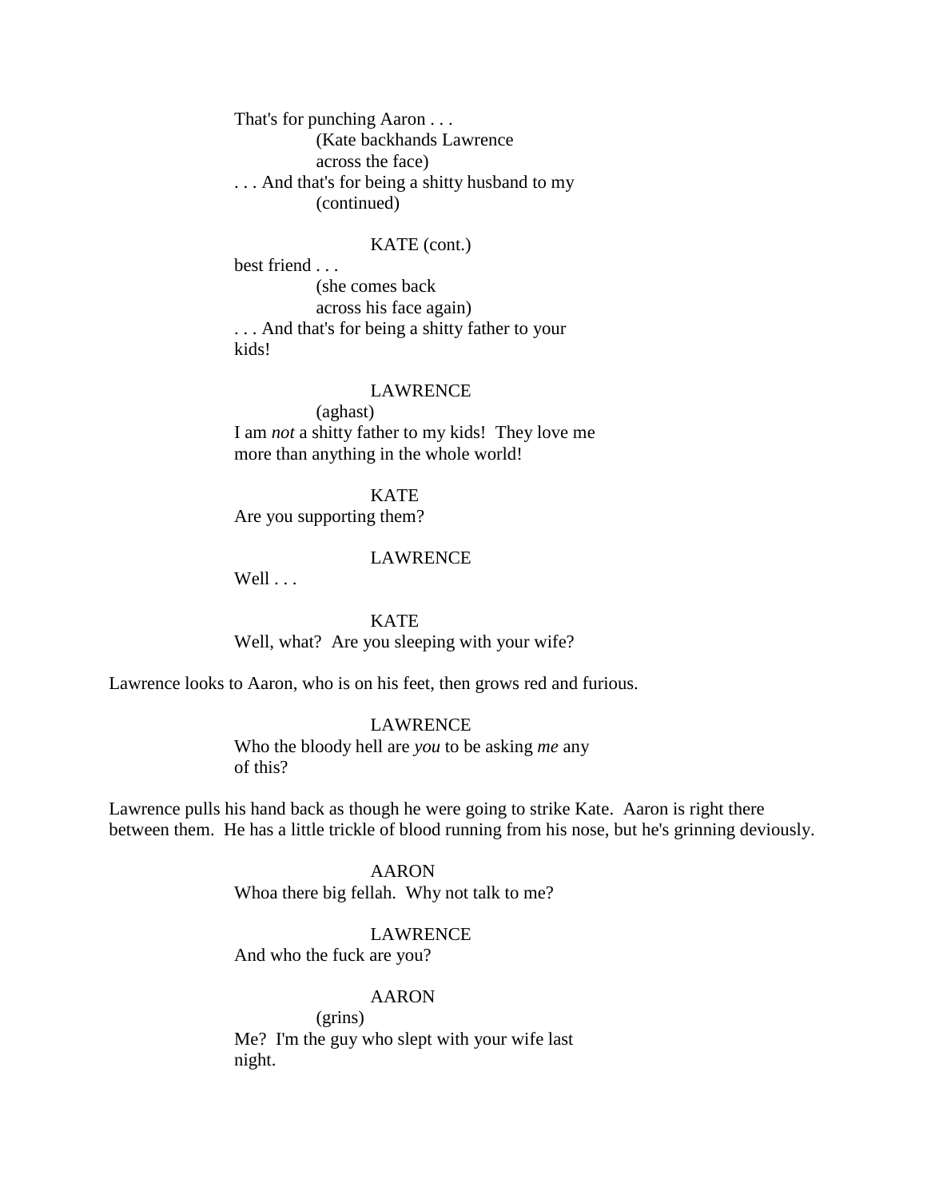That's for punching Aaron . . .

(Kate backhands Lawrence across the face)

. . . And that's for being a shitty husband to my

(continued)

KATE (cont.)

best friend . . .

(she comes back across his face again)

. . . And that's for being a shitty father to your kids!

LAWRENCE

(aghast)

I am *not* a shitty father to my kids! They love me more than anything in the whole world!

KATE

Are you supporting them?

LAWRENCE

Well . . .

KATE

Well, what? Are you sleeping with your wife?

Lawrence looks to Aaron, who is on his feet, then grows red and furious.

LAWRENCE

Who the bloody hell are *you* to be asking *me* any of this?

Lawrence pulls his hand back as though he were going to strike Kate. Aaron is right there between them. He has a little trickle of blood running from his nose, but he's grinning deviously.

AARON

Whoa there big fellah. Why not talk to me?

LAWRENCE

And who the fuck are you?

AARON

(grins)

Me? I'm the guy who slept with your wife last night.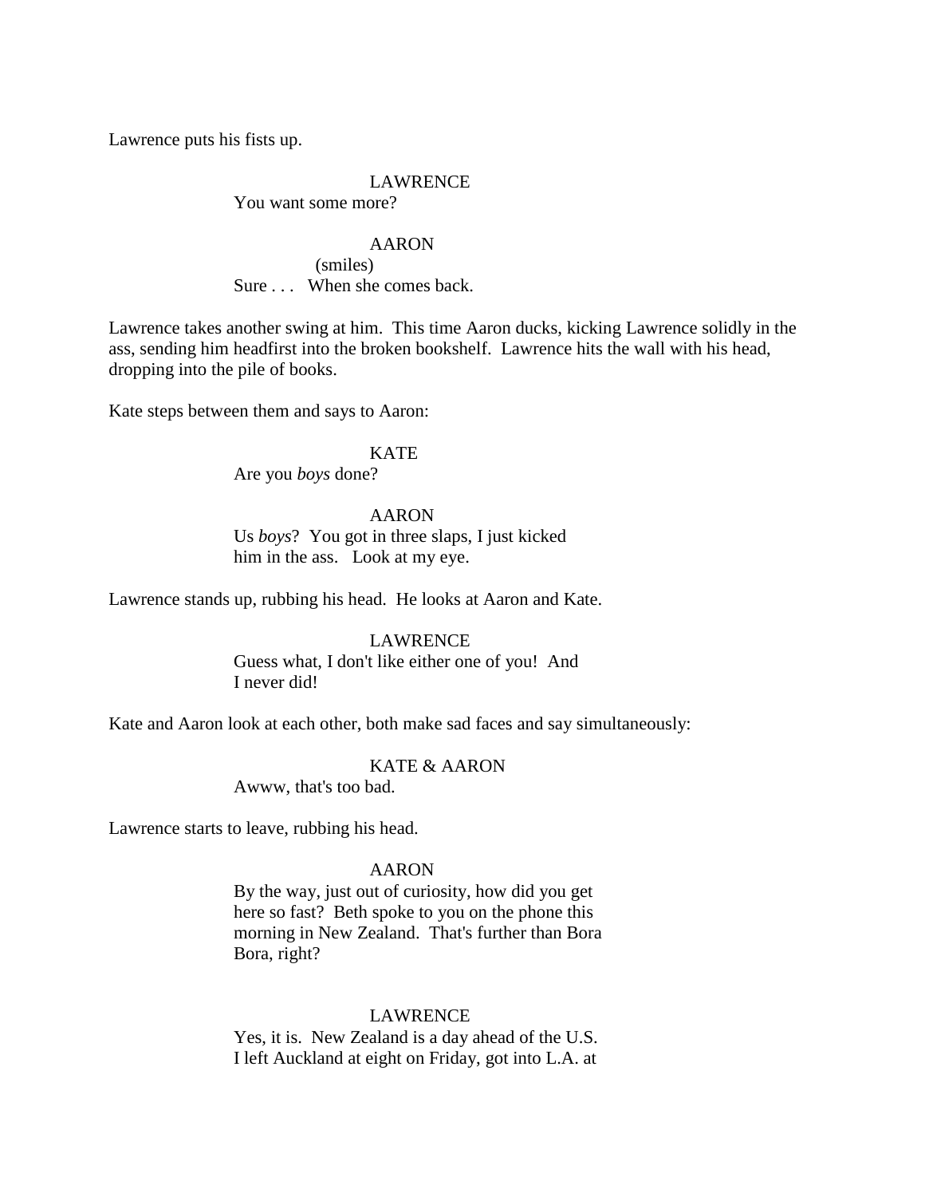Lawrence puts his fists up.

LAWRENCE
You want some more?

AARON
(smiles)
Sure . . .  When she comes back.

Lawrence takes another swing at him. This time Aaron ducks, kicking Lawrence solidly in the ass, sending him headfirst into the broken bookshelf. Lawrence hits the wall with his head, dropping into the pile of books.

Kate steps between them and says to Aaron:

KATE
Are you *boys* done?

AARON
Us *boys*? You got in three slaps, I just kicked him in the ass. Look at my eye.

Lawrence stands up, rubbing his head. He looks at Aaron and Kate.

LAWRENCE
Guess what, I don't like either one of you! And I never did!

Kate and Aaron look at each other, both make sad faces and say simultaneously:

KATE & AARON
Awww, that's too bad.

Lawrence starts to leave, rubbing his head.

AARON
By the way, just out of curiosity, how did you get here so fast? Beth spoke to you on the phone this morning in New Zealand. That's further than Bora Bora, right?

LAWRENCE
Yes, it is. New Zealand is a day ahead of the U.S. I left Auckland at eight on Friday, got into L.A. at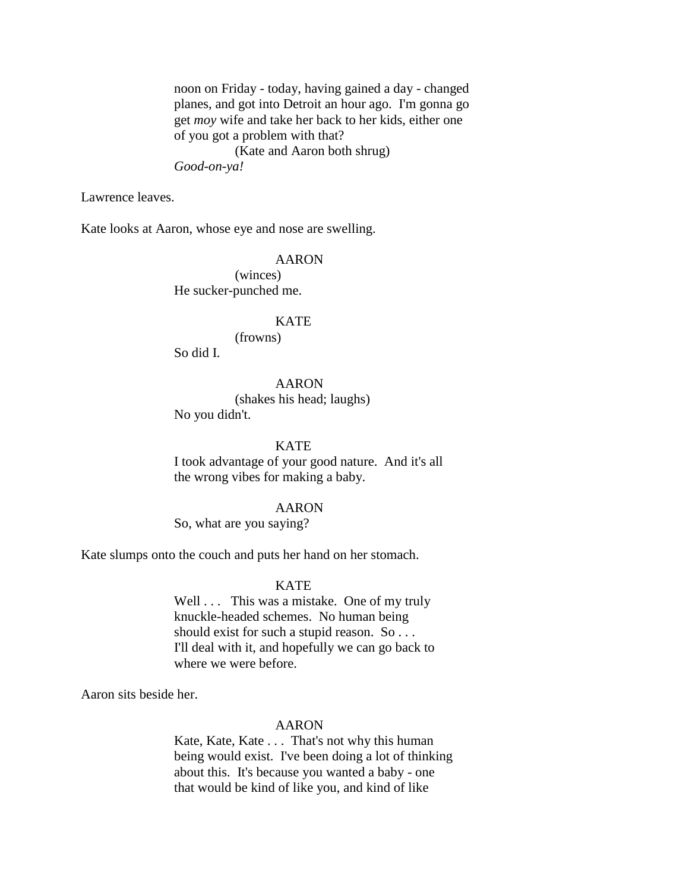noon on Friday - today, having gained a day - changed planes, and got into Detroit an hour ago. I'm gonna go get *moy* wife and take her back to her kids, either one of you got a problem with that?

(Kate and Aaron both shrug)

*Good-on-ya!*

Lawrence leaves.

Kate looks at Aaron, whose eye and nose are swelling.

AARON

(winces)

He sucker-punched me.

KATE

(frowns)

So did I.

AARON

(shakes his head; laughs)

No you didn't.

KATE

I took advantage of your good nature. And it's all the wrong vibes for making a baby.

AARON

So, what are you saying?

Kate slumps onto the couch and puts her hand on her stomach.

KATE

Well . . . This was a mistake. One of my truly knuckle-headed schemes. No human being should exist for such a stupid reason. So . . . I'll deal with it, and hopefully we can go back to where we were before.

Aaron sits beside her.

AARON

Kate, Kate, Kate . . . That's not why this human being would exist. I've been doing a lot of thinking about this. It's because you wanted a baby - one that would be kind of like you, and kind of like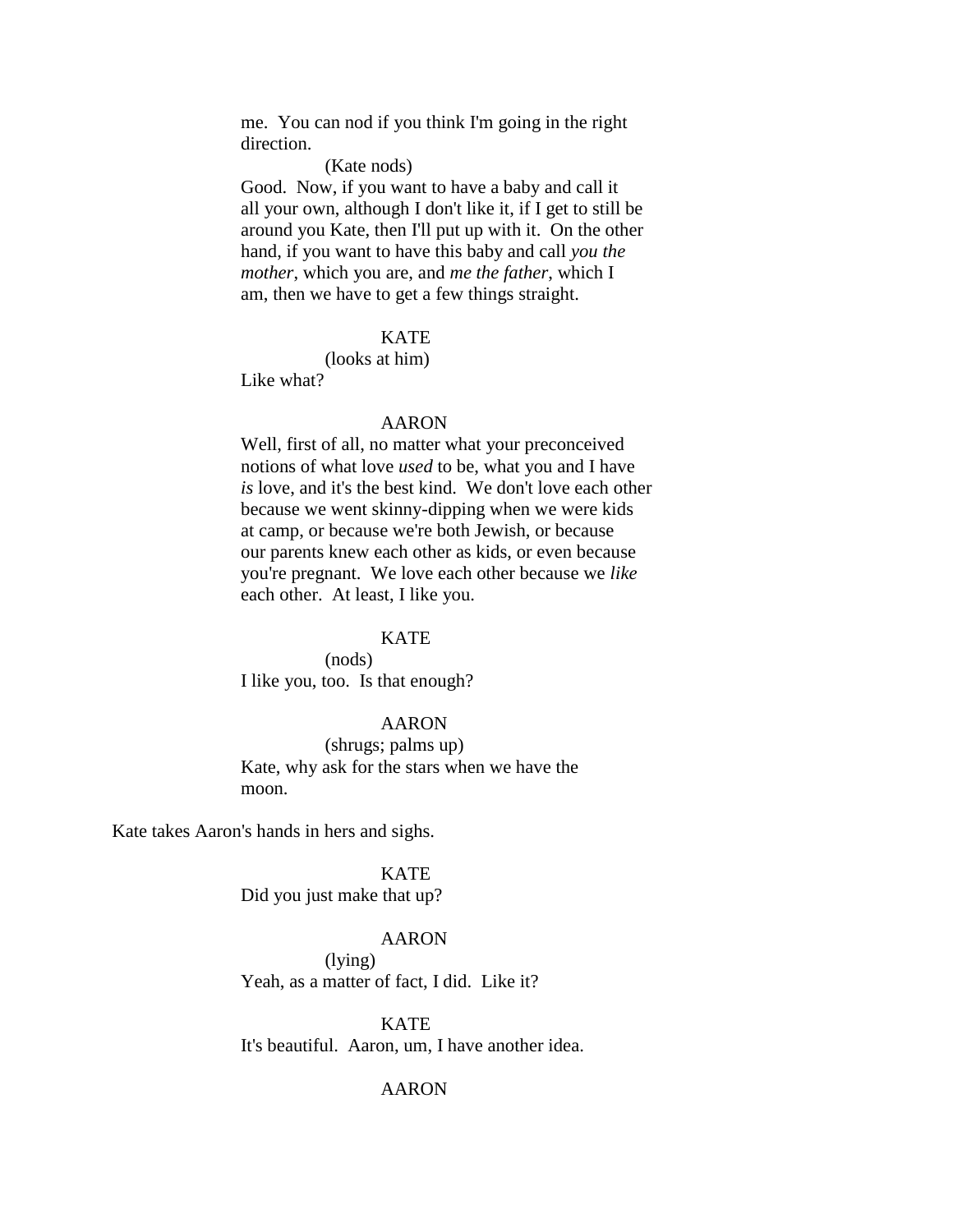me. You can nod if you think I'm going in the right direction.

(Kate nods)

Good. Now, if you want to have a baby and call it all your own, although I don't like it, if I get to still be around you Kate, then I'll put up with it. On the other hand, if you want to have this baby and call *you the mother*, which you are, and *me the father*, which I am, then we have to get a few things straight.

KATE

(looks at him)

Like what?

AARON

Well, first of all, no matter what your preconceived notions of what love *used* to be, what you and I have *is* love, and it's the best kind. We don't love each other because we went skinny-dipping when we were kids at camp, or because we're both Jewish, or because our parents knew each other as kids, or even because you're pregnant. We love each other because we *like* each other. At least, I like you.

KATE

(nods)

I like you, too. Is that enough?

AARON

(shrugs; palms up)

Kate, why ask for the stars when we have the moon.

Kate takes Aaron's hands in hers and sighs.

KATE

Did you just make that up?

AARON

(lying)

Yeah, as a matter of fact, I did. Like it?

KATE

It's beautiful. Aaron, um, I have another idea.

AARON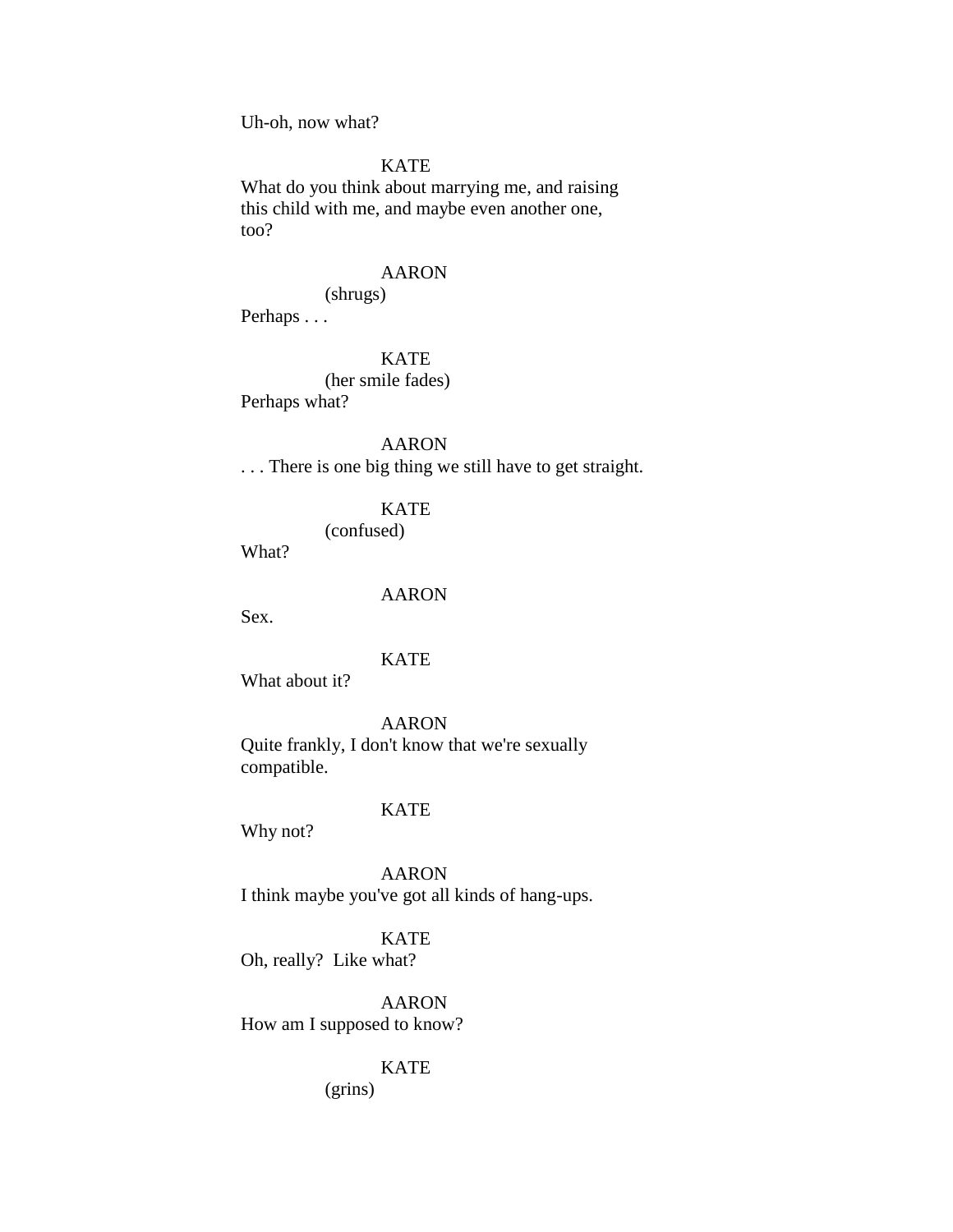Uh-oh, now what?

KATE

What do you think about marrying me, and raising this child with me, and maybe even another one, too?

AARON

(shrugs)

Perhaps . . .

KATE

(her smile fades)

Perhaps what?

AARON

. . . There is one big thing we still have to get straight.

KATE

(confused)

What?

AARON

Sex.

KATE

What about it?

AARON

Quite frankly, I don't know that we're sexually compatible.

KATE

Why not?

AARON

I think maybe you've got all kinds of hang-ups.

KATE

Oh, really? Like what?

AARON

How am I supposed to know?

KATE

(grins)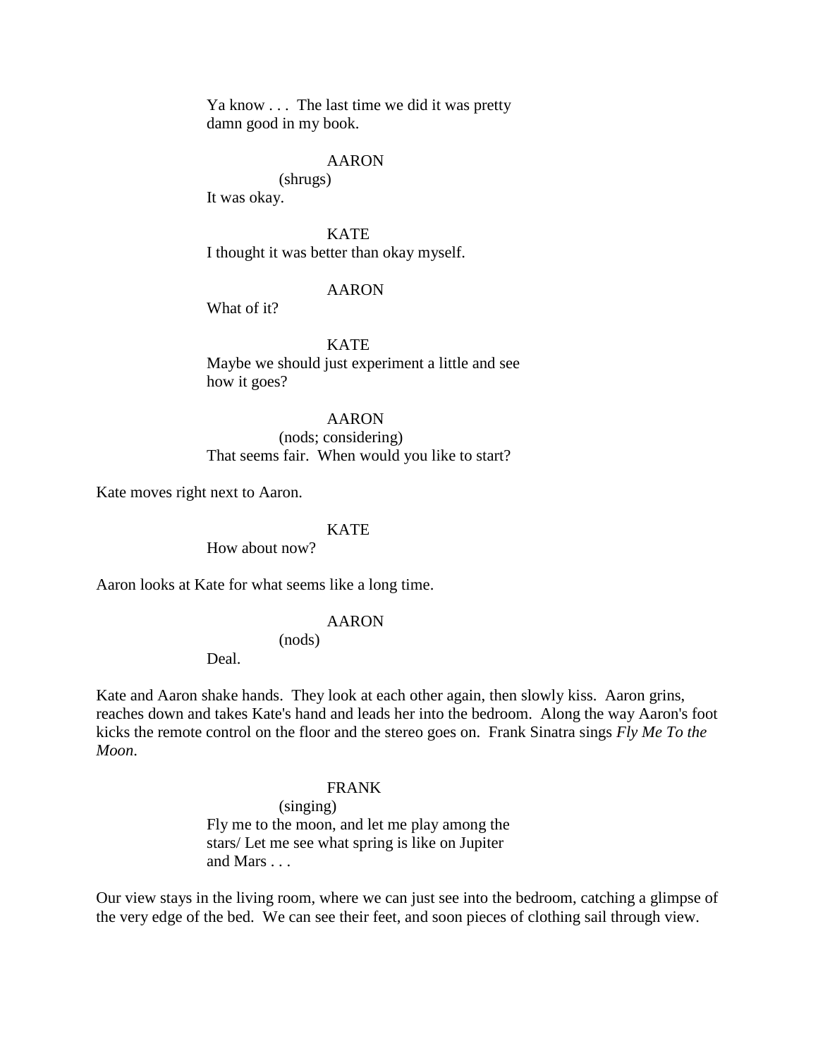Ya know . . . The last time we did it was pretty damn good in my book.

AARON

(shrugs)

It was okay.

KATE

I thought it was better than okay myself.

AARON

What of it?

KATE

Maybe we should just experiment a little and see how it goes?

AARON

(nods; considering)

That seems fair. When would you like to start?

Kate moves right next to Aaron.

KATE

How about now?

Aaron looks at Kate for what seems like a long time.

AARON

(nods)

Deal.

Kate and Aaron shake hands. They look at each other again, then slowly kiss. Aaron grins, reaches down and takes Kate's hand and leads her into the bedroom. Along the way Aaron's foot kicks the remote control on the floor and the stereo goes on. Frank Sinatra sings *Fly Me To the Moon*.

FRANK

(singing)

Fly me to the moon, and let me play among the stars/ Let me see what spring is like on Jupiter and Mars . . .

Our view stays in the living room, where we can just see into the bedroom, catching a glimpse of the very edge of the bed. We can see their feet, and soon pieces of clothing sail through view.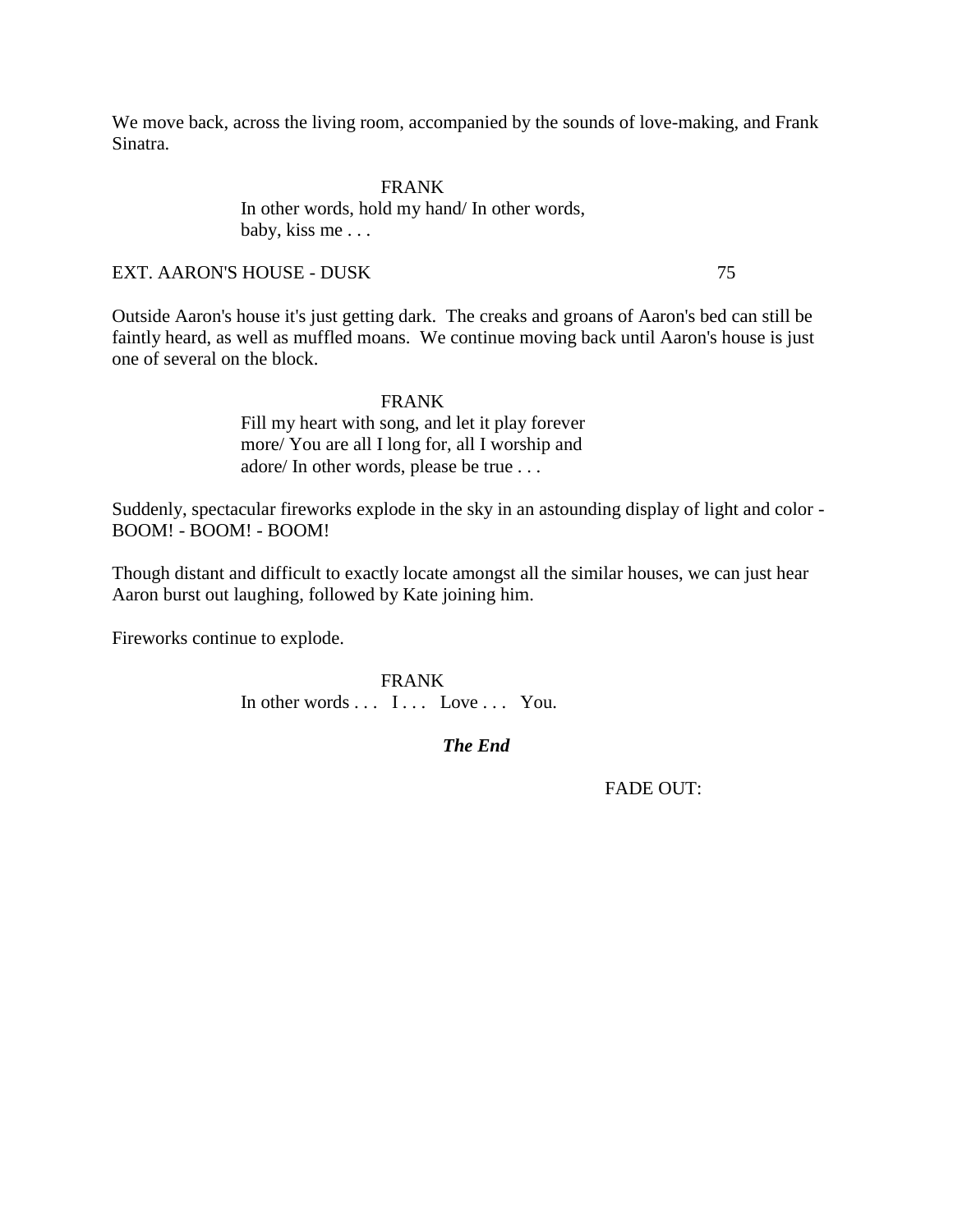We move back, across the living room, accompanied by the sounds of love-making, and Frank Sinatra.

FRANK
In other words, hold my hand/ In other words, baby, kiss me . . .

EXT. AARON'S HOUSE - DUSK 75

Outside Aaron's house it's just getting dark. The creaks and groans of Aaron's bed can still be faintly heard, as well as muffled moans. We continue moving back until Aaron's house is just one of several on the block.

FRANK
Fill my heart with song, and let it play forever more/ You are all I long for, all I worship and adore/ In other words, please be true . . .

Suddenly, spectacular fireworks explode in the sky in an astounding display of light and color - BOOM! - BOOM! - BOOM!

Though distant and difficult to exactly locate amongst all the similar houses, we can just hear Aaron burst out laughing, followed by Kate joining him.

Fireworks continue to explode.

FRANK
In other words . . . I . . . Love . . . You.

***The End***

FADE OUT: